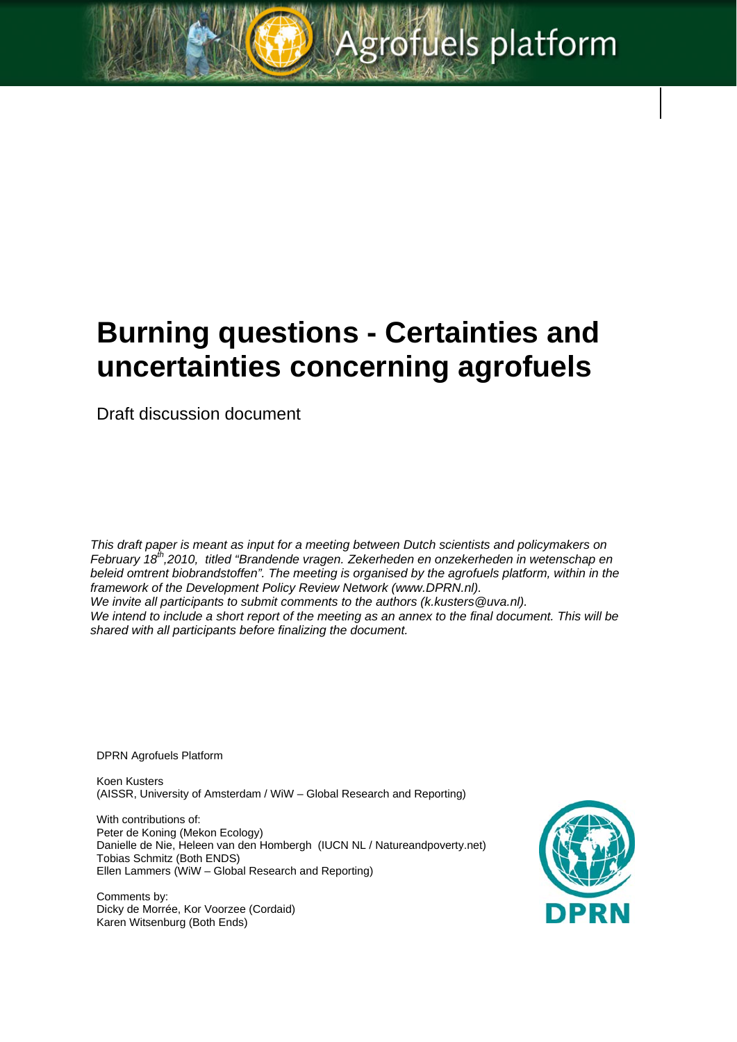Agrofuels platform

# Burning questions - Certainties and uncertainties concerning agrofuels

Draft discussion document

*This draft paper is meant as input for a meeting between Dutch scientists and policymakers on February 18th,2010, titled "Brandende vragen. Zekerheden en onzekerheden in wetenschap en beleid omtrent biobrandstoffen". The meeting is organised by the agrofuels platform, within in the framework of the Development Policy Review Network (www.DPRN.nl).*
*We invite all participants to submit comments to the authors (k.kusters@uva.nl).*
*We intend to include a short report of the meeting as an annex to the final document. This will be shared with all participants before finalizing the document.*

DPRN Agrofuels Platform

Koen Kusters
(AISSR, University of Amsterdam / WiW – Global Research and Reporting)

With contributions of:
Peter de Koning (Mekon Ecology)
Danielle de Nie, Heleen van den Hombergh (IUCN NL / Natureandpoverty.net)
Tobias Schmitz (Both ENDS)
Ellen Lammers (WiW – Global Research and Reporting)

Comments by:
Dicky de Morrée, Kor Voorzee (Cordaid)
Karen Witsenburg (Both Ends)

DPRN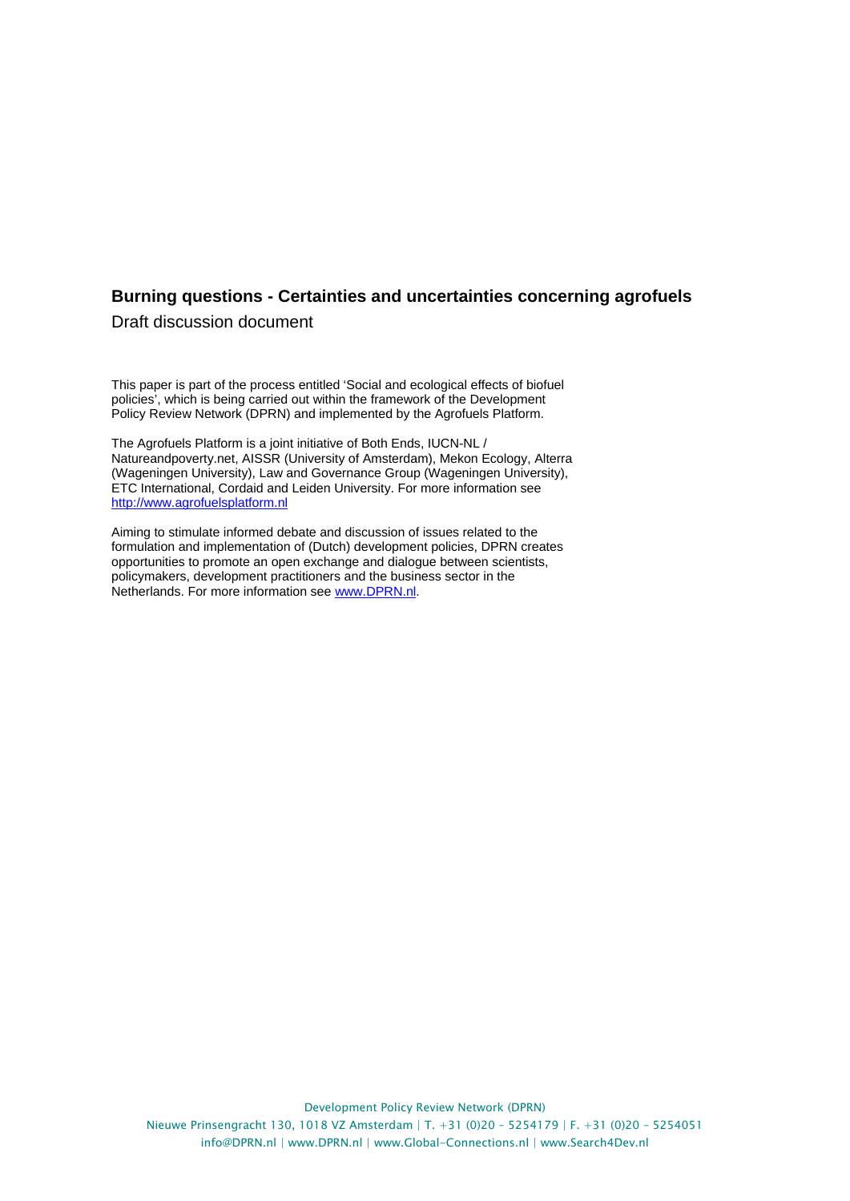# Burning questions - Certainties and uncertainties concerning agrofuels

Draft discussion document

This paper is part of the process entitled 'Social and ecological effects of biofuel policies', which is being carried out within the framework of the Development Policy Review Network (DPRN) and implemented by the Agrofuels Platform.

The Agrofuels Platform is a joint initiative of Both Ends, IUCN-NL / Natureandpoverty.net, AISSR (University of Amsterdam), Mekon Ecology, Alterra (Wageningen University), Law and Governance Group (Wageningen University), ETC International, Cordaid and Leiden University. For more information see http://www.agrofuelsplatform.nl

Aiming to stimulate informed debate and discussion of issues related to the formulation and implementation of (Dutch) development policies, DPRN creates opportunities to promote an open exchange and dialogue between scientists, policymakers, development practitioners and the business sector in the Netherlands. For more information see www.DPRN.nl.

Development Policy Review Network (DPRN)
Nieuwe Prinsengracht 130, 1018 VZ Amsterdam | T. +31 (0)20 - 5254179 | F. +31 (0)20 - 5254051
info@DPRN.nl | www.DPRN.nl | www.Global-Connections.nl | www.Search4Dev.nl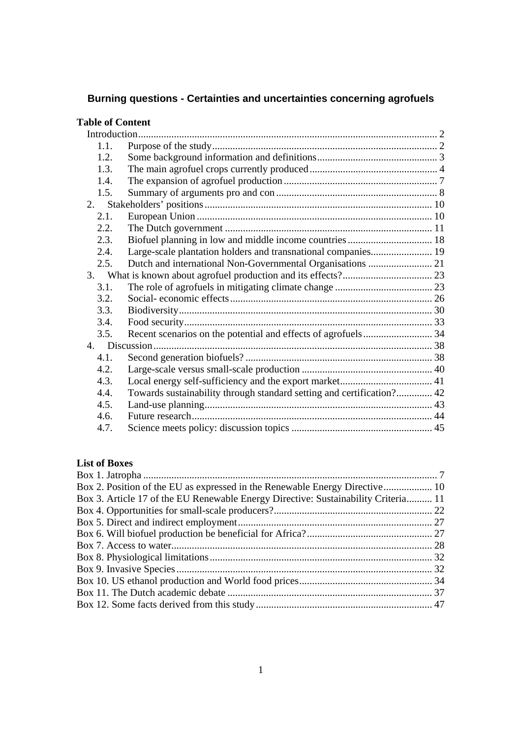# Burning questions - Certainties and uncertainties concerning agrofuels

## Table of Content

- Introduction ... 2
  - 1.1. Purpose of the study ... 2
  - 1.2. Some background information and definitions ... 3
  - 1.3. The main agrofuel crops currently produced ... 4
  - 1.4. The expansion of agrofuel production ... 7
  - 1.5. Summary of arguments pro and con ... 8
- 2. Stakeholders' positions ... 10
  - 2.1. European Union ... 10
  - 2.2. The Dutch government ... 11
  - 2.3. Biofuel planning in low and middle income countries ... 18
  - 2.4. Large-scale plantation holders and transnational companies ... 19
  - 2.5. Dutch and international Non-Governmental Organisations ... 21
- 3. What is known about agrofuel production and its effects? ... 23
  - 3.1. The role of agrofuels in mitigating climate change ... 23
  - 3.2. Social- economic effects ... 26
  - 3.3. Biodiversity ... 30
  - 3.4. Food security ... 33
  - 3.5. Recent scenarios on the potential and effects of agrofuels ... 34
- 4. Discussion ... 38
  - 4.1. Second generation biofuels? ... 38
  - 4.2. Large-scale versus small-scale production ... 40
  - 4.3. Local energy self-sufficiency and the export market ... 41
  - 4.4. Towards sustainability through standard setting and certification? ... 42
  - 4.5. Land-use planning ... 43
  - 4.6. Future research ... 44
  - 4.7. Science meets policy: discussion topics ... 45

## List of Boxes

- Box 1. Jatropha ... 7
- Box 2. Position of the EU as expressed in the Renewable Energy Directive ... 10
- Box 3. Article 17 of the EU Renewable Energy Directive: Sustainability Criteria ... 11
- Box 4. Opportunities for small-scale producers? ... 22
- Box 5. Direct and indirect employment ... 27
- Box 6. Will biofuel production be beneficial for Africa? ... 27
- Box 7. Access to water ... 28
- Box 8. Physiological limitations ... 32
- Box 9. Invasive Species ... 32
- Box 10. US ethanol production and World food prices ... 34
- Box 11. The Dutch academic debate ... 37
- Box 12. Some facts derived from this study ... 47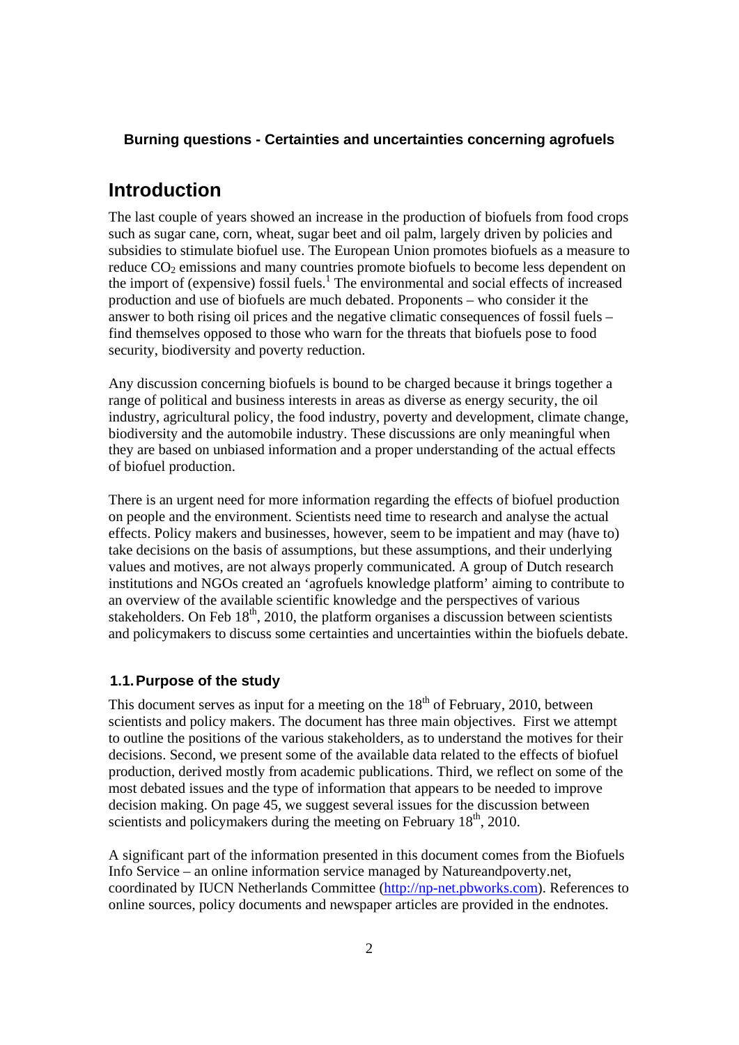**Burning questions - Certainties and uncertainties concerning agrofuels**

# Introduction

The last couple of years showed an increase in the production of biofuels from food crops such as sugar cane, corn, wheat, sugar beet and oil palm, largely driven by policies and subsidies to stimulate biofuel use. The European Union promotes biofuels as a measure to reduce $CO_2$ emissions and many countries promote biofuels to become less dependent on the import of (expensive) fossil fuels.[1] The environmental and social effects of increased production and use of biofuels are much debated. Proponents – who consider it the answer to both rising oil prices and the negative climatic consequences of fossil fuels – find themselves opposed to those who warn for the threats that biofuels pose to food security, biodiversity and poverty reduction.

Any discussion concerning biofuels is bound to be charged because it brings together a range of political and business interests in areas as diverse as energy security, the oil industry, agricultural policy, the food industry, poverty and development, climate change, biodiversity and the automobile industry. These discussions are only meaningful when they are based on unbiased information and a proper understanding of the actual effects of biofuel production.

There is an urgent need for more information regarding the effects of biofuel production on people and the environment. Scientists need time to research and analyse the actual effects. Policy makers and businesses, however, seem to be impatient and may (have to) take decisions on the basis of assumptions, but these assumptions, and their underlying values and motives, are not always properly communicated. A group of Dutch research institutions and NGOs created an 'agrofuels knowledge platform' aiming to contribute to an overview of the available scientific knowledge and the perspectives of various stakeholders. On Feb 18th, 2010, the platform organises a discussion between scientists and policymakers to discuss some certainties and uncertainties within the biofuels debate.

## 1.1. Purpose of the study

This document serves as input for a meeting on the 18th of February, 2010, between scientists and policy makers. The document has three main objectives. First we attempt to outline the positions of the various stakeholders, as to understand the motives for their decisions. Second, we present some of the available data related to the effects of biofuel production, derived mostly from academic publications. Third, we reflect on some of the most debated issues and the type of information that appears to be needed to improve decision making. On page 45, we suggest several issues for the discussion between scientists and policymakers during the meeting on February 18th, 2010.

A significant part of the information presented in this document comes from the Biofuels Info Service – an online information service managed by Natureandpoverty.net, coordinated by IUCN Netherlands Committee (http://np-net.pbworks.com). References to online sources, policy documents and newspaper articles are provided in the endnotes.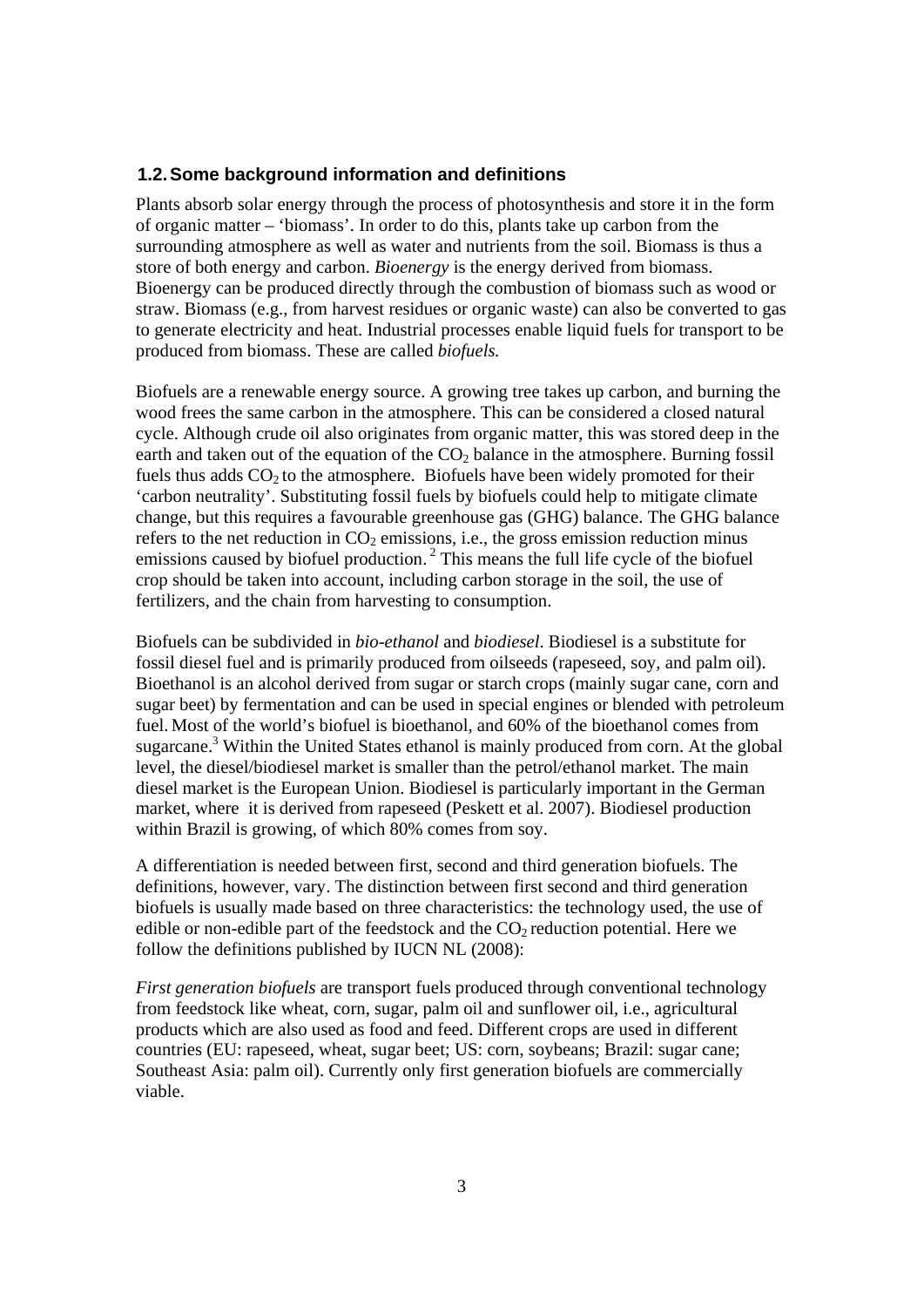## 1.2. Some background information and definitions

Plants absorb solar energy through the process of photosynthesis and store it in the form of organic matter – 'biomass'. In order to do this, plants take up carbon from the surrounding atmosphere as well as water and nutrients from the soil. Biomass is thus a store of both energy and carbon. *Bioenergy* is the energy derived from biomass. Bioenergy can be produced directly through the combustion of biomass such as wood or straw. Biomass (e.g., from harvest residues or organic waste) can also be converted to gas to generate electricity and heat. Industrial processes enable liquid fuels for transport to be produced from biomass. These are called *biofuels.*

Biofuels are a renewable energy source. A growing tree takes up carbon, and burning the wood frees the same carbon in the atmosphere. This can be considered a closed natural cycle. Although crude oil also originates from organic matter, this was stored deep in the earth and taken out of the equation of the $CO_2$ balance in the atmosphere. Burning fossil fuels thus adds $CO_2$ to the atmosphere. Biofuels have been widely promoted for their 'carbon neutrality'. Substituting fossil fuels by biofuels could help to mitigate climate change, but this requires a favourable greenhouse gas (GHG) balance. The GHG balance refers to the net reduction in $CO_2$ emissions, i.e., the gross emission reduction minus emissions caused by biofuel production. [2] This means the full life cycle of the biofuel crop should be taken into account, including carbon storage in the soil, the use of fertilizers, and the chain from harvesting to consumption.

Biofuels can be subdivided in *bio-ethanol* and *biodiesel*. Biodiesel is a substitute for fossil diesel fuel and is primarily produced from oilseeds (rapeseed, soy, and palm oil). Bioethanol is an alcohol derived from sugar or starch crops (mainly sugar cane, corn and sugar beet) by fermentation and can be used in special engines or blended with petroleum fuel. Most of the world's biofuel is bioethanol, and 60% of the bioethanol comes from sugarcane.[3] Within the United States ethanol is mainly produced from corn. At the global level, the diesel/biodiesel market is smaller than the petrol/ethanol market. The main diesel market is the European Union. Biodiesel is particularly important in the German market, where it is derived from rapeseed (Peskett et al. 2007). Biodiesel production within Brazil is growing, of which 80% comes from soy.

A differentiation is needed between first, second and third generation biofuels. The definitions, however, vary. The distinction between first second and third generation biofuels is usually made based on three characteristics: the technology used, the use of edible or non-edible part of the feedstock and the $CO_2$ reduction potential. Here we follow the definitions published by IUCN NL (2008):

*First generation biofuels* are transport fuels produced through conventional technology from feedstock like wheat, corn, sugar, palm oil and sunflower oil, i.e., agricultural products which are also used as food and feed. Different crops are used in different countries (EU: rapeseed, wheat, sugar beet; US: corn, soybeans; Brazil: sugar cane; Southeast Asia: palm oil). Currently only first generation biofuels are commercially viable.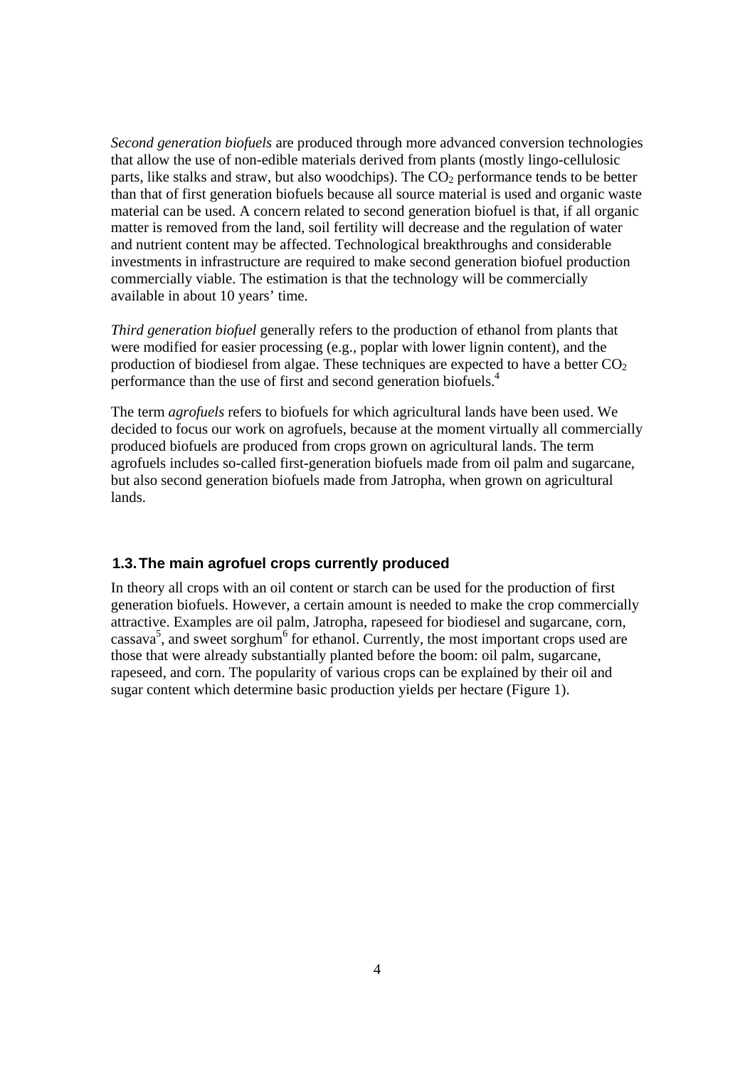*Second generation biofuels* are produced through more advanced conversion technologies that allow the use of non-edible materials derived from plants (mostly lingo-cellulosic parts, like stalks and straw, but also woodchips). The $CO_2$ performance tends to be better than that of first generation biofuels because all source material is used and organic waste material can be used. A concern related to second generation biofuel is that, if all organic matter is removed from the land, soil fertility will decrease and the regulation of water and nutrient content may be affected. Technological breakthroughs and considerable investments in infrastructure are required to make second generation biofuel production commercially viable. The estimation is that the technology will be commercially available in about 10 years' time.

*Third generation biofuel* generally refers to the production of ethanol from plants that were modified for easier processing (e.g., poplar with lower lignin content), and the production of biodiesel from algae. These techniques are expected to have a better $CO_2$ performance than the use of first and second generation biofuels.[4]

The term *agrofuels* refers to biofuels for which agricultural lands have been used. We decided to focus our work on agrofuels, because at the moment virtually all commercially produced biofuels are produced from crops grown on agricultural lands. The term agrofuels includes so-called first-generation biofuels made from oil palm and sugarcane, but also second generation biofuels made from Jatropha, when grown on agricultural lands.

## 1.3. The main agrofuel crops currently produced

In theory all crops with an oil content or starch can be used for the production of first generation biofuels. However, a certain amount is needed to make the crop commercially attractive. Examples are oil palm, Jatropha, rapeseed for biodiesel and sugarcane, corn, cassava[5], and sweet sorghum[6] for ethanol. Currently, the most important crops used are those that were already substantially planted before the boom: oil palm, sugarcane, rapeseed, and corn. The popularity of various crops can be explained by their oil and sugar content which determine basic production yields per hectare (Figure 1).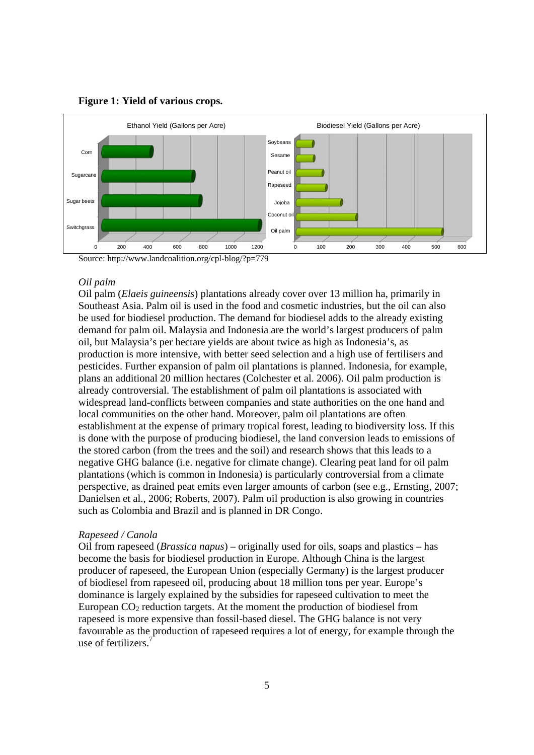**Figure 1: Yield of various crops.**

Source: http://www.landcoalition.org/cpl-blog/?p=779

*Oil palm*

Oil palm (*Elaeis guineensis*) plantations already cover over 13 million ha, primarily in Southeast Asia. Palm oil is used in the food and cosmetic industries, but the oil can also be used for biodiesel production. The demand for biodiesel adds to the already existing demand for palm oil. Malaysia and Indonesia are the world's largest producers of palm oil, but Malaysia's per hectare yields are about twice as high as Indonesia's, as production is more intensive, with better seed selection and a high use of fertilisers and pesticides. Further expansion of palm oil plantations is planned. Indonesia, for example, plans an additional 20 million hectares (Colchester et al. 2006). Oil palm production is already controversial. The establishment of palm oil plantations is associated with widespread land-conflicts between companies and state authorities on the one hand and local communities on the other hand. Moreover, palm oil plantations are often establishment at the expense of primary tropical forest, leading to biodiversity loss. If this is done with the purpose of producing biodiesel, the land conversion leads to emissions of the stored carbon (from the trees and the soil) and research shows that this leads to a negative GHG balance (i.e. negative for climate change). Clearing peat land for oil palm plantations (which is common in Indonesia) is particularly controversial from a climate perspective, as drained peat emits even larger amounts of carbon (see e.g., Ernsting, 2007; Danielsen et al., 2006; Roberts, 2007). Palm oil production is also growing in countries such as Colombia and Brazil and is planned in DR Congo.

*Rapeseed / Canola*

Oil from rapeseed (*Brassica napus*) – originally used for oils, soaps and plastics – has become the basis for biodiesel production in Europe. Although China is the largest producer of rapeseed, the European Union (especially Germany) is the largest producer of biodiesel from rapeseed oil, producing about 18 million tons per year. Europe's dominance is largely explained by the subsidies for rapeseed cultivation to meet the European $CO_2$ reduction targets. At the moment the production of biodiesel from rapeseed is more expensive than fossil-based diesel. The GHG balance is not very favourable as the production of rapeseed requires a lot of energy, for example through the use of fertilizers.[7]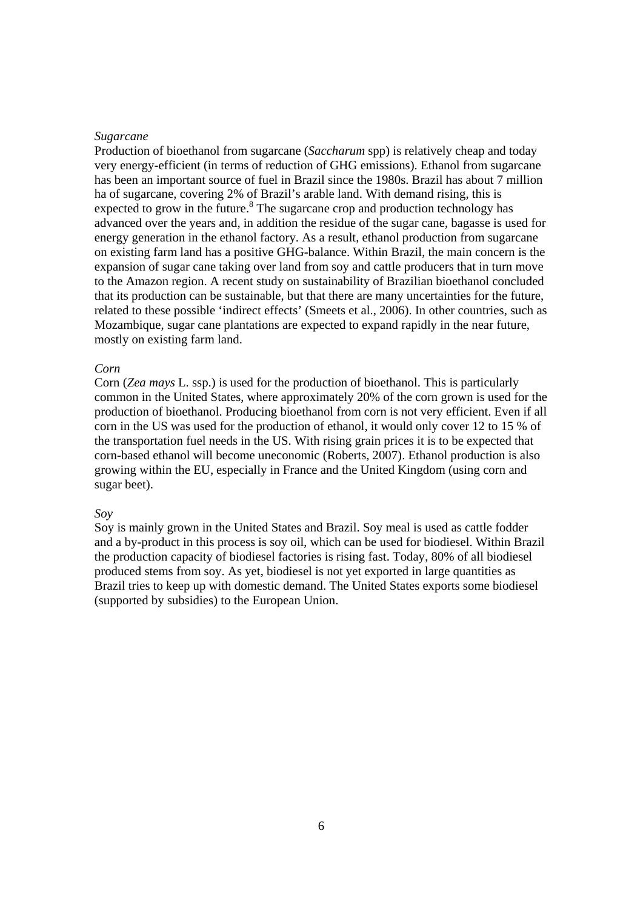*Sugarcane*

Production of bioethanol from sugarcane (*Saccharum* spp) is relatively cheap and today very energy-efficient (in terms of reduction of GHG emissions). Ethanol from sugarcane has been an important source of fuel in Brazil since the 1980s. Brazil has about 7 million ha of sugarcane, covering 2% of Brazil's arable land. With demand rising, this is expected to grow in the future.[8] The sugarcane crop and production technology has advanced over the years and, in addition the residue of the sugar cane, bagasse is used for energy generation in the ethanol factory. As a result, ethanol production from sugarcane on existing farm land has a positive GHG-balance. Within Brazil, the main concern is the expansion of sugar cane taking over land from soy and cattle producers that in turn move to the Amazon region. A recent study on sustainability of Brazilian bioethanol concluded that its production can be sustainable, but that there are many uncertainties for the future, related to these possible 'indirect effects' (Smeets et al., 2006). In other countries, such as Mozambique, sugar cane plantations are expected to expand rapidly in the near future, mostly on existing farm land.

*Corn*

Corn (*Zea mays* L. ssp.) is used for the production of bioethanol. This is particularly common in the United States, where approximately 20% of the corn grown is used for the production of bioethanol. Producing bioethanol from corn is not very efficient. Even if all corn in the US was used for the production of ethanol, it would only cover 12 to 15 % of the transportation fuel needs in the US. With rising grain prices it is to be expected that corn-based ethanol will become uneconomic (Roberts, 2007). Ethanol production is also growing within the EU, especially in France and the United Kingdom (using corn and sugar beet).

*Soy*

Soy is mainly grown in the United States and Brazil. Soy meal is used as cattle fodder and a by-product in this process is soy oil, which can be used for biodiesel. Within Brazil the production capacity of biodiesel factories is rising fast. Today, 80% of all biodiesel produced stems from soy. As yet, biodiesel is not yet exported in large quantities as Brazil tries to keep up with domestic demand. The United States exports some biodiesel (supported by subsidies) to the European Union.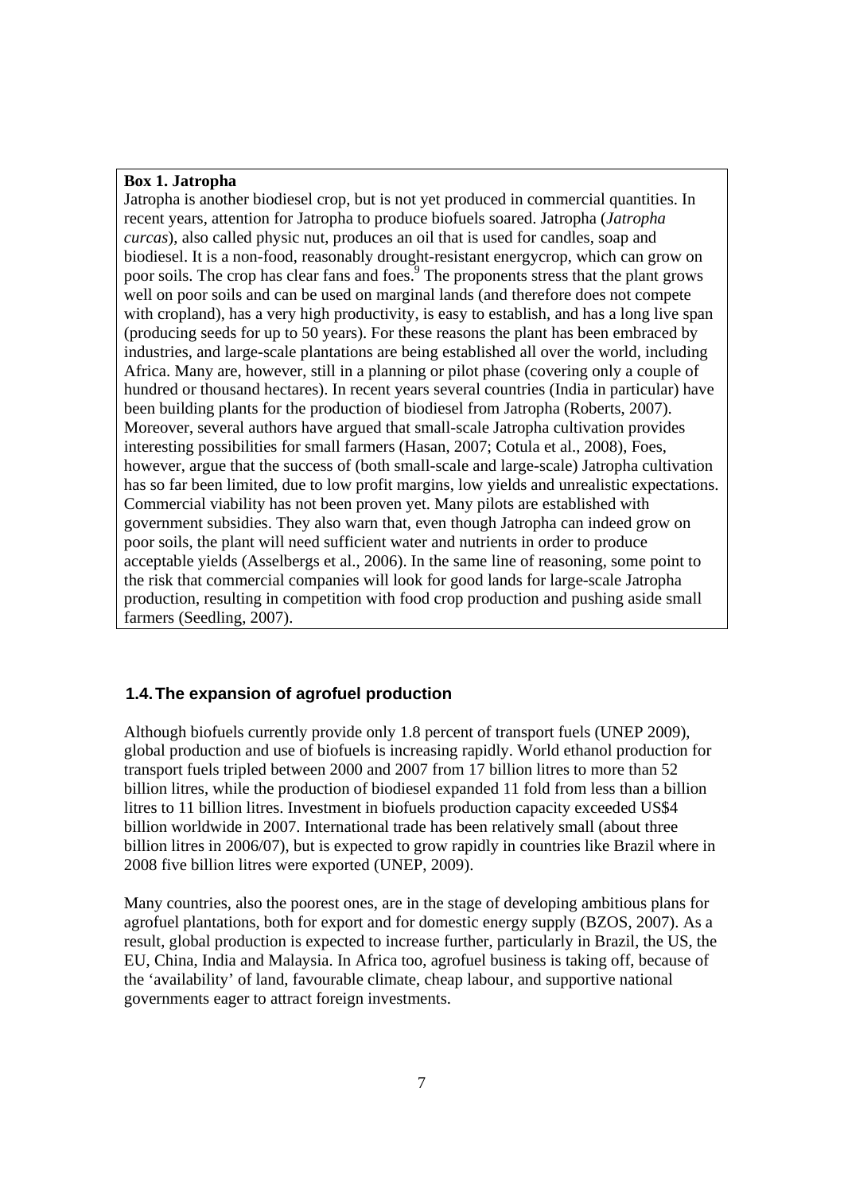**Box 1. Jatropha**

Jatropha is another biodiesel crop, but is not yet produced in commercial quantities. In recent years, attention for Jatropha to produce biofuels soared. Jatropha (*Jatropha curcas*), also called physic nut, produces an oil that is used for candles, soap and biodiesel. It is a non-food, reasonably drought-resistant energycrop, which can grow on poor soils. The crop has clear fans and foes.[9] The proponents stress that the plant grows well on poor soils and can be used on marginal lands (and therefore does not compete with cropland), has a very high productivity, is easy to establish, and has a long live span (producing seeds for up to 50 years). For these reasons the plant has been embraced by industries, and large-scale plantations are being established all over the world, including Africa. Many are, however, still in a planning or pilot phase (covering only a couple of hundred or thousand hectares). In recent years several countries (India in particular) have been building plants for the production of biodiesel from Jatropha (Roberts, 2007). Moreover, several authors have argued that small-scale Jatropha cultivation provides interesting possibilities for small farmers (Hasan, 2007; Cotula et al., 2008), Foes, however, argue that the success of (both small-scale and large-scale) Jatropha cultivation has so far been limited, due to low profit margins, low yields and unrealistic expectations. Commercial viability has not been proven yet. Many pilots are established with government subsidies. They also warn that, even though Jatropha can indeed grow on poor soils, the plant will need sufficient water and nutrients in order to produce acceptable yields (Asselbergs et al., 2006). In the same line of reasoning, some point to the risk that commercial companies will look for good lands for large-scale Jatropha production, resulting in competition with food crop production and pushing aside small farmers (Seedling, 2007).

## 1.4. The expansion of agrofuel production

Although biofuels currently provide only 1.8 percent of transport fuels (UNEP 2009), global production and use of biofuels is increasing rapidly. World ethanol production for transport fuels tripled between 2000 and 2007 from 17 billion litres to more than 52 billion litres, while the production of biodiesel expanded 11 fold from less than a billion litres to 11 billion litres. Investment in biofuels production capacity exceeded US$4 billion worldwide in 2007. International trade has been relatively small (about three billion litres in 2006/07), but is expected to grow rapidly in countries like Brazil where in 2008 five billion litres were exported (UNEP, 2009).

Many countries, also the poorest ones, are in the stage of developing ambitious plans for agrofuel plantations, both for export and for domestic energy supply (BZOS, 2007). As a result, global production is expected to increase further, particularly in Brazil, the US, the EU, China, India and Malaysia. In Africa too, agrofuel business is taking off, because of the 'availability' of land, favourable climate, cheap labour, and supportive national governments eager to attract foreign investments.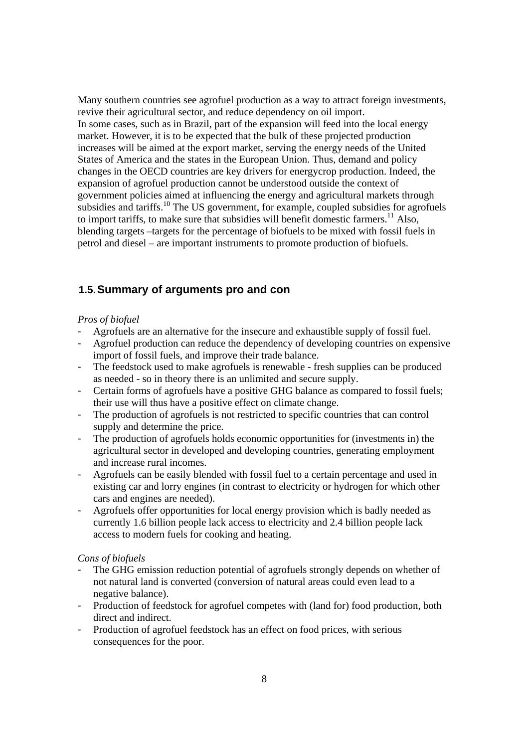Many southern countries see agrofuel production as a way to attract foreign investments, revive their agricultural sector, and reduce dependency on oil import.
In some cases, such as in Brazil, part of the expansion will feed into the local energy market. However, it is to be expected that the bulk of these projected production increases will be aimed at the export market, serving the energy needs of the United States of America and the states in the European Union. Thus, demand and policy changes in the OECD countries are key drivers for energycrop production. Indeed, the expansion of agrofuel production cannot be understood outside the context of government policies aimed at influencing the energy and agricultural markets through subsidies and tariffs.[10] The US government, for example, coupled subsidies for agrofuels to import tariffs, to make sure that subsidies will benefit domestic farmers.[11] Also, blending targets –targets for the percentage of biofuels to be mixed with fossil fuels in petrol and diesel – are important instruments to promote production of biofuels.

## 1.5. Summary of arguments pro and con

*Pros of biofuel*

- Agrofuels are an alternative for the insecure and exhaustible supply of fossil fuel.
- Agrofuel production can reduce the dependency of developing countries on expensive import of fossil fuels, and improve their trade balance.
- The feedstock used to make agrofuels is renewable - fresh supplies can be produced as needed - so in theory there is an unlimited and secure supply.
- Certain forms of agrofuels have a positive GHG balance as compared to fossil fuels; their use will thus have a positive effect on climate change.
- The production of agrofuels is not restricted to specific countries that can control supply and determine the price.
- The production of agrofuels holds economic opportunities for (investments in) the agricultural sector in developed and developing countries, generating employment and increase rural incomes.
- Agrofuels can be easily blended with fossil fuel to a certain percentage and used in existing car and lorry engines (in contrast to electricity or hydrogen for which other cars and engines are needed).
- Agrofuels offer opportunities for local energy provision which is badly needed as currently 1.6 billion people lack access to electricity and 2.4 billion people lack access to modern fuels for cooking and heating.

*Cons of biofuels*

- The GHG emission reduction potential of agrofuels strongly depends on whether of not natural land is converted (conversion of natural areas could even lead to a negative balance).
- Production of feedstock for agrofuel competes with (land for) food production, both direct and indirect.
- Production of agrofuel feedstock has an effect on food prices, with serious consequences for the poor.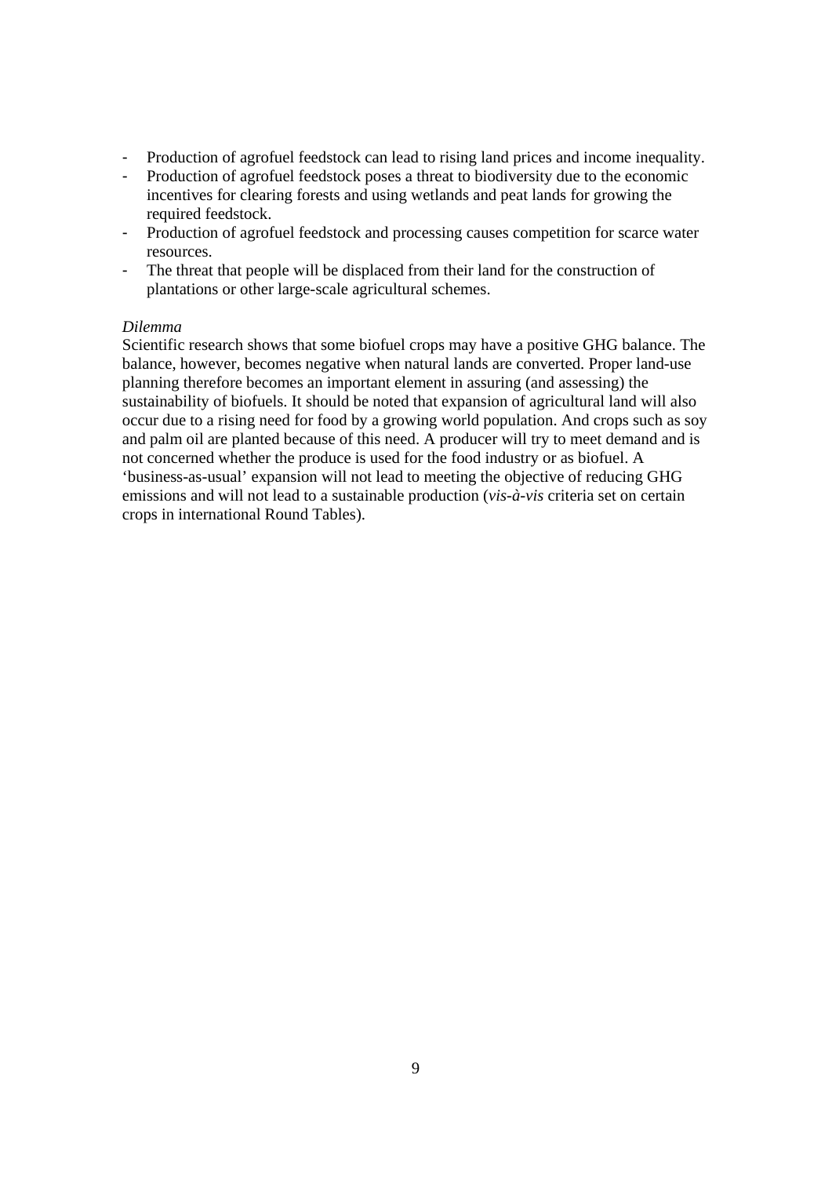- Production of agrofuel feedstock can lead to rising land prices and income inequality.
- Production of agrofuel feedstock poses a threat to biodiversity due to the economic incentives for clearing forests and using wetlands and peat lands for growing the required feedstock.
- Production of agrofuel feedstock and processing causes competition for scarce water resources.
- The threat that people will be displaced from their land for the construction of plantations or other large-scale agricultural schemes.

*Dilemma*

Scientific research shows that some biofuel crops may have a positive GHG balance. The balance, however, becomes negative when natural lands are converted. Proper land-use planning therefore becomes an important element in assuring (and assessing) the sustainability of biofuels. It should be noted that expansion of agricultural land will also occur due to a rising need for food by a growing world population. And crops such as soy and palm oil are planted because of this need. A producer will try to meet demand and is not concerned whether the produce is used for the food industry or as biofuel. A 'business-as-usual' expansion will not lead to meeting the objective of reducing GHG emissions and will not lead to a sustainable production (*vis-à-vis* criteria set on certain crops in international Round Tables).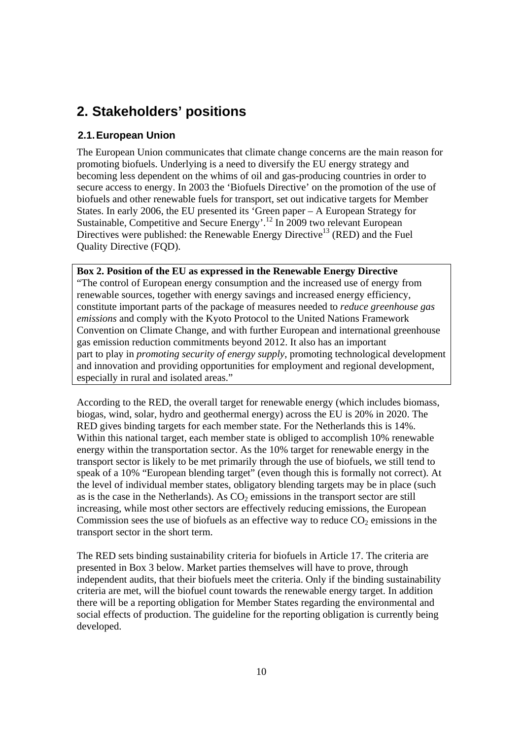# 2. Stakeholders' positions

## 2.1. European Union

The European Union communicates that climate change concerns are the main reason for promoting biofuels. Underlying is a need to diversify the EU energy strategy and becoming less dependent on the whims of oil and gas-producing countries in order to secure access to energy. In 2003 the 'Biofuels Directive' on the promotion of the use of biofuels and other renewable fuels for transport, set out indicative targets for Member States. In early 2006, the EU presented its 'Green paper – A European Strategy for Sustainable, Competitive and Secure Energy'.[12] In 2009 two relevant European Directives were published: the Renewable Energy Directive[13] (RED) and the Fuel Quality Directive (FQD).

**Box 2. Position of the EU as expressed in the Renewable Energy Directive**
"The control of European energy consumption and the increased use of energy from renewable sources, together with energy savings and increased energy efficiency, constitute important parts of the package of measures needed to *reduce greenhouse gas emissions* and comply with the Kyoto Protocol to the United Nations Framework Convention on Climate Change, and with further European and international greenhouse gas emission reduction commitments beyond 2012. It also has an important part to play in *promoting security of energy supply*, promoting technological development and innovation and providing opportunities for employment and regional development, especially in rural and isolated areas."

According to the RED, the overall target for renewable energy (which includes biomass, biogas, wind, solar, hydro and geothermal energy) across the EU is 20% in 2020. The RED gives binding targets for each member state. For the Netherlands this is 14%. Within this national target, each member state is obliged to accomplish 10% renewable energy within the transportation sector. As the 10% target for renewable energy in the transport sector is likely to be met primarily through the use of biofuels, we still tend to speak of a 10% "European blending target" (even though this is formally not correct). At the level of individual member states, obligatory blending targets may be in place (such as is the case in the Netherlands). As $CO_2$ emissions in the transport sector are still increasing, while most other sectors are effectively reducing emissions, the European Commission sees the use of biofuels as an effective way to reduce $CO_2$ emissions in the transport sector in the short term.

The RED sets binding sustainability criteria for biofuels in Article 17. The criteria are presented in Box 3 below. Market parties themselves will have to prove, through independent audits, that their biofuels meet the criteria. Only if the binding sustainability criteria are met, will the biofuel count towards the renewable energy target. In addition there will be a reporting obligation for Member States regarding the environmental and social effects of production. The guideline for the reporting obligation is currently being developed.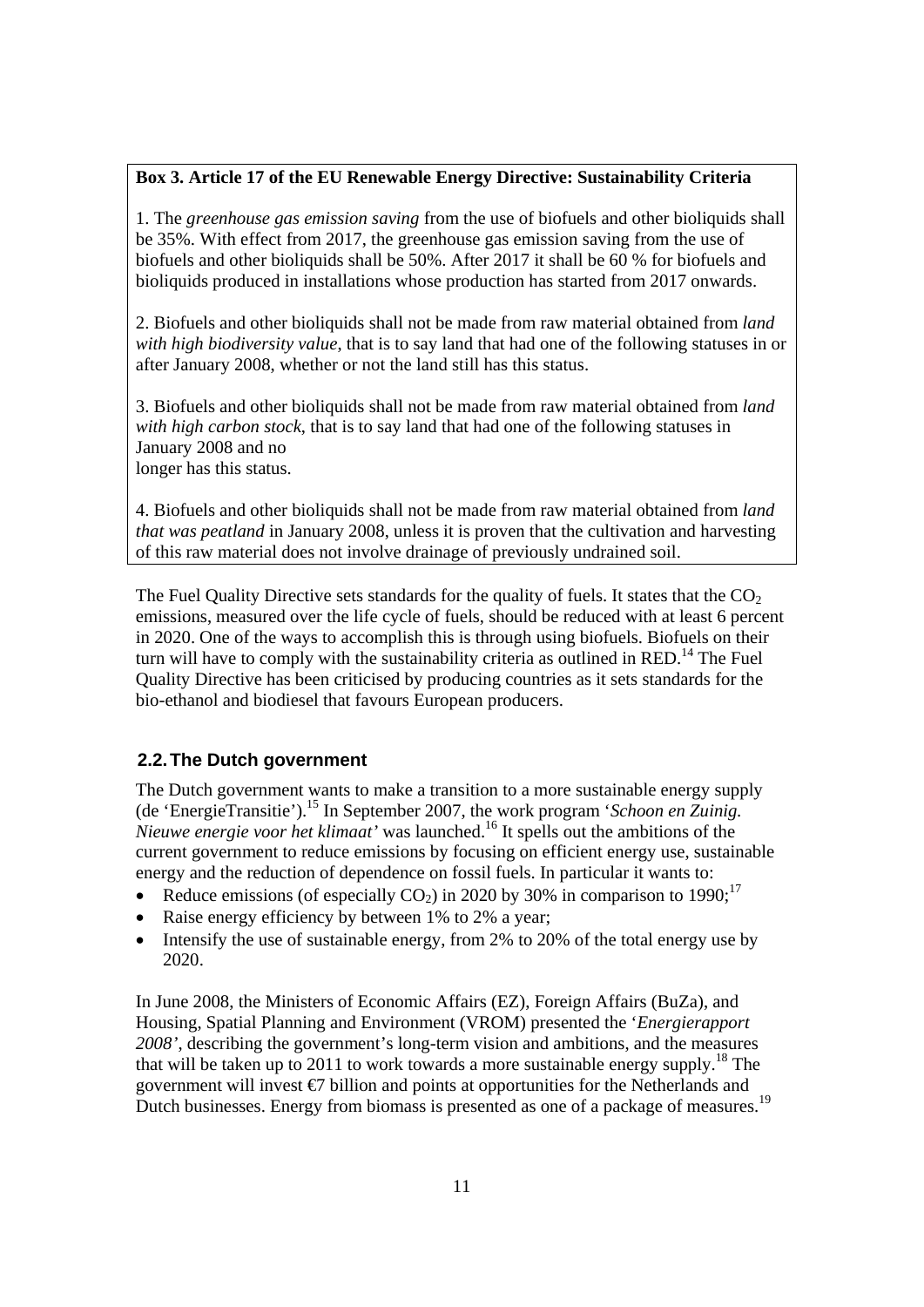**Box 3. Article 17 of the EU Renewable Energy Directive: Sustainability Criteria**

1. The *greenhouse gas emission saving* from the use of biofuels and other bioliquids shall be 35%. With effect from 2017, the greenhouse gas emission saving from the use of biofuels and other bioliquids shall be 50%. After 2017 it shall be 60 % for biofuels and bioliquids produced in installations whose production has started from 2017 onwards.

2. Biofuels and other bioliquids shall not be made from raw material obtained from *land with high biodiversity value*, that is to say land that had one of the following statuses in or after January 2008, whether or not the land still has this status.

3. Biofuels and other bioliquids shall not be made from raw material obtained from *land with high carbon stock*, that is to say land that had one of the following statuses in January 2008 and no longer has this status.

4. Biofuels and other bioliquids shall not be made from raw material obtained from *land that was peatland* in January 2008, unless it is proven that the cultivation and harvesting of this raw material does not involve drainage of previously undrained soil.

The Fuel Quality Directive sets standards for the quality of fuels. It states that the $CO_2$ emissions, measured over the life cycle of fuels, should be reduced with at least 6 percent in 2020. One of the ways to accomplish this is through using biofuels. Biofuels on their turn will have to comply with the sustainability criteria as outlined in RED.[14] The Fuel Quality Directive has been criticised by producing countries as it sets standards for the bio-ethanol and biodiesel that favours European producers.

## 2.2. The Dutch government

The Dutch government wants to make a transition to a more sustainable energy supply (de 'EnergieTransitie').[15] In September 2007, the work program '*Schoon en Zuinig. Nieuwe energie voor het klimaat'* was launched.[16] It spells out the ambitions of the current government to reduce emissions by focusing on efficient energy use, sustainable energy and the reduction of dependence on fossil fuels. In particular it wants to:

- Reduce emissions (of especially $CO_2$) in 2020 by 30% in comparison to 1990;[17]
- Raise energy efficiency by between 1% to 2% a year;
- Intensify the use of sustainable energy, from 2% to 20% of the total energy use by 2020.

In June 2008, the Ministers of Economic Affairs (EZ), Foreign Affairs (BuZa), and Housing, Spatial Planning and Environment (VROM) presented the '*Energierapport 2008'*, describing the government's long-term vision and ambitions, and the measures that will be taken up to 2011 to work towards a more sustainable energy supply.[18] The government will invest €7 billion and points at opportunities for the Netherlands and Dutch businesses. Energy from biomass is presented as one of a package of measures.[19]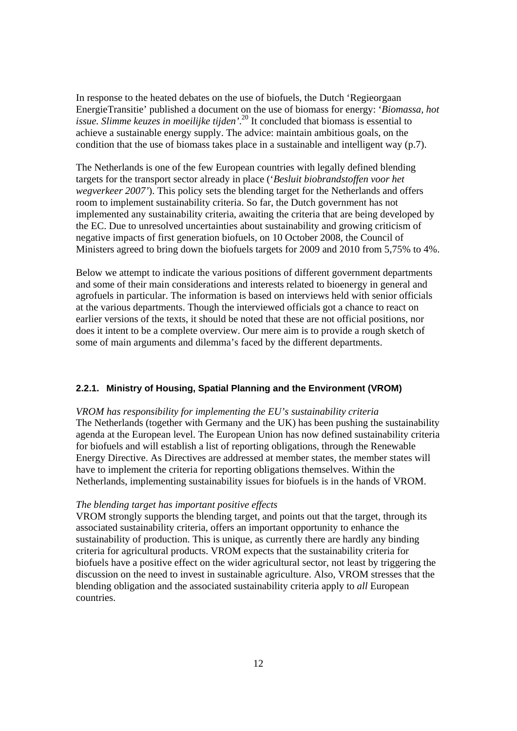In response to the heated debates on the use of biofuels, the Dutch 'Regieorgaan EnergieTransitie' published a document on the use of biomass for energy: '*Biomassa, hot issue. Slimme keuzes in moeilijke tijden*'.[20] It concluded that biomass is essential to achieve a sustainable energy supply. The advice: maintain ambitious goals, on the condition that the use of biomass takes place in a sustainable and intelligent way (p.7).

The Netherlands is one of the few European countries with legally defined blending targets for the transport sector already in place ('*Besluit biobrandstoffen voor het wegverkeer 2007*'). This policy sets the blending target for the Netherlands and offers room to implement sustainability criteria. So far, the Dutch government has not implemented any sustainability criteria, awaiting the criteria that are being developed by the EC. Due to unresolved uncertainties about sustainability and growing criticism of negative impacts of first generation biofuels, on 10 October 2008, the Council of Ministers agreed to bring down the biofuels targets for 2009 and 2010 from 5,75% to 4%.

Below we attempt to indicate the various positions of different government departments and some of their main considerations and interests related to bioenergy in general and agrofuels in particular. The information is based on interviews held with senior officials at the various departments. Though the interviewed officials got a chance to react on earlier versions of the texts, it should be noted that these are not official positions, nor does it intent to be a complete overview. Our mere aim is to provide a rough sketch of some of main arguments and dilemma's faced by the different departments.

### 2.2.1. Ministry of Housing, Spatial Planning and the Environment (VROM)

*VROM has responsibility for implementing the EU's sustainability criteria*

The Netherlands (together with Germany and the UK) has been pushing the sustainability agenda at the European level. The European Union has now defined sustainability criteria for biofuels and will establish a list of reporting obligations, through the Renewable Energy Directive. As Directives are addressed at member states, the member states will have to implement the criteria for reporting obligations themselves. Within the Netherlands, implementing sustainability issues for biofuels is in the hands of VROM.

*The blending target has important positive effects*

VROM strongly supports the blending target, and points out that the target, through its associated sustainability criteria, offers an important opportunity to enhance the sustainability of production. This is unique, as currently there are hardly any binding criteria for agricultural products. VROM expects that the sustainability criteria for biofuels have a positive effect on the wider agricultural sector, not least by triggering the discussion on the need to invest in sustainable agriculture. Also, VROM stresses that the blending obligation and the associated sustainability criteria apply to *all* European countries.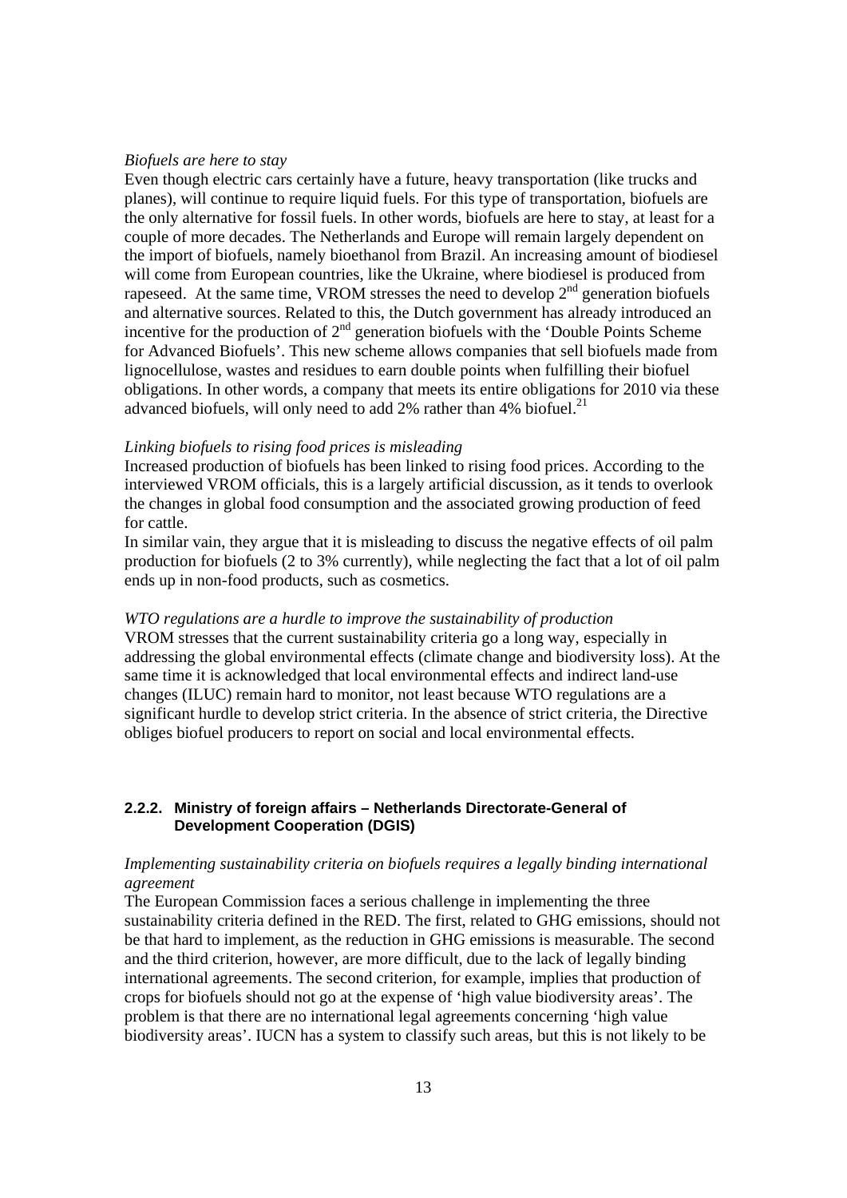*Biofuels are here to stay*

Even though electric cars certainly have a future, heavy transportation (like trucks and planes), will continue to require liquid fuels. For this type of transportation, biofuels are the only alternative for fossil fuels. In other words, biofuels are here to stay, at least for a couple of more decades. The Netherlands and Europe will remain largely dependent on the import of biofuels, namely bioethanol from Brazil. An increasing amount of biodiesel will come from European countries, like the Ukraine, where biodiesel is produced from rapeseed. At the same time, VROM stresses the need to develop 2nd generation biofuels and alternative sources. Related to this, the Dutch government has already introduced an incentive for the production of 2nd generation biofuels with the 'Double Points Scheme for Advanced Biofuels'. This new scheme allows companies that sell biofuels made from lignocellulose, wastes and residues to earn double points when fulfilling their biofuel obligations. In other words, a company that meets its entire obligations for 2010 via these advanced biofuels, will only need to add 2% rather than 4% biofuel.[21]

*Linking biofuels to rising food prices is misleading*

Increased production of biofuels has been linked to rising food prices. According to the interviewed VROM officials, this is a largely artificial discussion, as it tends to overlook the changes in global food consumption and the associated growing production of feed for cattle.

In similar vain, they argue that it is misleading to discuss the negative effects of oil palm production for biofuels (2 to 3% currently), while neglecting the fact that a lot of oil palm ends up in non-food products, such as cosmetics.

*WTO regulations are a hurdle to improve the sustainability of production*

VROM stresses that the current sustainability criteria go a long way, especially in addressing the global environmental effects (climate change and biodiversity loss). At the same time it is acknowledged that local environmental effects and indirect land-use changes (ILUC) remain hard to monitor, not least because WTO regulations are a significant hurdle to develop strict criteria. In the absence of strict criteria, the Directive obliges biofuel producers to report on social and local environmental effects.

### 2.2.2. Ministry of foreign affairs – Netherlands Directorate-General of Development Cooperation (DGIS)

*Implementing sustainability criteria on biofuels requires a legally binding international agreement*

The European Commission faces a serious challenge in implementing the three sustainability criteria defined in the RED. The first, related to GHG emissions, should not be that hard to implement, as the reduction in GHG emissions is measurable. The second and the third criterion, however, are more difficult, due to the lack of legally binding international agreements. The second criterion, for example, implies that production of crops for biofuels should not go at the expense of 'high value biodiversity areas'. The problem is that there are no international legal agreements concerning 'high value biodiversity areas'. IUCN has a system to classify such areas, but this is not likely to be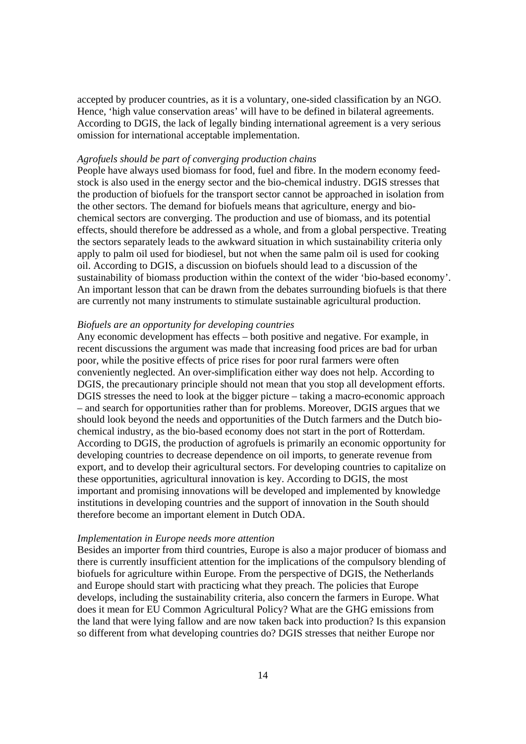accepted by producer countries, as it is a voluntary, one-sided classification by an NGO. Hence, 'high value conservation areas' will have to be defined in bilateral agreements. According to DGIS, the lack of legally binding international agreement is a very serious omission for international acceptable implementation.

*Agrofuels should be part of converging production chains*

People have always used biomass for food, fuel and fibre. In the modern economy feed-stock is also used in the energy sector and the bio-chemical industry. DGIS stresses that the production of biofuels for the transport sector cannot be approached in isolation from the other sectors. The demand for biofuels means that agriculture, energy and bio-chemical sectors are converging. The production and use of biomass, and its potential effects, should therefore be addressed as a whole, and from a global perspective. Treating the sectors separately leads to the awkward situation in which sustainability criteria only apply to palm oil used for biodiesel, but not when the same palm oil is used for cooking oil. According to DGIS, a discussion on biofuels should lead to a discussion of the sustainability of biomass production within the context of the wider 'bio-based economy'. An important lesson that can be drawn from the debates surrounding biofuels is that there are currently not many instruments to stimulate sustainable agricultural production.

*Biofuels are an opportunity for developing countries*

Any economic development has effects – both positive and negative. For example, in recent discussions the argument was made that increasing food prices are bad for urban poor, while the positive effects of price rises for poor rural farmers were often conveniently neglected. An over-simplification either way does not help. According to DGIS, the precautionary principle should not mean that you stop all development efforts. DGIS stresses the need to look at the bigger picture – taking a macro-economic approach – and search for opportunities rather than for problems. Moreover, DGIS argues that we should look beyond the needs and opportunities of the Dutch farmers and the Dutch bio-chemical industry, as the bio-based economy does not start in the port of Rotterdam. According to DGIS, the production of agrofuels is primarily an economic opportunity for developing countries to decrease dependence on oil imports, to generate revenue from export, and to develop their agricultural sectors. For developing countries to capitalize on these opportunities, agricultural innovation is key. According to DGIS, the most important and promising innovations will be developed and implemented by knowledge institutions in developing countries and the support of innovation in the South should therefore become an important element in Dutch ODA.

*Implementation in Europe needs more attention*

Besides an importer from third countries, Europe is also a major producer of biomass and there is currently insufficient attention for the implications of the compulsory blending of biofuels for agriculture within Europe. From the perspective of DGIS, the Netherlands and Europe should start with practicing what they preach. The policies that Europe develops, including the sustainability criteria, also concern the farmers in Europe. What does it mean for EU Common Agricultural Policy? What are the GHG emissions from the land that were lying fallow and are now taken back into production? Is this expansion so different from what developing countries do? DGIS stresses that neither Europe nor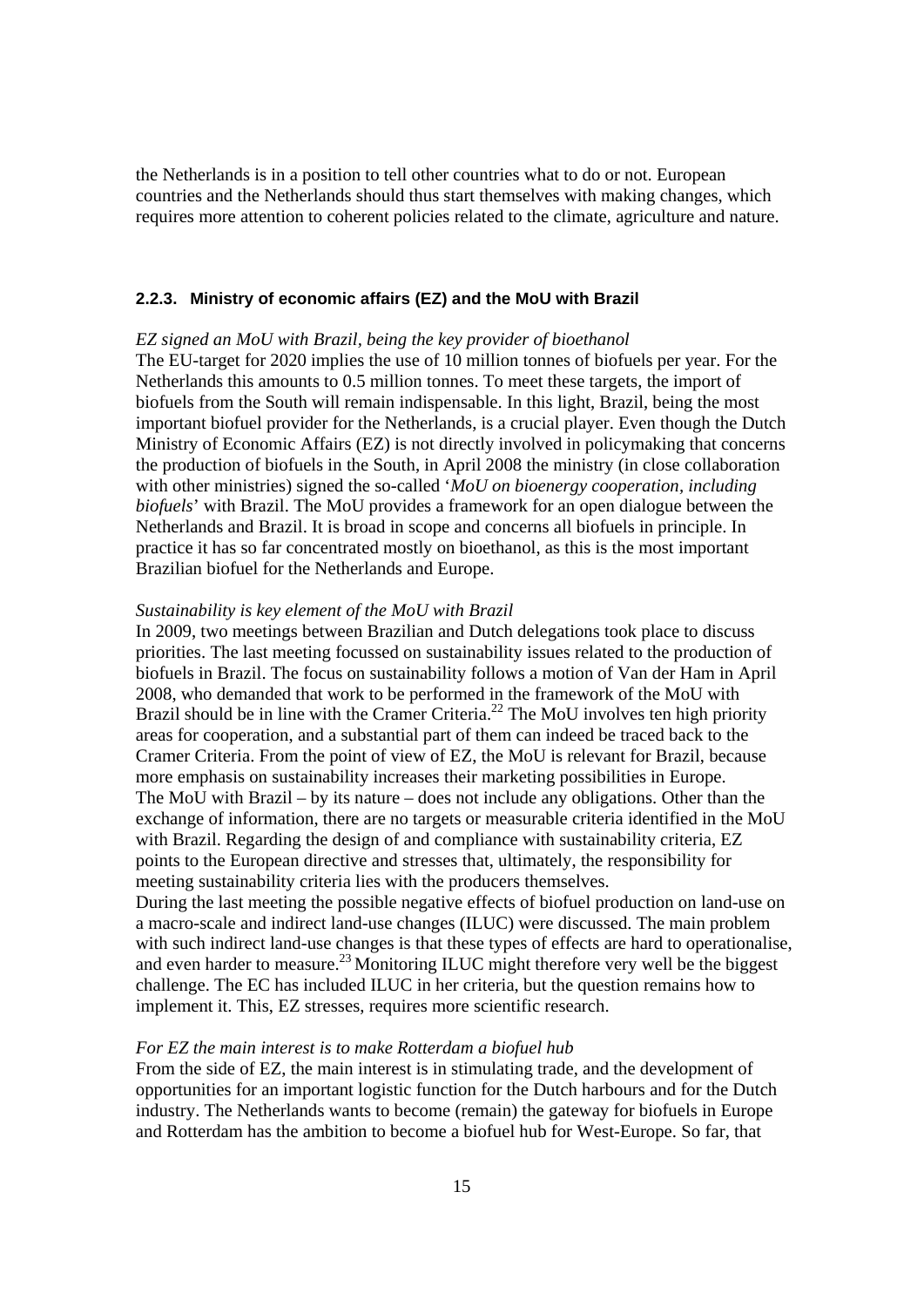the Netherlands is in a position to tell other countries what to do or not. European countries and the Netherlands should thus start themselves with making changes, which requires more attention to coherent policies related to the climate, agriculture and nature.

### 2.2.3. Ministry of economic affairs (EZ) and the MoU with Brazil

*EZ signed an MoU with Brazil, being the key provider of bioethanol*

The EU-target for 2020 implies the use of 10 million tonnes of biofuels per year. For the Netherlands this amounts to 0.5 million tonnes. To meet these targets, the import of biofuels from the South will remain indispensable. In this light, Brazil, being the most important biofuel provider for the Netherlands, is a crucial player. Even though the Dutch Ministry of Economic Affairs (EZ) is not directly involved in policymaking that concerns the production of biofuels in the South, in April 2008 the ministry (in close collaboration with other ministries) signed the so-called '*MoU on bioenergy cooperation, including biofuels*' with Brazil. The MoU provides a framework for an open dialogue between the Netherlands and Brazil. It is broad in scope and concerns all biofuels in principle. In practice it has so far concentrated mostly on bioethanol, as this is the most important Brazilian biofuel for the Netherlands and Europe.

*Sustainability is key element of the MoU with Brazil*

In 2009, two meetings between Brazilian and Dutch delegations took place to discuss priorities. The last meeting focussed on sustainability issues related to the production of biofuels in Brazil. The focus on sustainability follows a motion of Van der Ham in April 2008, who demanded that work to be performed in the framework of the MoU with Brazil should be in line with the Cramer Criteria.[22] The MoU involves ten high priority areas for cooperation, and a substantial part of them can indeed be traced back to the Cramer Criteria. From the point of view of EZ, the MoU is relevant for Brazil, because more emphasis on sustainability increases their marketing possibilities in Europe.
The MoU with Brazil – by its nature – does not include any obligations. Other than the exchange of information, there are no targets or measurable criteria identified in the MoU with Brazil. Regarding the design of and compliance with sustainability criteria, EZ points to the European directive and stresses that, ultimately, the responsibility for meeting sustainability criteria lies with the producers themselves.
During the last meeting the possible negative effects of biofuel production on land-use on a macro-scale and indirect land-use changes (ILUC) were discussed. The main problem with such indirect land-use changes is that these types of effects are hard to operationalise, and even harder to measure.[23] Monitoring ILUC might therefore very well be the biggest challenge. The EC has included ILUC in her criteria, but the question remains how to implement it. This, EZ stresses, requires more scientific research.

*For EZ the main interest is to make Rotterdam a biofuel hub*

From the side of EZ, the main interest is in stimulating trade, and the development of opportunities for an important logistic function for the Dutch harbours and for the Dutch industry. The Netherlands wants to become (remain) the gateway for biofuels in Europe and Rotterdam has the ambition to become a biofuel hub for West-Europe. So far, that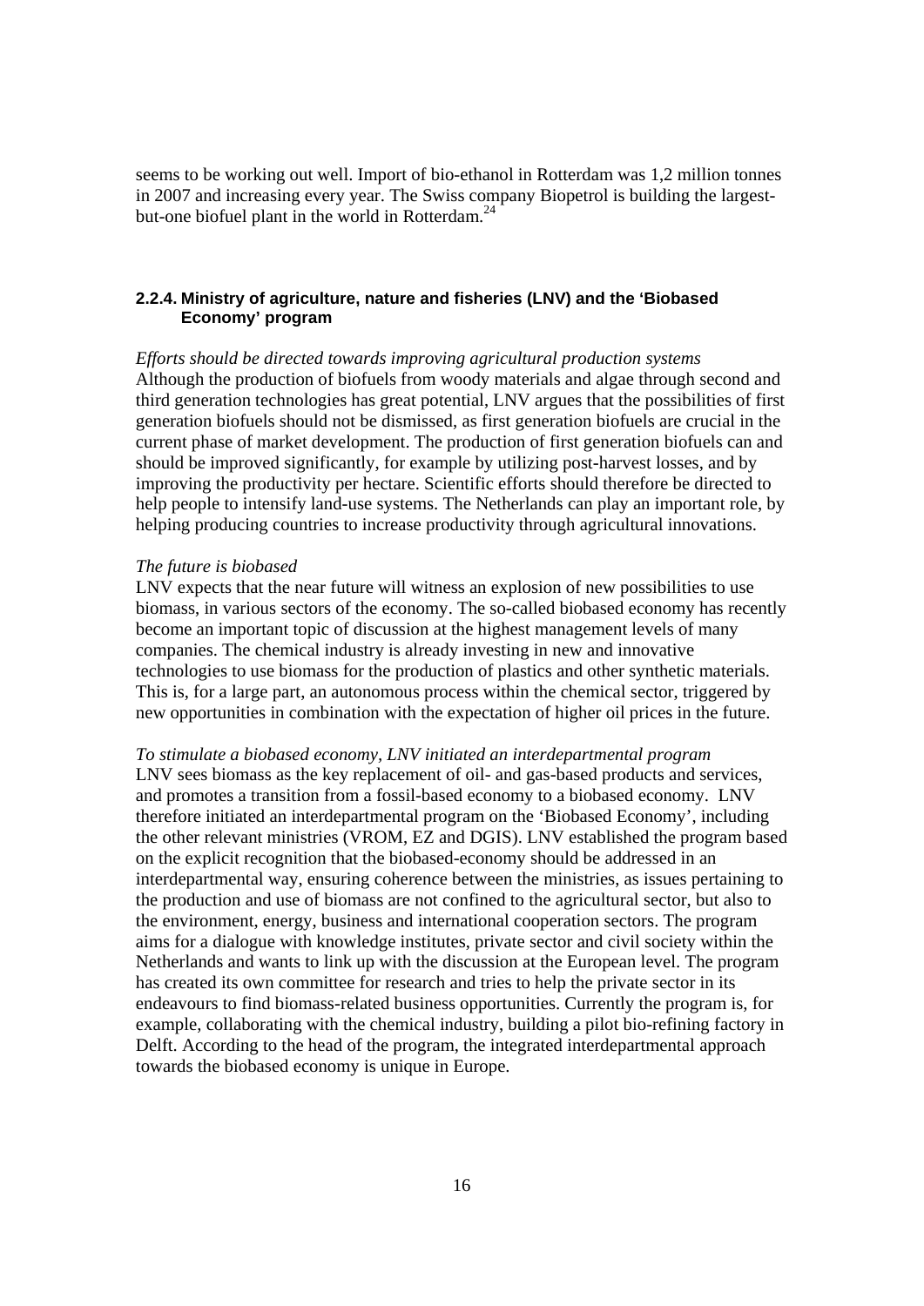seems to be working out well. Import of bio-ethanol in Rotterdam was 1,2 million tonnes in 2007 and increasing every year. The Swiss company Biopetrol is building the largest-but-one biofuel plant in the world in Rotterdam.[24]

### 2.2.4. Ministry of agriculture, nature and fisheries (LNV) and the 'Biobased Economy' program

*Efforts should be directed towards improving agricultural production systems*

Although the production of biofuels from woody materials and algae through second and third generation technologies has great potential, LNV argues that the possibilities of first generation biofuels should not be dismissed, as first generation biofuels are crucial in the current phase of market development. The production of first generation biofuels can and should be improved significantly, for example by utilizing post-harvest losses, and by improving the productivity per hectare. Scientific efforts should therefore be directed to help people to intensify land-use systems. The Netherlands can play an important role, by helping producing countries to increase productivity through agricultural innovations.

*The future is biobased*

LNV expects that the near future will witness an explosion of new possibilities to use biomass, in various sectors of the economy. The so-called biobased economy has recently become an important topic of discussion at the highest management levels of many companies. The chemical industry is already investing in new and innovative technologies to use biomass for the production of plastics and other synthetic materials. This is, for a large part, an autonomous process within the chemical sector, triggered by new opportunities in combination with the expectation of higher oil prices in the future.

*To stimulate a biobased economy, LNV initiated an interdepartmental program*

LNV sees biomass as the key replacement of oil- and gas-based products and services, and promotes a transition from a fossil-based economy to a biobased economy. LNV therefore initiated an interdepartmental program on the 'Biobased Economy', including the other relevant ministries (VROM, EZ and DGIS). LNV established the program based on the explicit recognition that the biobased-economy should be addressed in an interdepartmental way, ensuring coherence between the ministries, as issues pertaining to the production and use of biomass are not confined to the agricultural sector, but also to the environment, energy, business and international cooperation sectors. The program aims for a dialogue with knowledge institutes, private sector and civil society within the Netherlands and wants to link up with the discussion at the European level. The program has created its own committee for research and tries to help the private sector in its endeavours to find biomass-related business opportunities. Currently the program is, for example, collaborating with the chemical industry, building a pilot bio-refining factory in Delft. According to the head of the program, the integrated interdepartmental approach towards the biobased economy is unique in Europe.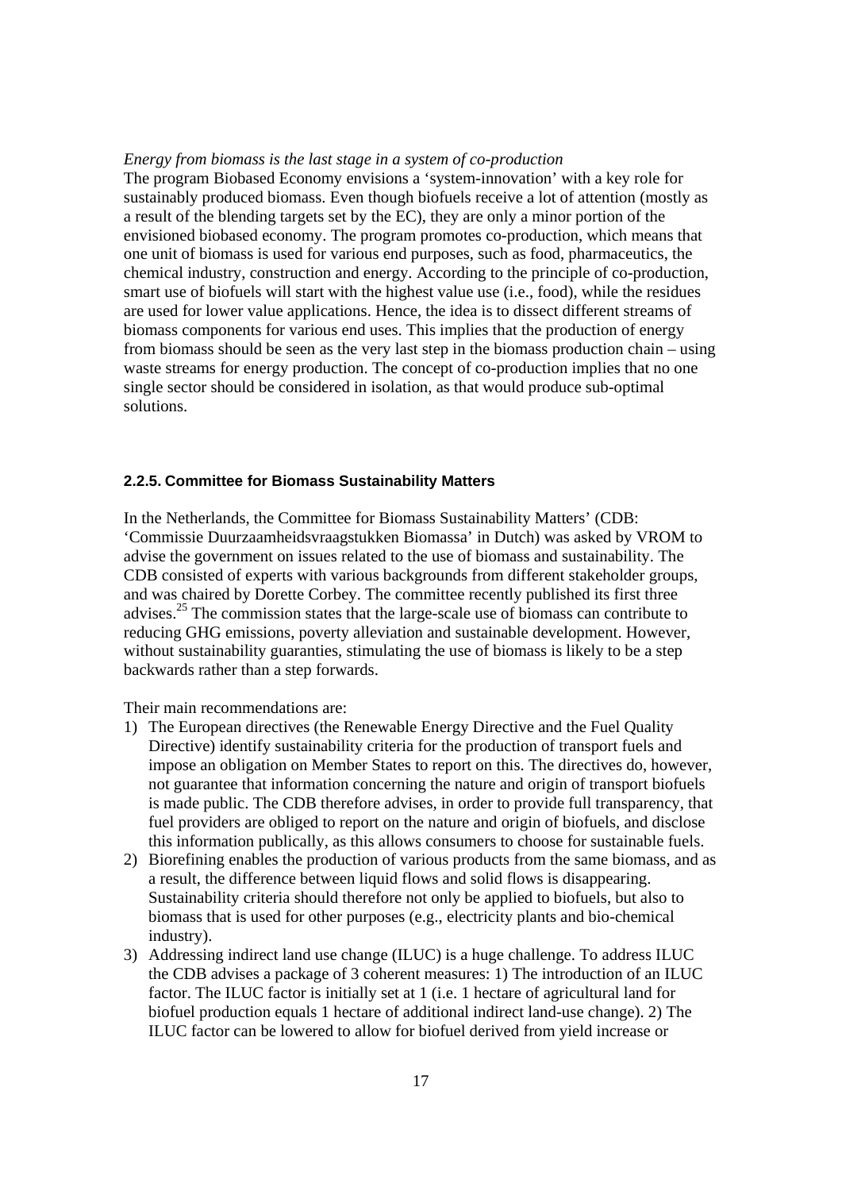*Energy from biomass is the last stage in a system of co-production*

The program Biobased Economy envisions a 'system-innovation' with a key role for sustainably produced biomass. Even though biofuels receive a lot of attention (mostly as a result of the blending targets set by the EC), they are only a minor portion of the envisioned biobased economy. The program promotes co-production, which means that one unit of biomass is used for various end purposes, such as food, pharmaceutics, the chemical industry, construction and energy. According to the principle of co-production, smart use of biofuels will start with the highest value use (i.e., food), while the residues are used for lower value applications. Hence, the idea is to dissect different streams of biomass components for various end uses. This implies that the production of energy from biomass should be seen as the very last step in the biomass production chain – using waste streams for energy production. The concept of co-production implies that no one single sector should be considered in isolation, as that would produce sub-optimal solutions.

### 2.2.5. Committee for Biomass Sustainability Matters

In the Netherlands, the Committee for Biomass Sustainability Matters' (CDB: 'Commissie Duurzaamheidsvraagstukken Biomassa' in Dutch) was asked by VROM to advise the government on issues related to the use of biomass and sustainability. The CDB consisted of experts with various backgrounds from different stakeholder groups, and was chaired by Dorette Corbey. The committee recently published its first three advises.[25] The commission states that the large-scale use of biomass can contribute to reducing GHG emissions, poverty alleviation and sustainable development. However, without sustainability guaranties, stimulating the use of biomass is likely to be a step backwards rather than a step forwards.

Their main recommendations are:

1) The European directives (the Renewable Energy Directive and the Fuel Quality Directive) identify sustainability criteria for the production of transport fuels and impose an obligation on Member States to report on this. The directives do, however, not guarantee that information concerning the nature and origin of transport biofuels is made public. The CDB therefore advises, in order to provide full transparency, that fuel providers are obliged to report on the nature and origin of biofuels, and disclose this information publically, as this allows consumers to choose for sustainable fuels.
2) Biorefining enables the production of various products from the same biomass, and as a result, the difference between liquid flows and solid flows is disappearing. Sustainability criteria should therefore not only be applied to biofuels, but also to biomass that is used for other purposes (e.g., electricity plants and bio-chemical industry).
3) Addressing indirect land use change (ILUC) is a huge challenge. To address ILUC the CDB advises a package of 3 coherent measures: 1) The introduction of an ILUC factor. The ILUC factor is initially set at 1 (i.e. 1 hectare of agricultural land for biofuel production equals 1 hectare of additional indirect land-use change). 2) The ILUC factor can be lowered to allow for biofuel derived from yield increase or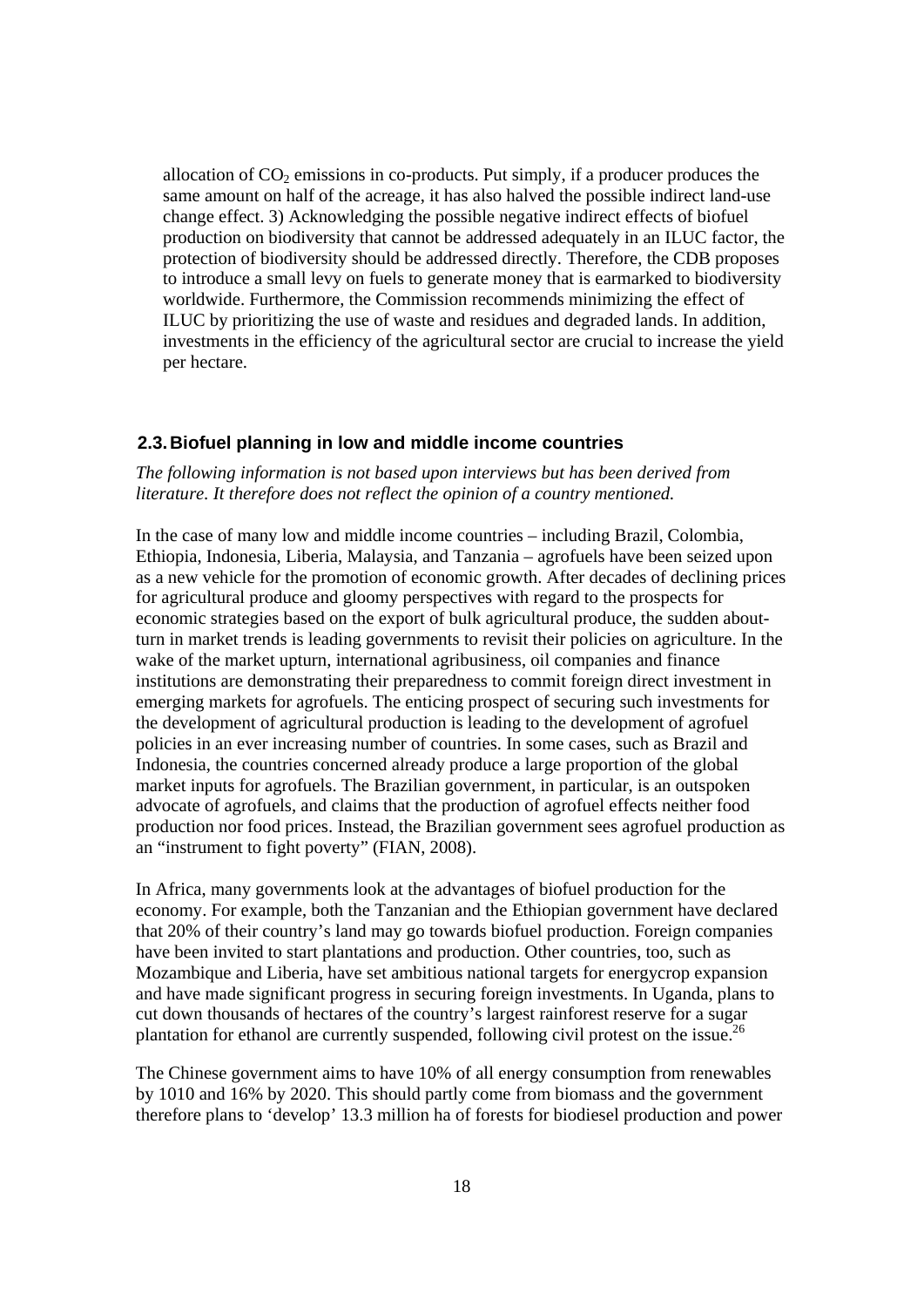allocation of $CO_2$ emissions in co-products. Put simply, if a producer produces the same amount on half of the acreage, it has also halved the possible indirect land-use change effect. 3) Acknowledging the possible negative indirect effects of biofuel production on biodiversity that cannot be addressed adequately in an ILUC factor, the protection of biodiversity should be addressed directly. Therefore, the CDB proposes to introduce a small levy on fuels to generate money that is earmarked to biodiversity worldwide. Furthermore, the Commission recommends minimizing the effect of ILUC by prioritizing the use of waste and residues and degraded lands. In addition, investments in the efficiency of the agricultural sector are crucial to increase the yield per hectare.

## 2.3. Biofuel planning in low and middle income countries

*The following information is not based upon interviews but has been derived from literature. It therefore does not reflect the opinion of a country mentioned.*

In the case of many low and middle income countries – including Brazil, Colombia, Ethiopia, Indonesia, Liberia, Malaysia, and Tanzania – agrofuels have been seized upon as a new vehicle for the promotion of economic growth. After decades of declining prices for agricultural produce and gloomy perspectives with regard to the prospects for economic strategies based on the export of bulk agricultural produce, the sudden about-turn in market trends is leading governments to revisit their policies on agriculture. In the wake of the market upturn, international agribusiness, oil companies and finance institutions are demonstrating their preparedness to commit foreign direct investment in emerging markets for agrofuels. The enticing prospect of securing such investments for the development of agricultural production is leading to the development of agrofuel policies in an ever increasing number of countries. In some cases, such as Brazil and Indonesia, the countries concerned already produce a large proportion of the global market inputs for agrofuels. The Brazilian government, in particular, is an outspoken advocate of agrofuels, and claims that the production of agrofuel effects neither food production nor food prices. Instead, the Brazilian government sees agrofuel production as an "instrument to fight poverty" (FIAN, 2008).

In Africa, many governments look at the advantages of biofuel production for the economy. For example, both the Tanzanian and the Ethiopian government have declared that 20% of their country's land may go towards biofuel production. Foreign companies have been invited to start plantations and production. Other countries, too, such as Mozambique and Liberia, have set ambitious national targets for energycrop expansion and have made significant progress in securing foreign investments. In Uganda, plans to cut down thousands of hectares of the country's largest rainforest reserve for a sugar plantation for ethanol are currently suspended, following civil protest on the issue.[26]

The Chinese government aims to have 10% of all energy consumption from renewables by 1010 and 16% by 2020. This should partly come from biomass and the government therefore plans to 'develop' 13.3 million ha of forests for biodiesel production and power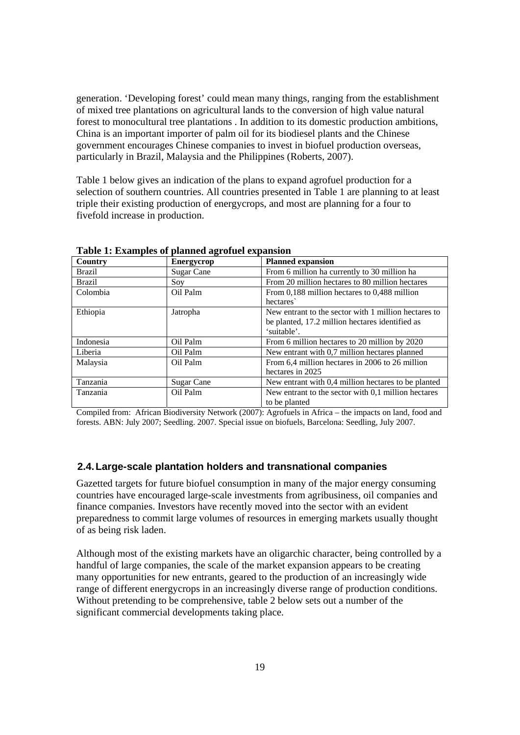generation. 'Developing forest' could mean many things, ranging from the establishment of mixed tree plantations on agricultural lands to the conversion of high value natural forest to monocultural tree plantations . In addition to its domestic production ambitions, China is an important importer of palm oil for its biodiesel plants and the Chinese government encourages Chinese companies to invest in biofuel production overseas, particularly in Brazil, Malaysia and the Philippines (Roberts, 2007).

Table 1 below gives an indication of the plans to expand agrofuel production for a selection of southern countries. All countries presented in Table 1 are planning to at least triple their existing production of energycrops, and most are planning for a four to fivefold increase in production.

**Table 1: Examples of planned agrofuel expansion**

| Country | Energycrop | Planned expansion |
|---|---|---|
| Brazil | Sugar Cane | From 6 million ha currently to 30 million ha |
| Brazil | Soy | From 20 million hectares to 80 million hectares |
| Colombia | Oil Palm | From 0,188 million hectares to 0,488 million hectares` |
| Ethiopia | Jatropha | New entrant to the sector with 1 million hectares to be planted, 17.2 million hectares identified as 'suitable'. |
| Indonesia | Oil Palm | From 6 million hectares to 20 million by 2020 |
| Liberia | Oil Palm | New entrant with 0,7 million hectares planned |
| Malaysia | Oil Palm | From 6,4 million hectares in 2006 to 26 million hectares in 2025 |
| Tanzania | Sugar Cane | New entrant with 0,4 million hectares to be planted |
| Tanzania | Oil Palm | New entrant to the sector with 0,1 million hectares to be planted |

Compiled from: African Biodiversity Network (2007): Agrofuels in Africa – the impacts on land, food and forests. ABN: July 2007; Seedling. 2007. Special issue on biofuels, Barcelona: Seedling, July 2007.

## 2.4. Large-scale plantation holders and transnational companies

Gazetted targets for future biofuel consumption in many of the major energy consuming countries have encouraged large-scale investments from agribusiness, oil companies and finance companies. Investors have recently moved into the sector with an evident preparedness to commit large volumes of resources in emerging markets usually thought of as being risk laden.

Although most of the existing markets have an oligarchic character, being controlled by a handful of large companies, the scale of the market expansion appears to be creating many opportunities for new entrants, geared to the production of an increasingly wide range of different energycrops in an increasingly diverse range of production conditions. Without pretending to be comprehensive, table 2 below sets out a number of the significant commercial developments taking place.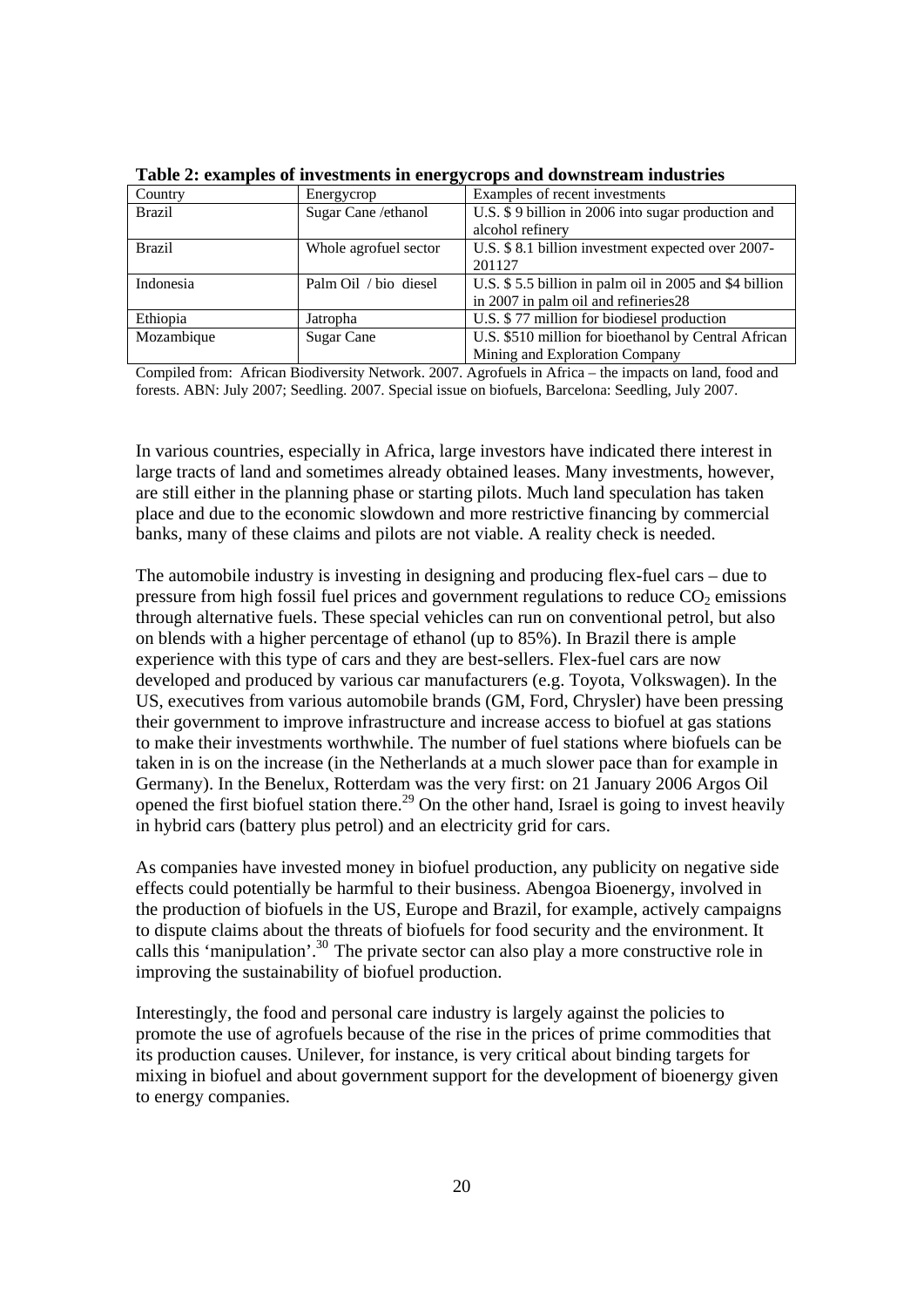**Table 2: examples of investments in energycrops and downstream industries**

| Country | Energycrop | Examples of recent investments |
|---|---|---|
| Brazil | Sugar Cane /ethanol | U.S. $ 9 billion in 2006 into sugar production and alcohol refinery |
| Brazil | Whole agrofuel sector | U.S. $ 8.1 billion investment expected over 2007-201127 |
| Indonesia | Palm Oil / bio diesel | U.S. $ 5.5 billion in palm oil in 2005 and $4 billion in 2007 in palm oil and refineries28 |
| Ethiopia | Jatropha | U.S. $ 77 million for biodiesel production |
| Mozambique | Sugar Cane | U.S. $510 million for bioethanol by Central African Mining and Exploration Company |

Compiled from: African Biodiversity Network. 2007. Agrofuels in Africa – the impacts on land, food and forests. ABN: July 2007; Seedling. 2007. Special issue on biofuels, Barcelona: Seedling, July 2007.

In various countries, especially in Africa, large investors have indicated there interest in large tracts of land and sometimes already obtained leases. Many investments, however, are still either in the planning phase or starting pilots. Much land speculation has taken place and due to the economic slowdown and more restrictive financing by commercial banks, many of these claims and pilots are not viable. A reality check is needed.

The automobile industry is investing in designing and producing flex-fuel cars – due to pressure from high fossil fuel prices and government regulations to reduce $CO_2$ emissions through alternative fuels. These special vehicles can run on conventional petrol, but also on blends with a higher percentage of ethanol (up to 85%). In Brazil there is ample experience with this type of cars and they are best-sellers. Flex-fuel cars are now developed and produced by various car manufacturers (e.g. Toyota, Volkswagen). In the US, executives from various automobile brands (GM, Ford, Chrysler) have been pressing their government to improve infrastructure and increase access to biofuel at gas stations to make their investments worthwhile. The number of fuel stations where biofuels can be taken in is on the increase (in the Netherlands at a much slower pace than for example in Germany). In the Benelux, Rotterdam was the very first: on 21 January 2006 Argos Oil opened the first biofuel station there.[29] On the other hand, Israel is going to invest heavily in hybrid cars (battery plus petrol) and an electricity grid for cars.

As companies have invested money in biofuel production, any publicity on negative side effects could potentially be harmful to their business. Abengoa Bioenergy, involved in the production of biofuels in the US, Europe and Brazil, for example, actively campaigns to dispute claims about the threats of biofuels for food security and the environment. It calls this 'manipulation'.[30] The private sector can also play a more constructive role in improving the sustainability of biofuel production.

Interestingly, the food and personal care industry is largely against the policies to promote the use of agrofuels because of the rise in the prices of prime commodities that its production causes. Unilever, for instance, is very critical about binding targets for mixing in biofuel and about government support for the development of bioenergy given to energy companies.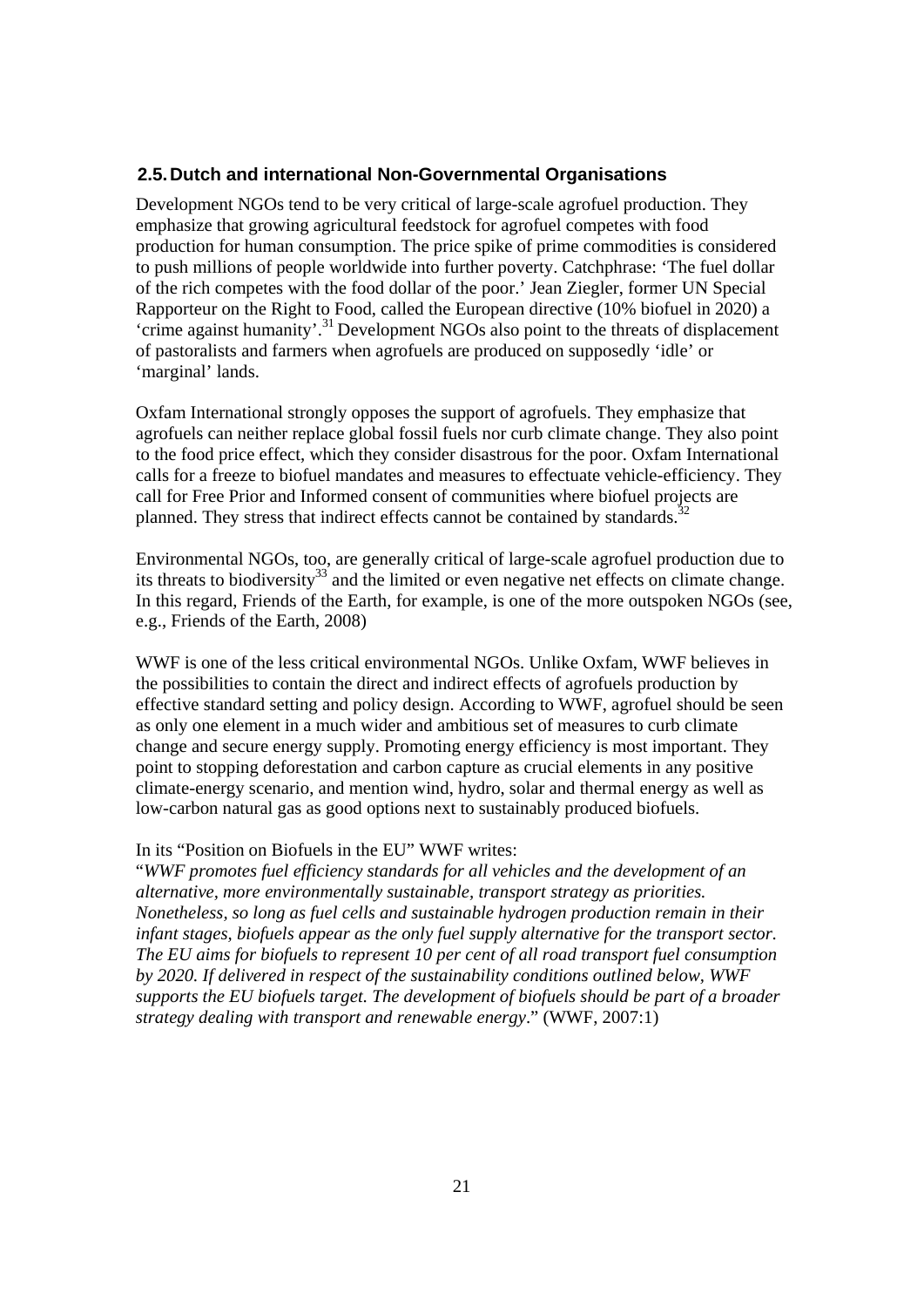## 2.5. Dutch and international Non-Governmental Organisations

Development NGOs tend to be very critical of large-scale agrofuel production. They emphasize that growing agricultural feedstock for agrofuel competes with food production for human consumption. The price spike of prime commodities is considered to push millions of people worldwide into further poverty. Catchphrase: 'The fuel dollar of the rich competes with the food dollar of the poor.' Jean Ziegler, former UN Special Rapporteur on the Right to Food, called the European directive (10% biofuel in 2020) a 'crime against humanity'.[31] Development NGOs also point to the threats of displacement of pastoralists and farmers when agrofuels are produced on supposedly 'idle' or 'marginal' lands.

Oxfam International strongly opposes the support of agrofuels. They emphasize that agrofuels can neither replace global fossil fuels nor curb climate change. They also point to the food price effect, which they consider disastrous for the poor. Oxfam International calls for a freeze to biofuel mandates and measures to effectuate vehicle-efficiency. They call for Free Prior and Informed consent of communities where biofuel projects are planned. They stress that indirect effects cannot be contained by standards.[32]

Environmental NGOs, too, are generally critical of large-scale agrofuel production due to its threats to biodiversity[33] and the limited or even negative net effects on climate change. In this regard, Friends of the Earth, for example, is one of the more outspoken NGOs (see, e.g., Friends of the Earth, 2008)

WWF is one of the less critical environmental NGOs. Unlike Oxfam, WWF believes in the possibilities to contain the direct and indirect effects of agrofuels production by effective standard setting and policy design. According to WWF, agrofuel should be seen as only one element in a much wider and ambitious set of measures to curb climate change and secure energy supply. Promoting energy efficiency is most important. They point to stopping deforestation and carbon capture as crucial elements in any positive climate-energy scenario, and mention wind, hydro, solar and thermal energy as well as low-carbon natural gas as good options next to sustainably produced biofuels.

In its "Position on Biofuels in the EU" WWF writes:
"*WWF promotes fuel efficiency standards for all vehicles and the development of an alternative, more environmentally sustainable, transport strategy as priorities. Nonetheless, so long as fuel cells and sustainable hydrogen production remain in their infant stages, biofuels appear as the only fuel supply alternative for the transport sector. The EU aims for biofuels to represent 10 per cent of all road transport fuel consumption by 2020. If delivered in respect of the sustainability conditions outlined below, WWF supports the EU biofuels target. The development of biofuels should be part of a broader strategy dealing with transport and renewable energy*." (WWF, 2007:1)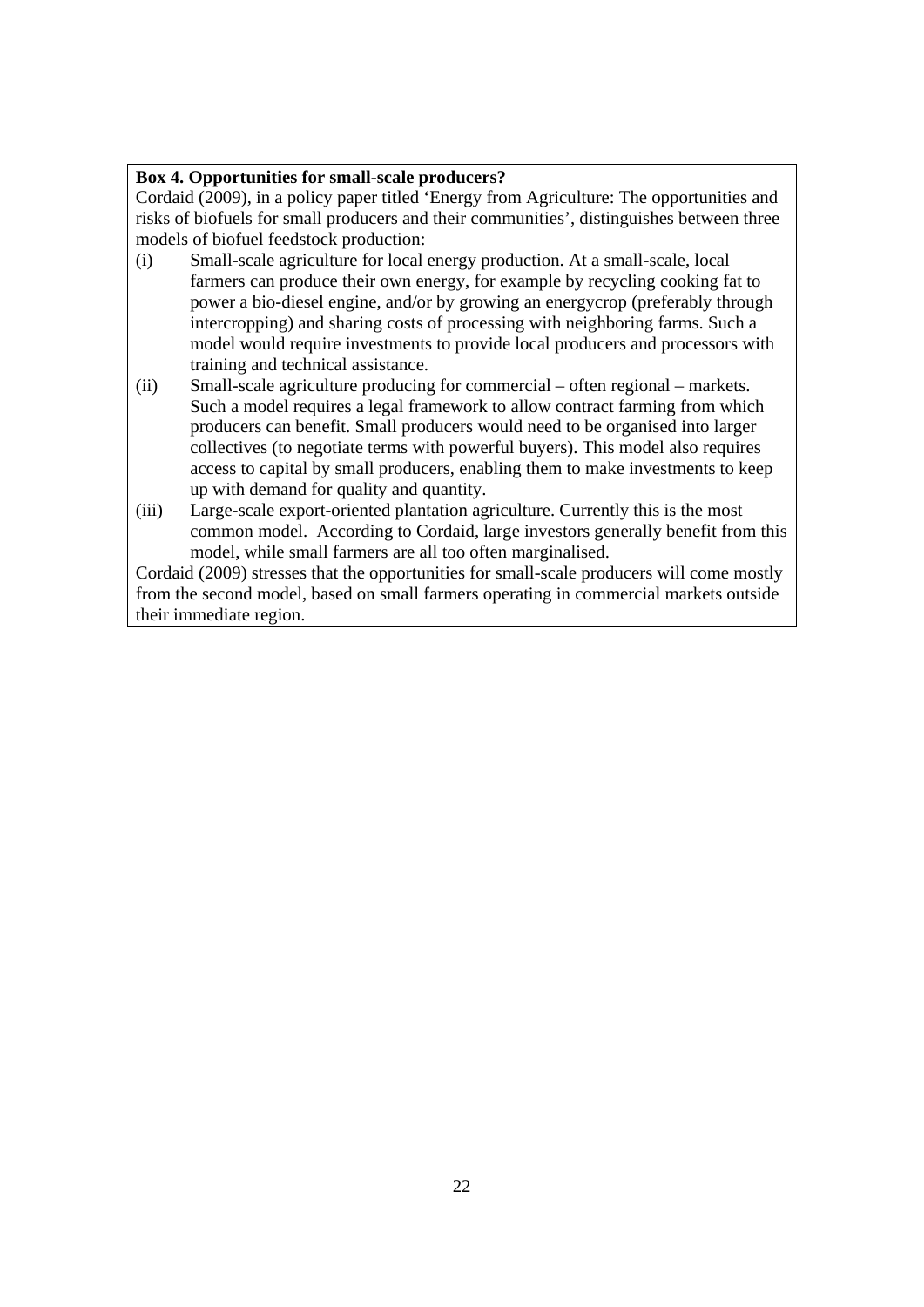**Box 4. Opportunities for small-scale producers?**

Cordaid (2009), in a policy paper titled 'Energy from Agriculture: The opportunities and risks of biofuels for small producers and their communities', distinguishes between three models of biofuel feedstock production:

(i) Small-scale agriculture for local energy production. At a small-scale, local farmers can produce their own energy, for example by recycling cooking fat to power a bio-diesel engine, and/or by growing an energycrop (preferably through intercropping) and sharing costs of processing with neighboring farms. Such a model would require investments to provide local producers and processors with training and technical assistance.

(ii) Small-scale agriculture producing for commercial – often regional – markets. Such a model requires a legal framework to allow contract farming from which producers can benefit. Small producers would need to be organised into larger collectives (to negotiate terms with powerful buyers). This model also requires access to capital by small producers, enabling them to make investments to keep up with demand for quality and quantity.

(iii) Large-scale export-oriented plantation agriculture. Currently this is the most common model. According to Cordaid, large investors generally benefit from this model, while small farmers are all too often marginalised.

Cordaid (2009) stresses that the opportunities for small-scale producers will come mostly from the second model, based on small farmers operating in commercial markets outside their immediate region.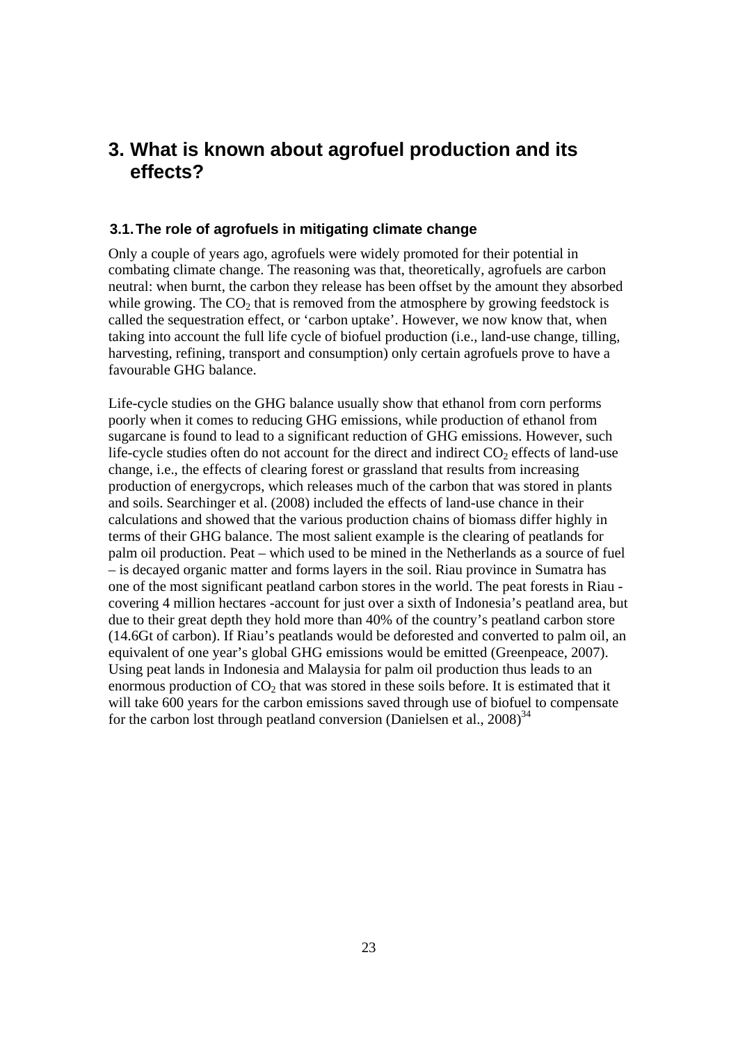# 3. What is known about agrofuel production and its effects?

## 3.1. The role of agrofuels in mitigating climate change

Only a couple of years ago, agrofuels were widely promoted for their potential in combating climate change. The reasoning was that, theoretically, agrofuels are carbon neutral: when burnt, the carbon they release has been offset by the amount they absorbed while growing. The $CO_2$ that is removed from the atmosphere by growing feedstock is called the sequestration effect, or 'carbon uptake'. However, we now know that, when taking into account the full life cycle of biofuel production (i.e., land-use change, tilling, harvesting, refining, transport and consumption) only certain agrofuels prove to have a favourable GHG balance.

Life-cycle studies on the GHG balance usually show that ethanol from corn performs poorly when it comes to reducing GHG emissions, while production of ethanol from sugarcane is found to lead to a significant reduction of GHG emissions. However, such life-cycle studies often do not account for the direct and indirect $CO_2$ effects of land-use change, i.e., the effects of clearing forest or grassland that results from increasing production of energycrops, which releases much of the carbon that was stored in plants and soils. Searchinger et al. (2008) included the effects of land-use chance in their calculations and showed that the various production chains of biomass differ highly in terms of their GHG balance. The most salient example is the clearing of peatlands for palm oil production. Peat – which used to be mined in the Netherlands as a source of fuel – is decayed organic matter and forms layers in the soil. Riau province in Sumatra has one of the most significant peatland carbon stores in the world. The peat forests in Riau - covering 4 million hectares -account for just over a sixth of Indonesia's peatland area, but due to their great depth they hold more than 40% of the country's peatland carbon store (14.6Gt of carbon). If Riau's peatlands would be deforested and converted to palm oil, an equivalent of one year's global GHG emissions would be emitted (Greenpeace, 2007). Using peat lands in Indonesia and Malaysia for palm oil production thus leads to an enormous production of $CO_2$ that was stored in these soils before. It is estimated that it will take 600 years for the carbon emissions saved through use of biofuel to compensate for the carbon lost through peatland conversion (Danielsen et al., 2008)[34]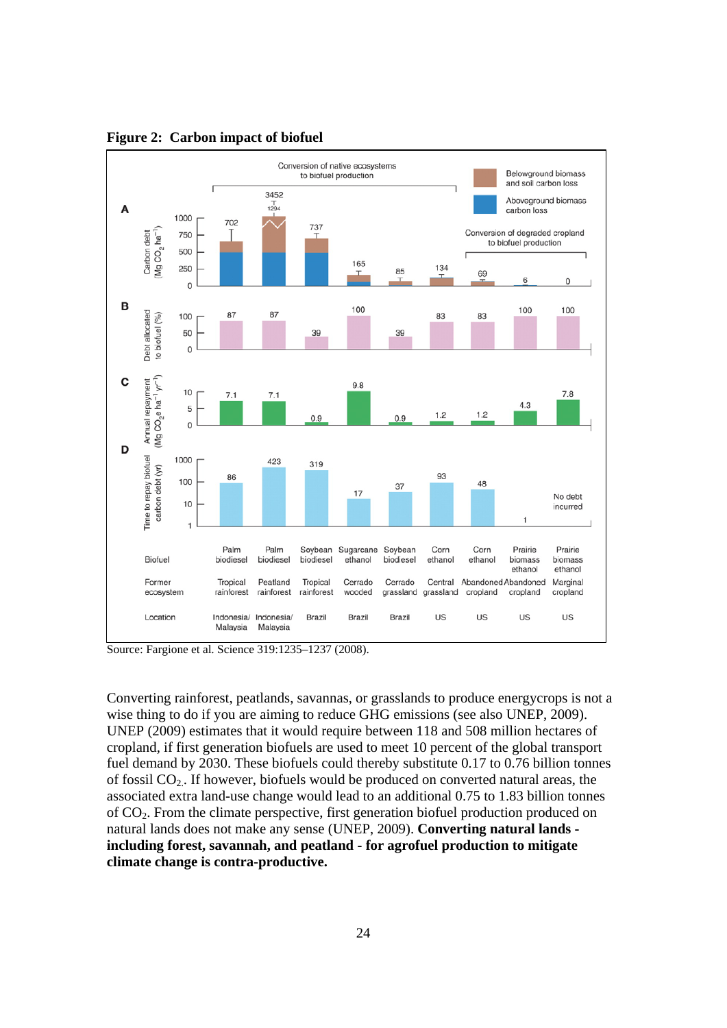**Figure 2: Carbon impact of biofuel**

| | Palm biodiesel | Palm biodiesel | Soybean biodiesel | Sugarcane ethanol | Soybean biodiesel | Corn ethanol | Corn ethanol | Prairie biomass ethanol | Prairie biomass ethanol |
|---|---|---|---|---|---|---|---|---|---|
| Former ecosystem | Tropical rainforest | Peatland rainforest | Tropical rainforest | Cerrado wooded | Cerrado grassland | Central grassland | Abandoned cropland | Abandoned cropland | Marginal cropland |
| Location | Indonesia/ Malaysia | Indonesia/ Malaysia | Brazil | Brazil | Brazil | US | US | US | US |
| A: Carbon debt ($Mg\ CO_2\ ha^{-1}$) | 702 | 3452 | 737 | 165 | 85 | 134 | 69 | 6 | 0 |
| B: Debt allocated to biofuel (%) | 87 | 87 | 39 | 100 | 39 | 83 | 83 | 100 | 100 |
| C: Annual repayment ($Mg\ CO_2e\ ha^{-1}\ yr^{-1}$) | 7.1 | 7.1 | 0.9 | 9.8 | 0.9 | 1.2 | 1.2 | 4.3 | 7.8 |
| D: Time to repay biofuel carbon debt (yr) | 86 | 423 | 319 | 17 | 37 | 93 | 48 | 1 | No debt incurred |

Source: Fargione et al. Science 319:1235–1237 (2008).

Converting rainforest, peatlands, savannas, or grasslands to produce energycrops is not a wise thing to do if you are aiming to reduce GHG emissions (see also UNEP, 2009). UNEP (2009) estimates that it would require between 118 and 508 million hectares of cropland, if first generation biofuels are used to meet 10 percent of the global transport fuel demand by 2030. These biofuels could thereby substitute 0.17 to 0.76 billion tonnes of fossil $CO_2$. If however, biofuels would be produced on converted natural areas, the associated extra land-use change would lead to an additional 0.75 to 1.83 billion tonnes of $CO_2$. From the climate perspective, first generation biofuel production produced on natural lands does not make any sense (UNEP, 2009). **Converting natural lands - including forest, savannah, and peatland - for agrofuel production to mitigate climate change is contra-productive.**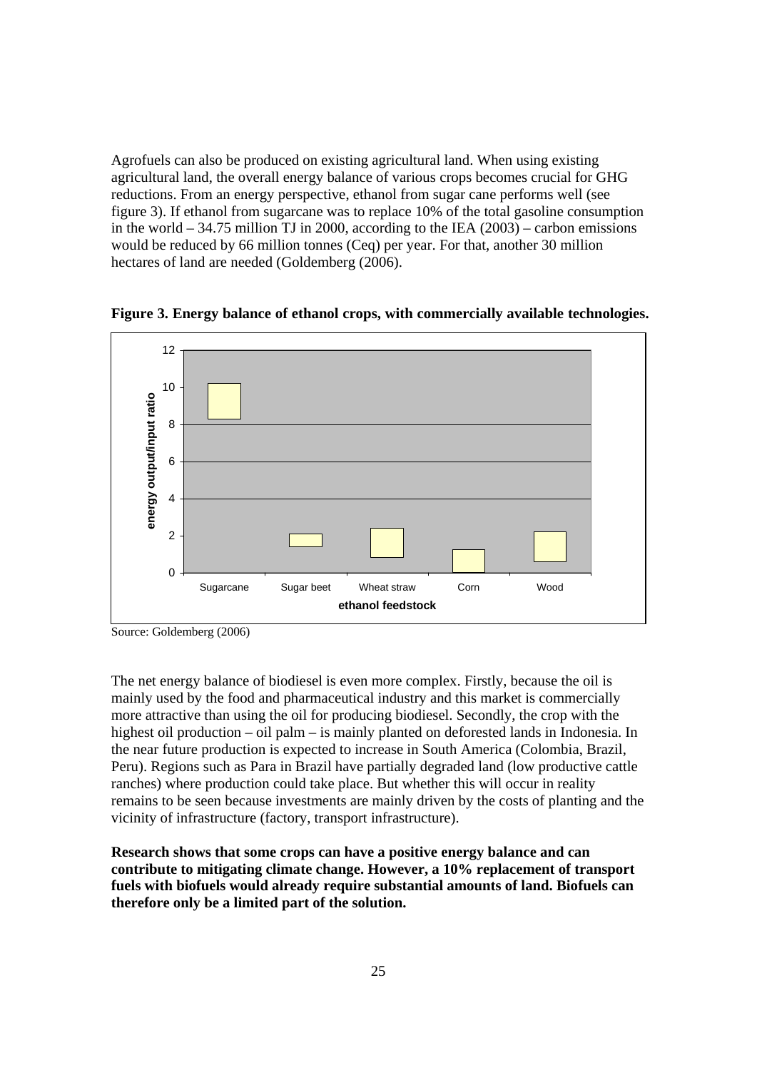Agrofuels can also be produced on existing agricultural land. When using existing agricultural land, the overall energy balance of various crops becomes crucial for GHG reductions. From an energy perspective, ethanol from sugar cane performs well (see figure 3). If ethanol from sugarcane was to replace 10% of the total gasoline consumption in the world – 34.75 million TJ in 2000, according to the IEA (2003) – carbon emissions would be reduced by 66 million tonnes (Ceq) per year. For that, another 30 million hectares of land are needed (Goldemberg (2006).

**Figure 3. Energy balance of ethanol crops, with commercially available technologies.**

Source: Goldemberg (2006)

The net energy balance of biodiesel is even more complex. Firstly, because the oil is mainly used by the food and pharmaceutical industry and this market is commercially more attractive than using the oil for producing biodiesel. Secondly, the crop with the highest oil production – oil palm – is mainly planted on deforested lands in Indonesia. In the near future production is expected to increase in South America (Colombia, Brazil, Peru). Regions such as Para in Brazil have partially degraded land (low productive cattle ranches) where production could take place. But whether this will occur in reality remains to be seen because investments are mainly driven by the costs of planting and the vicinity of infrastructure (factory, transport infrastructure).

**Research shows that some crops can have a positive energy balance and can contribute to mitigating climate change. However, a 10% replacement of transport fuels with biofuels would already require substantial amounts of land. Biofuels can therefore only be a limited part of the solution.**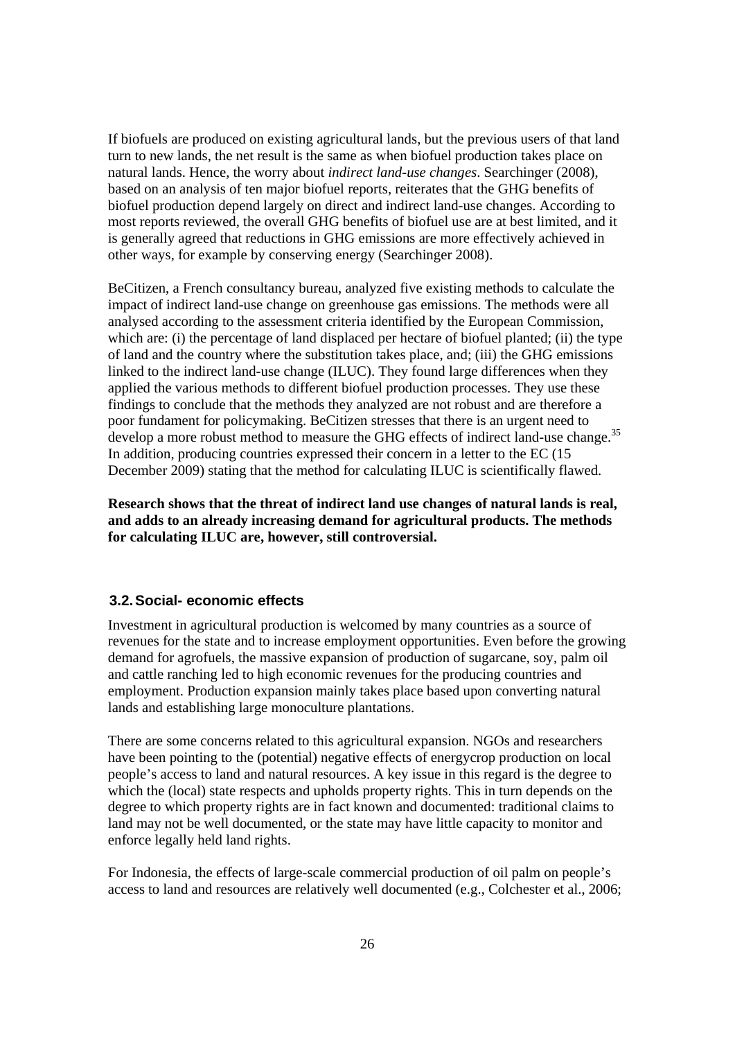If biofuels are produced on existing agricultural lands, but the previous users of that land turn to new lands, the net result is the same as when biofuel production takes place on natural lands. Hence, the worry about *indirect land-use changes*. Searchinger (2008), based on an analysis of ten major biofuel reports, reiterates that the GHG benefits of biofuel production depend largely on direct and indirect land-use changes. According to most reports reviewed, the overall GHG benefits of biofuel use are at best limited, and it is generally agreed that reductions in GHG emissions are more effectively achieved in other ways, for example by conserving energy (Searchinger 2008).

BeCitizen, a French consultancy bureau, analyzed five existing methods to calculate the impact of indirect land-use change on greenhouse gas emissions. The methods were all analysed according to the assessment criteria identified by the European Commission, which are: (i) the percentage of land displaced per hectare of biofuel planted; (ii) the type of land and the country where the substitution takes place, and; (iii) the GHG emissions linked to the indirect land-use change (ILUC). They found large differences when they applied the various methods to different biofuel production processes. They use these findings to conclude that the methods they analyzed are not robust and are therefore a poor fundament for policymaking. BeCitizen stresses that there is an urgent need to develop a more robust method to measure the GHG effects of indirect land-use change.[35] In addition, producing countries expressed their concern in a letter to the EC (15 December 2009) stating that the method for calculating ILUC is scientifically flawed.

**Research shows that the threat of indirect land use changes of natural lands is real, and adds to an already increasing demand for agricultural products. The methods for calculating ILUC are, however, still controversial.**

### 3.2. Social- economic effects

Investment in agricultural production is welcomed by many countries as a source of revenues for the state and to increase employment opportunities. Even before the growing demand for agrofuels, the massive expansion of production of sugarcane, soy, palm oil and cattle ranching led to high economic revenues for the producing countries and employment. Production expansion mainly takes place based upon converting natural lands and establishing large monoculture plantations.

There are some concerns related to this agricultural expansion. NGOs and researchers have been pointing to the (potential) negative effects of energycrop production on local people's access to land and natural resources. A key issue in this regard is the degree to which the (local) state respects and upholds property rights. This in turn depends on the degree to which property rights are in fact known and documented: traditional claims to land may not be well documented, or the state may have little capacity to monitor and enforce legally held land rights.

For Indonesia, the effects of large-scale commercial production of oil palm on people's access to land and resources are relatively well documented (e.g., Colchester et al., 2006;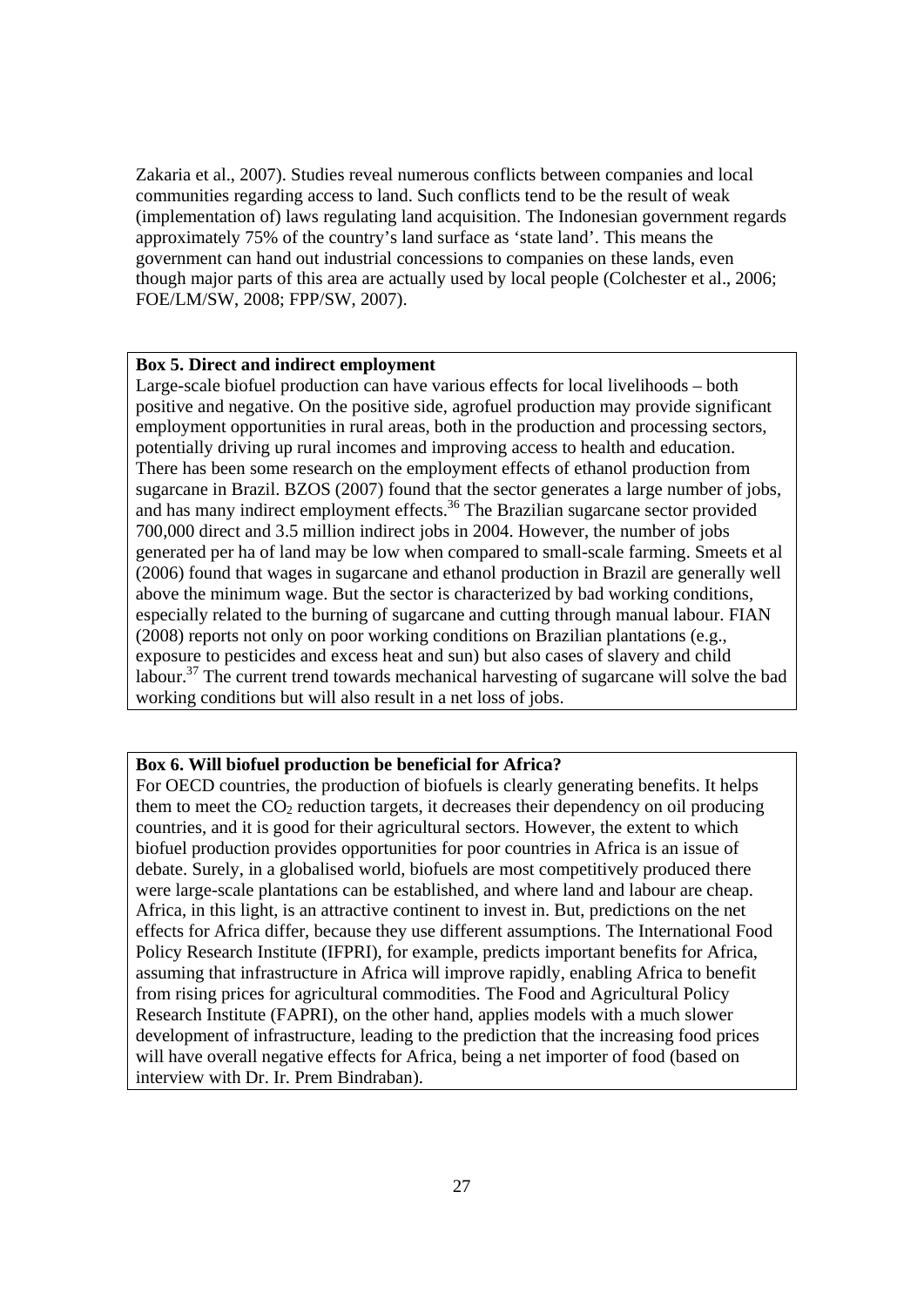Zakaria et al., 2007). Studies reveal numerous conflicts between companies and local communities regarding access to land. Such conflicts tend to be the result of weak (implementation of) laws regulating land acquisition. The Indonesian government regards approximately 75% of the country's land surface as 'state land'. This means the government can hand out industrial concessions to companies on these lands, even though major parts of this area are actually used by local people (Colchester et al., 2006; FOE/LM/SW, 2008; FPP/SW, 2007).

**Box 5. Direct and indirect employment**

Large-scale biofuel production can have various effects for local livelihoods – both positive and negative. On the positive side, agrofuel production may provide significant employment opportunities in rural areas, both in the production and processing sectors, potentially driving up rural incomes and improving access to health and education. There has been some research on the employment effects of ethanol production from sugarcane in Brazil. BZOS (2007) found that the sector generates a large number of jobs, and has many indirect employment effects.[36] The Brazilian sugarcane sector provided 700,000 direct and 3.5 million indirect jobs in 2004. However, the number of jobs generated per ha of land may be low when compared to small-scale farming. Smeets et al (2006) found that wages in sugarcane and ethanol production in Brazil are generally well above the minimum wage. But the sector is characterized by bad working conditions, especially related to the burning of sugarcane and cutting through manual labour. FIAN (2008) reports not only on poor working conditions on Brazilian plantations (e.g., exposure to pesticides and excess heat and sun) but also cases of slavery and child labour.[37] The current trend towards mechanical harvesting of sugarcane will solve the bad working conditions but will also result in a net loss of jobs.

**Box 6. Will biofuel production be beneficial for Africa?**

For OECD countries, the production of biofuels is clearly generating benefits. It helps them to meet the $CO_2$ reduction targets, it decreases their dependency on oil producing countries, and it is good for their agricultural sectors. However, the extent to which biofuel production provides opportunities for poor countries in Africa is an issue of debate. Surely, in a globalised world, biofuels are most competitively produced there were large-scale plantations can be established, and where land and labour are cheap. Africa, in this light, is an attractive continent to invest in. But, predictions on the net effects for Africa differ, because they use different assumptions. The International Food Policy Research Institute (IFPRI), for example, predicts important benefits for Africa, assuming that infrastructure in Africa will improve rapidly, enabling Africa to benefit from rising prices for agricultural commodities. The Food and Agricultural Policy Research Institute (FAPRI), on the other hand, applies models with a much slower development of infrastructure, leading to the prediction that the increasing food prices will have overall negative effects for Africa, being a net importer of food (based on interview with Dr. Ir. Prem Bindraban).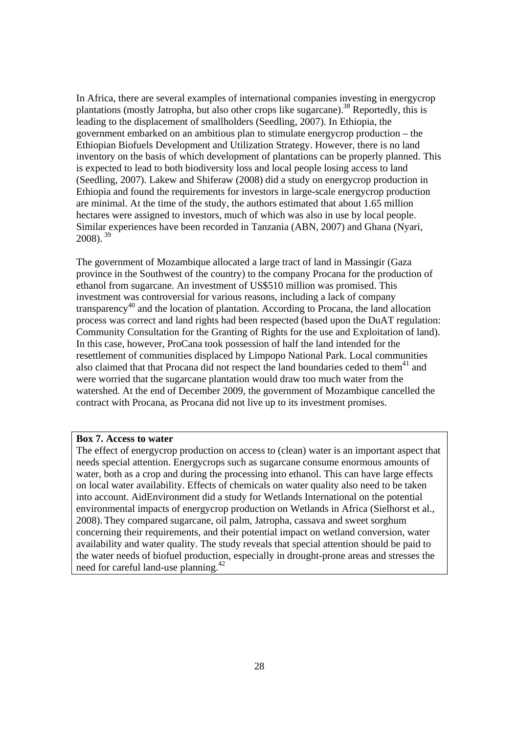In Africa, there are several examples of international companies investing in energycrop plantations (mostly Jatropha, but also other crops like sugarcane).[38] Reportedly, this is leading to the displacement of smallholders (Seedling, 2007). In Ethiopia, the government embarked on an ambitious plan to stimulate energycrop production – the Ethiopian Biofuels Development and Utilization Strategy. However, there is no land inventory on the basis of which development of plantations can be properly planned. This is expected to lead to both biodiversity loss and local people losing access to land (Seedling, 2007). Lakew and Shiferaw (2008) did a study on energycrop production in Ethiopia and found the requirements for investors in large-scale energycrop production are minimal. At the time of the study, the authors estimated that about 1.65 million hectares were assigned to investors, much of which was also in use by local people. Similar experiences have been recorded in Tanzania (ABN, 2007) and Ghana (Nyari, 2008).[39]

The government of Mozambique allocated a large tract of land in Massingir (Gaza province in the Southwest of the country) to the company Procana for the production of ethanol from sugarcane. An investment of US$510 million was promised. This investment was controversial for various reasons, including a lack of company transparency[40] and the location of plantation. According to Procana, the land allocation process was correct and land rights had been respected (based upon the DuAT regulation: Community Consultation for the Granting of Rights for the use and Exploitation of land). In this case, however, ProCana took possession of half the land intended for the resettlement of communities displaced by Limpopo National Park. Local communities also claimed that that Procana did not respect the land boundaries ceded to them[41] and were worried that the sugarcane plantation would draw too much water from the watershed. At the end of December 2009, the government of Mozambique cancelled the contract with Procana, as Procana did not live up to its investment promises.

**Box 7. Access to water**

The effect of energycrop production on access to (clean) water is an important aspect that needs special attention. Energycrops such as sugarcane consume enormous amounts of water, both as a crop and during the processing into ethanol. This can have large effects on local water availability. Effects of chemicals on water quality also need to be taken into account. AidEnvironment did a study for Wetlands International on the potential environmental impacts of energycrop production on Wetlands in Africa (Sielhorst et al., 2008). They compared sugarcane, oil palm, Jatropha, cassava and sweet sorghum concerning their requirements, and their potential impact on wetland conversion, water availability and water quality. The study reveals that special attention should be paid to the water needs of biofuel production, especially in drought-prone areas and stresses the need for careful land-use planning.[42]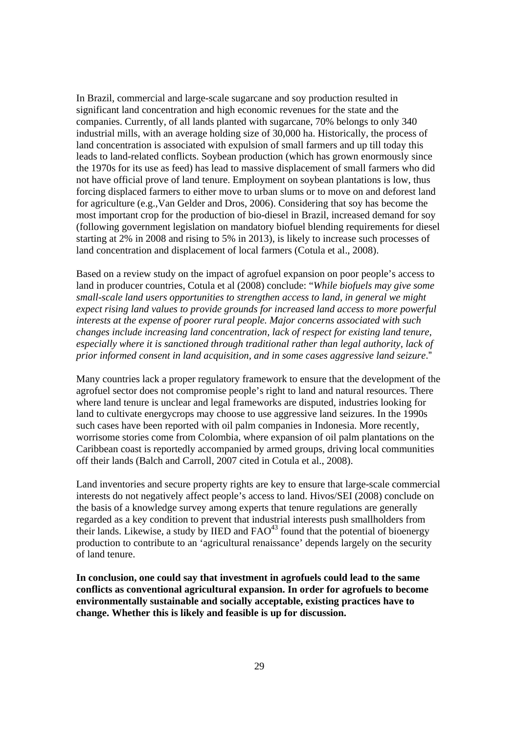In Brazil, commercial and large-scale sugarcane and soy production resulted in significant land concentration and high economic revenues for the state and the companies. Currently, of all lands planted with sugarcane, 70% belongs to only 340 industrial mills, with an average holding size of 30,000 ha. Historically, the process of land concentration is associated with expulsion of small farmers and up till today this leads to land-related conflicts. Soybean production (which has grown enormously since the 1970s for its use as feed) has lead to massive displacement of small farmers who did not have official prove of land tenure. Employment on soybean plantations is low, thus forcing displaced farmers to either move to urban slums or to move on and deforest land for agriculture (e.g.,Van Gelder and Dros, 2006). Considering that soy has become the most important crop for the production of bio-diesel in Brazil, increased demand for soy (following government legislation on mandatory biofuel blending requirements for diesel starting at 2% in 2008 and rising to 5% in 2013), is likely to increase such processes of land concentration and displacement of local farmers (Cotula et al., 2008).

Based on a review study on the impact of agrofuel expansion on poor people's access to land in producer countries, Cotula et al (2008) conclude: "*While biofuels may give some small-scale land users opportunities to strengthen access to land, in general we might expect rising land values to provide grounds for increased land access to more powerful interests at the expense of poorer rural people. Major concerns associated with such changes include increasing land concentration, lack of respect for existing land tenure, especially where it is sanctioned through traditional rather than legal authority, lack of prior informed consent in land acquisition, and in some cases aggressive land seizure*."

Many countries lack a proper regulatory framework to ensure that the development of the agrofuel sector does not compromise people's right to land and natural resources. There where land tenure is unclear and legal frameworks are disputed, industries looking for land to cultivate energycrops may choose to use aggressive land seizures. In the 1990s such cases have been reported with oil palm companies in Indonesia. More recently, worrisome stories come from Colombia, where expansion of oil palm plantations on the Caribbean coast is reportedly accompanied by armed groups, driving local communities off their lands (Balch and Carroll, 2007 cited in Cotula et al., 2008).

Land inventories and secure property rights are key to ensure that large-scale commercial interests do not negatively affect people's access to land. Hivos/SEI (2008) conclude on the basis of a knowledge survey among experts that tenure regulations are generally regarded as a key condition to prevent that industrial interests push smallholders from their lands. Likewise, a study by IIED and FAO[43] found that the potential of bioenergy production to contribute to an 'agricultural renaissance' depends largely on the security of land tenure.

**In conclusion, one could say that investment in agrofuels could lead to the same conflicts as conventional agricultural expansion. In order for agrofuels to become environmentally sustainable and socially acceptable, existing practices have to change. Whether this is likely and feasible is up for discussion.**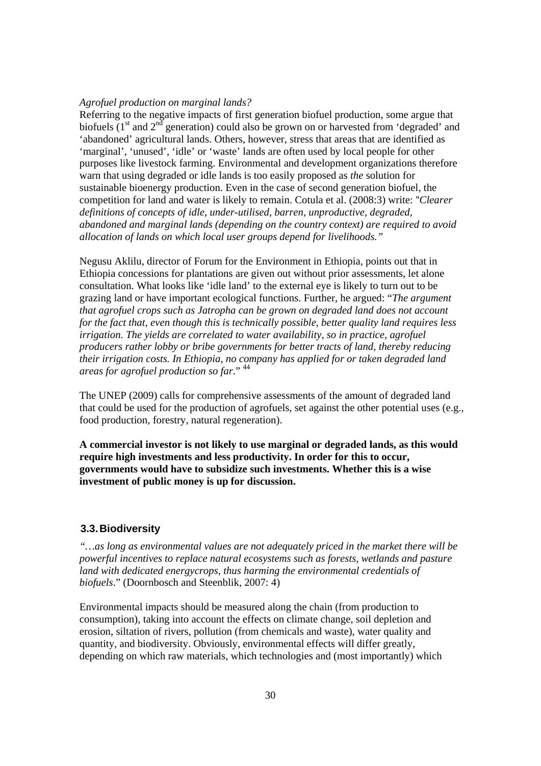*Agrofuel production on marginal lands?*

Referring to the negative impacts of first generation biofuel production, some argue that biofuels (1st and 2nd generation) could also be grown on or harvested from 'degraded' and 'abandoned' agricultural lands. Others, however, stress that areas that are identified as 'marginal', 'unused', 'idle' or 'waste' lands are often used by local people for other purposes like livestock farming. Environmental and development organizations therefore warn that using degraded or idle lands is too easily proposed as *the* solution for sustainable bioenergy production. Even in the case of second generation biofuel, the competition for land and water is likely to remain. Cotula et al. (2008:3) write: "*Clearer definitions of concepts of idle, under-utilised, barren, unproductive, degraded, abandoned and marginal lands (depending on the country context) are required to avoid allocation of lands on which local user groups depend for livelihoods.*"

Negusu Aklilu, director of Forum for the Environment in Ethiopia, points out that in Ethiopia concessions for plantations are given out without prior assessments, let alone consultation. What looks like 'idle land' to the external eye is likely to turn out to be grazing land or have important ecological functions. Further, he argued: "*The argument that agrofuel crops such as Jatropha can be grown on degraded land does not account for the fact that, even though this is technically possible, better quality land requires less irrigation. The yields are correlated to water availability, so in practice, agrofuel producers rather lobby or bribe governments for better tracts of land, thereby reducing their irrigation costs. In Ethiopia, no company has applied for or taken degraded land areas for agrofuel production so far.*" [44]

The UNEP (2009) calls for comprehensive assessments of the amount of degraded land that could be used for the production of agrofuels, set against the other potential uses (e.g., food production, forestry, natural regeneration).

**A commercial investor is not likely to use marginal or degraded lands, as this would require high investments and less productivity. In order for this to occur, governments would have to subsidize such investments. Whether this is a wise investment of public money is up for discussion.**

### 3.3. Biodiversity

*"…as long as environmental values are not adequately priced in the market there will be powerful incentives to replace natural ecosystems such as forests, wetlands and pasture land with dedicated energycrops, thus harming the environmental credentials of biofuels*." (Doornbosch and Steenblik, 2007: 4)

Environmental impacts should be measured along the chain (from production to consumption), taking into account the effects on climate change, soil depletion and erosion, siltation of rivers, pollution (from chemicals and waste), water quality and quantity, and biodiversity. Obviously, environmental effects will differ greatly, depending on which raw materials, which technologies and (most importantly) which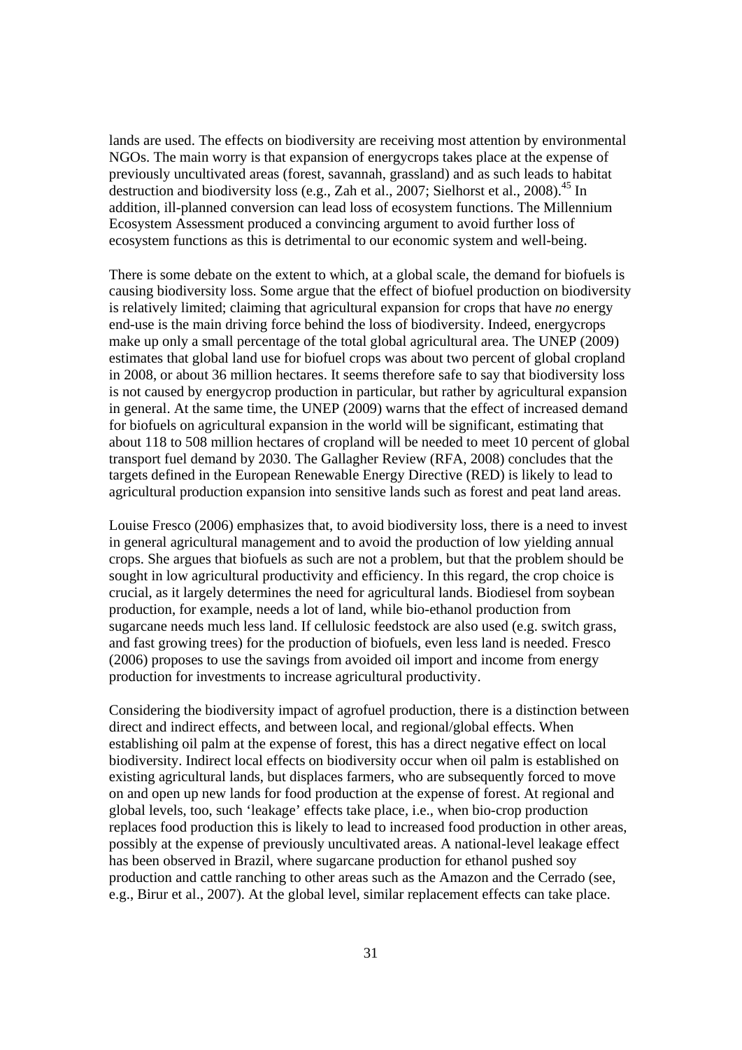lands are used. The effects on biodiversity are receiving most attention by environmental NGOs. The main worry is that expansion of energycrops takes place at the expense of previously uncultivated areas (forest, savannah, grassland) and as such leads to habitat destruction and biodiversity loss (e.g., Zah et al., 2007; Sielhorst et al., 2008).[45] In addition, ill-planned conversion can lead loss of ecosystem functions. The Millennium Ecosystem Assessment produced a convincing argument to avoid further loss of ecosystem functions as this is detrimental to our economic system and well-being.

There is some debate on the extent to which, at a global scale, the demand for biofuels is causing biodiversity loss. Some argue that the effect of biofuel production on biodiversity is relatively limited; claiming that agricultural expansion for crops that have *no* energy end-use is the main driving force behind the loss of biodiversity. Indeed, energycrops make up only a small percentage of the total global agricultural area. The UNEP (2009) estimates that global land use for biofuel crops was about two percent of global cropland in 2008, or about 36 million hectares. It seems therefore safe to say that biodiversity loss is not caused by energycrop production in particular, but rather by agricultural expansion in general. At the same time, the UNEP (2009) warns that the effect of increased demand for biofuels on agricultural expansion in the world will be significant, estimating that about 118 to 508 million hectares of cropland will be needed to meet 10 percent of global transport fuel demand by 2030. The Gallagher Review (RFA, 2008) concludes that the targets defined in the European Renewable Energy Directive (RED) is likely to lead to agricultural production expansion into sensitive lands such as forest and peat land areas.

Louise Fresco (2006) emphasizes that, to avoid biodiversity loss, there is a need to invest in general agricultural management and to avoid the production of low yielding annual crops. She argues that biofuels as such are not a problem, but that the problem should be sought in low agricultural productivity and efficiency. In this regard, the crop choice is crucial, as it largely determines the need for agricultural lands. Biodiesel from soybean production, for example, needs a lot of land, while bio-ethanol production from sugarcane needs much less land. If cellulosic feedstock are also used (e.g. switch grass, and fast growing trees) for the production of biofuels, even less land is needed. Fresco (2006) proposes to use the savings from avoided oil import and income from energy production for investments to increase agricultural productivity.

Considering the biodiversity impact of agrofuel production, there is a distinction between direct and indirect effects, and between local, and regional/global effects. When establishing oil palm at the expense of forest, this has a direct negative effect on local biodiversity. Indirect local effects on biodiversity occur when oil palm is established on existing agricultural lands, but displaces farmers, who are subsequently forced to move on and open up new lands for food production at the expense of forest. At regional and global levels, too, such 'leakage' effects take place, i.e., when bio-crop production replaces food production this is likely to lead to increased food production in other areas, possibly at the expense of previously uncultivated areas. A national-level leakage effect has been observed in Brazil, where sugarcane production for ethanol pushed soy production and cattle ranching to other areas such as the Amazon and the Cerrado (see, e.g., Birur et al., 2007). At the global level, similar replacement effects can take place.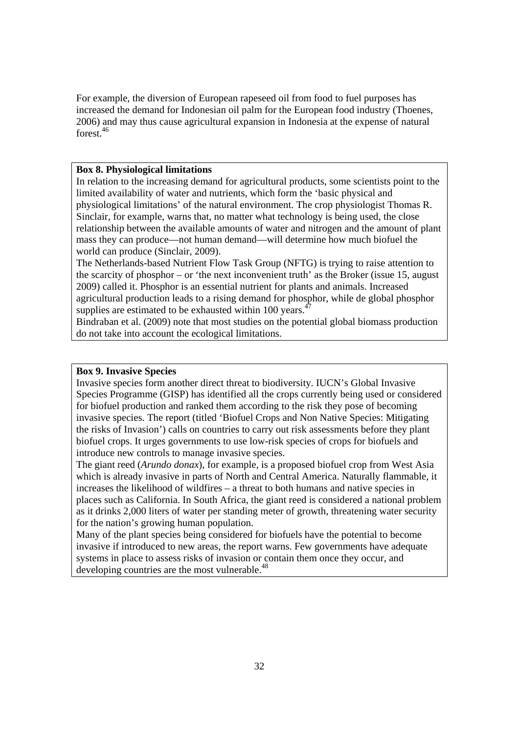For example, the diversion of European rapeseed oil from food to fuel purposes has increased the demand for Indonesian oil palm for the European food industry (Thoenes, 2006) and may thus cause agricultural expansion in Indonesia at the expense of natural forest.[46]

**Box 8. Physiological limitations**

In relation to the increasing demand for agricultural products, some scientists point to the limited availability of water and nutrients, which form the 'basic physical and physiological limitations' of the natural environment. The crop physiologist Thomas R. Sinclair, for example, warns that, no matter what technology is being used, the close relationship between the available amounts of water and nitrogen and the amount of plant mass they can produce—not human demand—will determine how much biofuel the world can produce (Sinclair, 2009).

The Netherlands-based Nutrient Flow Task Group (NFTG) is trying to raise attention to the scarcity of phosphor – or 'the next inconvenient truth' as the Broker (issue 15, august 2009) called it. Phosphor is an essential nutrient for plants and animals. Increased agricultural production leads to a rising demand for phosphor, while de global phosphor supplies are estimated to be exhausted within 100 years.[47]

Bindraban et al. (2009) note that most studies on the potential global biomass production do not take into account the ecological limitations.

**Box 9. Invasive Species**

Invasive species form another direct threat to biodiversity. IUCN's Global Invasive Species Programme (GISP) has identified all the crops currently being used or considered for biofuel production and ranked them according to the risk they pose of becoming invasive species. The report (titled 'Biofuel Crops and Non Native Species: Mitigating the risks of Invasion') calls on countries to carry out risk assessments before they plant biofuel crops. It urges governments to use low-risk species of crops for biofuels and introduce new controls to manage invasive species.

The giant reed (*Arundo donax*), for example, is a proposed biofuel crop from West Asia which is already invasive in parts of North and Central America. Naturally flammable, it increases the likelihood of wildfires – a threat to both humans and native species in places such as California. In South Africa, the giant reed is considered a national problem as it drinks 2,000 liters of water per standing meter of growth, threatening water security for the nation's growing human population.

Many of the plant species being considered for biofuels have the potential to become invasive if introduced to new areas, the report warns. Few governments have adequate systems in place to assess risks of invasion or contain them once they occur, and developing countries are the most vulnerable.[48]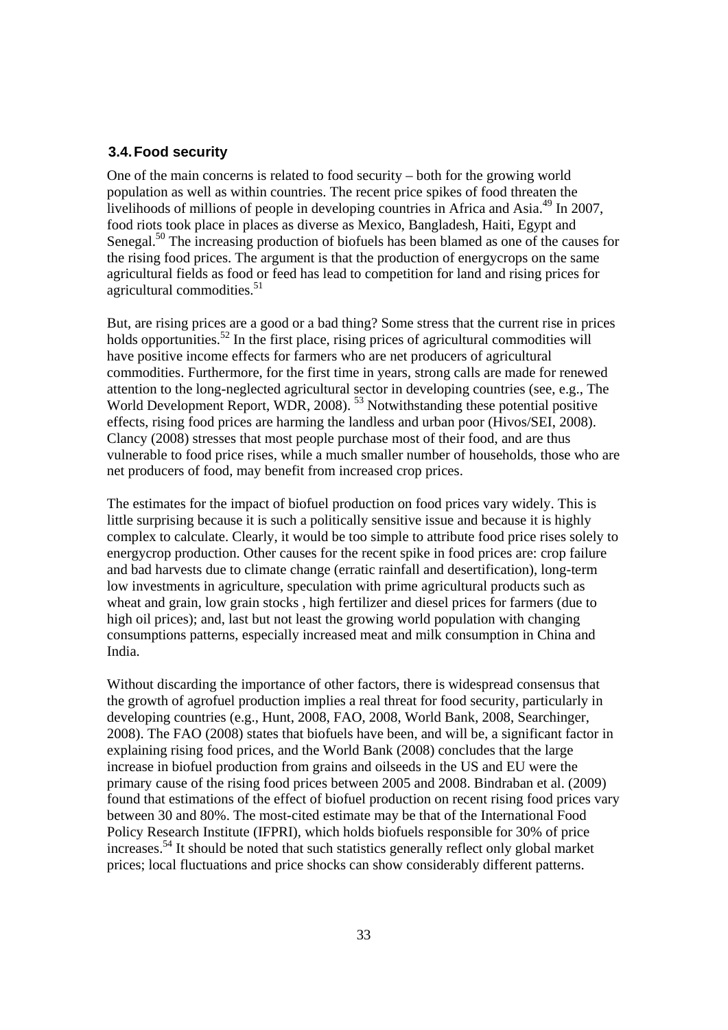## 3.4. Food security

One of the main concerns is related to food security – both for the growing world population as well as within countries. The recent price spikes of food threaten the livelihoods of millions of people in developing countries in Africa and Asia.[49] In 2007, food riots took place in places as diverse as Mexico, Bangladesh, Haiti, Egypt and Senegal.[50] The increasing production of biofuels has been blamed as one of the causes for the rising food prices. The argument is that the production of energycrops on the same agricultural fields as food or feed has lead to competition for land and rising prices for agricultural commodities.[51]

But, are rising prices are a good or a bad thing? Some stress that the current rise in prices holds opportunities.[52] In the first place, rising prices of agricultural commodities will have positive income effects for farmers who are net producers of agricultural commodities. Furthermore, for the first time in years, strong calls are made for renewed attention to the long-neglected agricultural sector in developing countries (see, e.g., The World Development Report, WDR, 2008). [53] Notwithstanding these potential positive effects, rising food prices are harming the landless and urban poor (Hivos/SEI, 2008). Clancy (2008) stresses that most people purchase most of their food, and are thus vulnerable to food price rises, while a much smaller number of households, those who are net producers of food, may benefit from increased crop prices.

The estimates for the impact of biofuel production on food prices vary widely. This is little surprising because it is such a politically sensitive issue and because it is highly complex to calculate. Clearly, it would be too simple to attribute food price rises solely to energycrop production. Other causes for the recent spike in food prices are: crop failure and bad harvests due to climate change (erratic rainfall and desertification), long-term low investments in agriculture, speculation with prime agricultural products such as wheat and grain, low grain stocks , high fertilizer and diesel prices for farmers (due to high oil prices); and, last but not least the growing world population with changing consumptions patterns, especially increased meat and milk consumption in China and India.

Without discarding the importance of other factors, there is widespread consensus that the growth of agrofuel production implies a real threat for food security, particularly in developing countries (e.g., Hunt, 2008, FAO, 2008, World Bank, 2008, Searchinger, 2008). The FAO (2008) states that biofuels have been, and will be, a significant factor in explaining rising food prices, and the World Bank (2008) concludes that the large increase in biofuel production from grains and oilseeds in the US and EU were the primary cause of the rising food prices between 2005 and 2008. Bindraban et al. (2009) found that estimations of the effect of biofuel production on recent rising food prices vary between 30 and 80%. The most-cited estimate may be that of the International Food Policy Research Institute (IFPRI), which holds biofuels responsible for 30% of price increases.[54] It should be noted that such statistics generally reflect only global market prices; local fluctuations and price shocks can show considerably different patterns.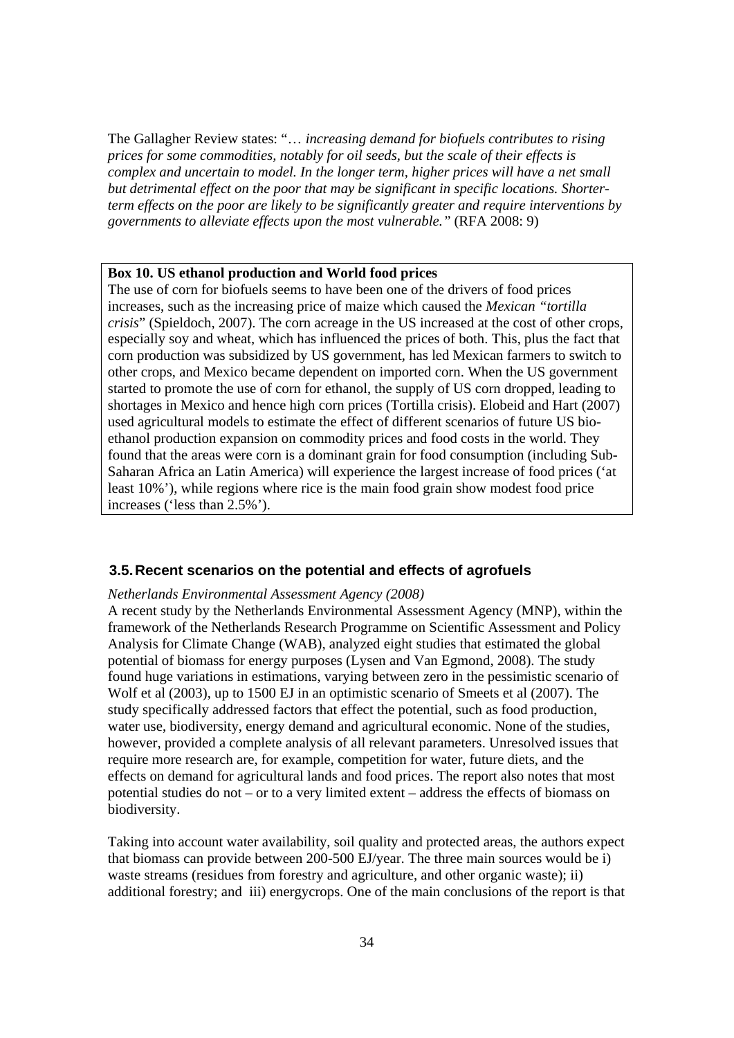The Gallagher Review states: "*… increasing demand for biofuels contributes to rising prices for some commodities, notably for oil seeds, but the scale of their effects is complex and uncertain to model. In the longer term, higher prices will have a net small but detrimental effect on the poor that may be significant in specific locations. Shorter-term effects on the poor are likely to be significantly greater and require interventions by governments to alleviate effects upon the most vulnerable.*" (RFA 2008: 9)

> **Box 10. US ethanol production and World food prices**
> The use of corn for biofuels seems to have been one of the drivers of food prices increases, such as the increasing price of maize which caused the *Mexican "tortilla crisis*" (Spieldoch, 2007). The corn acreage in the US increased at the cost of other crops, especially soy and wheat, which has influenced the prices of both. This, plus the fact that corn production was subsidized by US government, has led Mexican farmers to switch to other crops, and Mexico became dependent on imported corn. When the US government started to promote the use of corn for ethanol, the supply of US corn dropped, leading to shortages in Mexico and hence high corn prices (Tortilla crisis). Elobeid and Hart (2007) used agricultural models to estimate the effect of different scenarios of future US bio-ethanol production expansion on commodity prices and food costs in the world. They found that the areas were corn is a dominant grain for food consumption (including Sub-Saharan Africa an Latin America) will experience the largest increase of food prices ('at least 10%'), while regions where rice is the main food grain show modest food price increases ('less than 2.5%').

### 3.5. Recent scenarios on the potential and effects of agrofuels

*Netherlands Environmental Assessment Agency (2008)*
A recent study by the Netherlands Environmental Assessment Agency (MNP), within the framework of the Netherlands Research Programme on Scientific Assessment and Policy Analysis for Climate Change (WAB), analyzed eight studies that estimated the global potential of biomass for energy purposes (Lysen and Van Egmond, 2008). The study found huge variations in estimations, varying between zero in the pessimistic scenario of Wolf et al (2003), up to 1500 EJ in an optimistic scenario of Smeets et al (2007). The study specifically addressed factors that effect the potential, such as food production, water use, biodiversity, energy demand and agricultural economic. None of the studies, however, provided a complete analysis of all relevant parameters. Unresolved issues that require more research are, for example, competition for water, future diets, and the effects on demand for agricultural lands and food prices. The report also notes that most potential studies do not – or to a very limited extent – address the effects of biomass on biodiversity.

Taking into account water availability, soil quality and protected areas, the authors expect that biomass can provide between 200-500 EJ/year. The three main sources would be i) waste streams (residues from forestry and agriculture, and other organic waste); ii) additional forestry; and iii) energycrops. One of the main conclusions of the report is that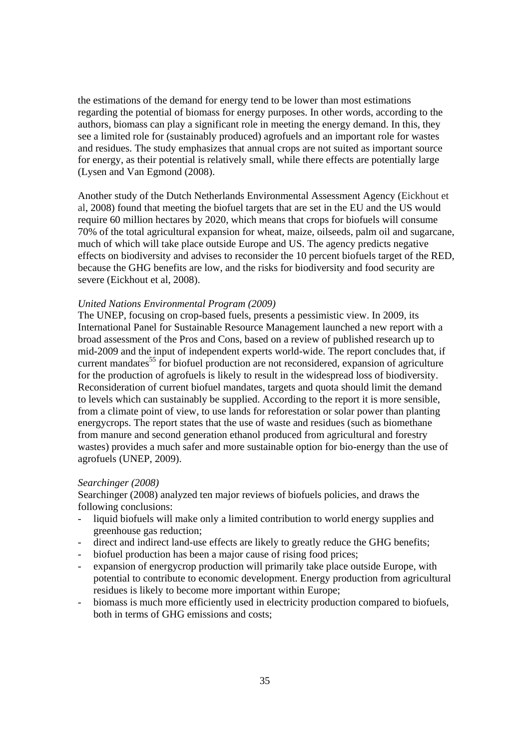the estimations of the demand for energy tend to be lower than most estimations regarding the potential of biomass for energy purposes. In other words, according to the authors, biomass can play a significant role in meeting the energy demand. In this, they see a limited role for (sustainably produced) agrofuels and an important role for wastes and residues. The study emphasizes that annual crops are not suited as important source for energy, as their potential is relatively small, while there effects are potentially large (Lysen and Van Egmond (2008).

Another study of the Dutch Netherlands Environmental Assessment Agency (Eickhout et al, 2008) found that meeting the biofuel targets that are set in the EU and the US would require 60 million hectares by 2020, which means that crops for biofuels will consume 70% of the total agricultural expansion for wheat, maize, oilseeds, palm oil and sugarcane, much of which will take place outside Europe and US. The agency predicts negative effects on biodiversity and advises to reconsider the 10 percent biofuels target of the RED, because the GHG benefits are low, and the risks for biodiversity and food security are severe (Eickhout et al, 2008).

*United Nations Environmental Program (2009)*

The UNEP, focusing on crop-based fuels, presents a pessimistic view. In 2009, its International Panel for Sustainable Resource Management launched a new report with a broad assessment of the Pros and Cons, based on a review of published research up to mid-2009 and the input of independent experts world-wide. The report concludes that, if current mandates[55] for biofuel production are not reconsidered, expansion of agriculture for the production of agrofuels is likely to result in the widespread loss of biodiversity. Reconsideration of current biofuel mandates, targets and quota should limit the demand to levels which can sustainably be supplied. According to the report it is more sensible, from a climate point of view, to use lands for reforestation or solar power than planting energycrops. The report states that the use of waste and residues (such as biomethane from manure and second generation ethanol produced from agricultural and forestry wastes) provides a much safer and more sustainable option for bio-energy than the use of agrofuels (UNEP, 2009).

*Searchinger (2008)*

Searchinger (2008) analyzed ten major reviews of biofuels policies, and draws the following conclusions:

- liquid biofuels will make only a limited contribution to world energy supplies and greenhouse gas reduction;
- direct and indirect land-use effects are likely to greatly reduce the GHG benefits;
- biofuel production has been a major cause of rising food prices;
- expansion of energycrop production will primarily take place outside Europe, with potential to contribute to economic development. Energy production from agricultural residues is likely to become more important within Europe;
- biomass is much more efficiently used in electricity production compared to biofuels, both in terms of GHG emissions and costs;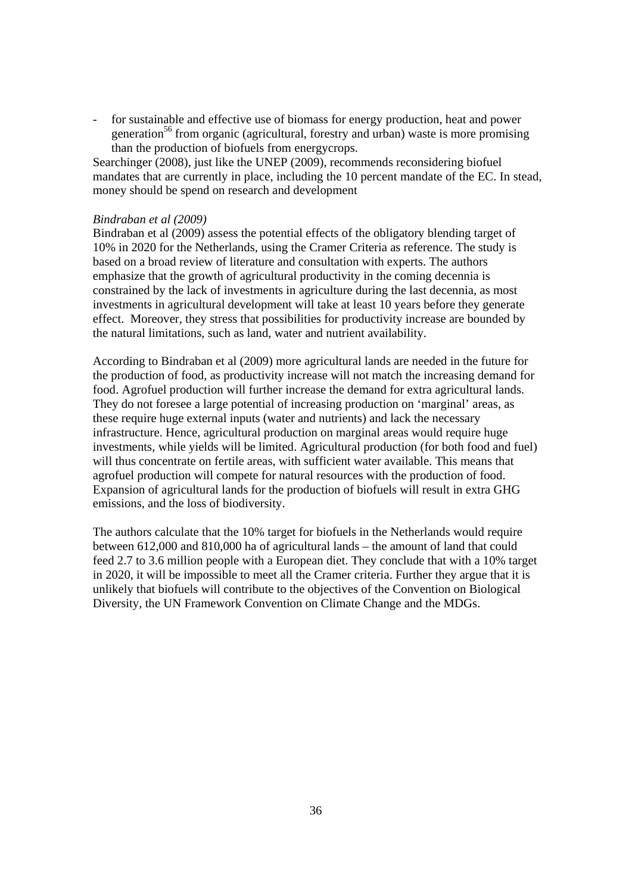- for sustainable and effective use of biomass for energy production, heat and power generation[56] from organic (agricultural, forestry and urban) waste is more promising than the production of biofuels from energycrops.

Searchinger (2008), just like the UNEP (2009), recommends reconsidering biofuel mandates that are currently in place, including the 10 percent mandate of the EC. In stead, money should be spend on research and development

*Bindraban et al (2009)*

Bindraban et al (2009) assess the potential effects of the obligatory blending target of 10% in 2020 for the Netherlands, using the Cramer Criteria as reference. The study is based on a broad review of literature and consultation with experts. The authors emphasize that the growth of agricultural productivity in the coming decennia is constrained by the lack of investments in agriculture during the last decennia, as most investments in agricultural development will take at least 10 years before they generate effect. Moreover, they stress that possibilities for productivity increase are bounded by the natural limitations, such as land, water and nutrient availability.

According to Bindraban et al (2009) more agricultural lands are needed in the future for the production of food, as productivity increase will not match the increasing demand for food. Agrofuel production will further increase the demand for extra agricultural lands. They do not foresee a large potential of increasing production on 'marginal' areas, as these require huge external inputs (water and nutrients) and lack the necessary infrastructure. Hence, agricultural production on marginal areas would require huge investments, while yields will be limited. Agricultural production (for both food and fuel) will thus concentrate on fertile areas, with sufficient water available. This means that agrofuel production will compete for natural resources with the production of food. Expansion of agricultural lands for the production of biofuels will result in extra GHG emissions, and the loss of biodiversity.

The authors calculate that the 10% target for biofuels in the Netherlands would require between 612,000 and 810,000 ha of agricultural lands – the amount of land that could feed 2.7 to 3.6 million people with a European diet. They conclude that with a 10% target in 2020, it will be impossible to meet all the Cramer criteria. Further they argue that it is unlikely that biofuels will contribute to the objectives of the Convention on Biological Diversity, the UN Framework Convention on Climate Change and the MDGs.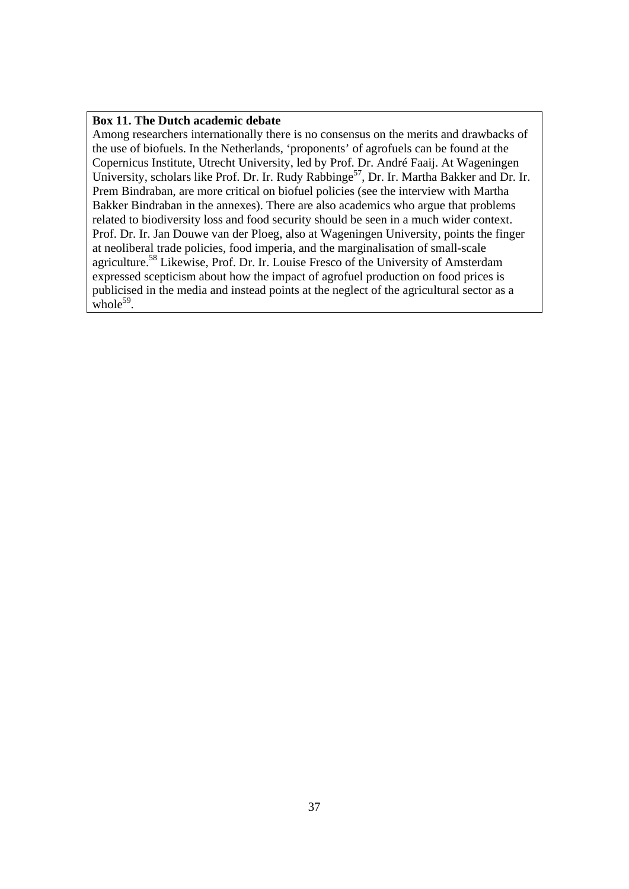**Box 11. The Dutch academic debate**

Among researchers internationally there is no consensus on the merits and drawbacks of the use of biofuels. In the Netherlands, 'proponents' of agrofuels can be found at the Copernicus Institute, Utrecht University, led by Prof. Dr. André Faaij. At Wageningen University, scholars like Prof. Dr. Ir. Rudy Rabbinge[57], Dr. Ir. Martha Bakker and Dr. Ir. Prem Bindraban, are more critical on biofuel policies (see the interview with Martha Bakker Bindraban in the annexes). There are also academics who argue that problems related to biodiversity loss and food security should be seen in a much wider context. Prof. Dr. Ir. Jan Douwe van der Ploeg, also at Wageningen University, points the finger at neoliberal trade policies, food imperia, and the marginalisation of small-scale agriculture.[58] Likewise, Prof. Dr. Ir. Louise Fresco of the University of Amsterdam expressed scepticism about how the impact of agrofuel production on food prices is publicised in the media and instead points at the neglect of the agricultural sector as a whole[59].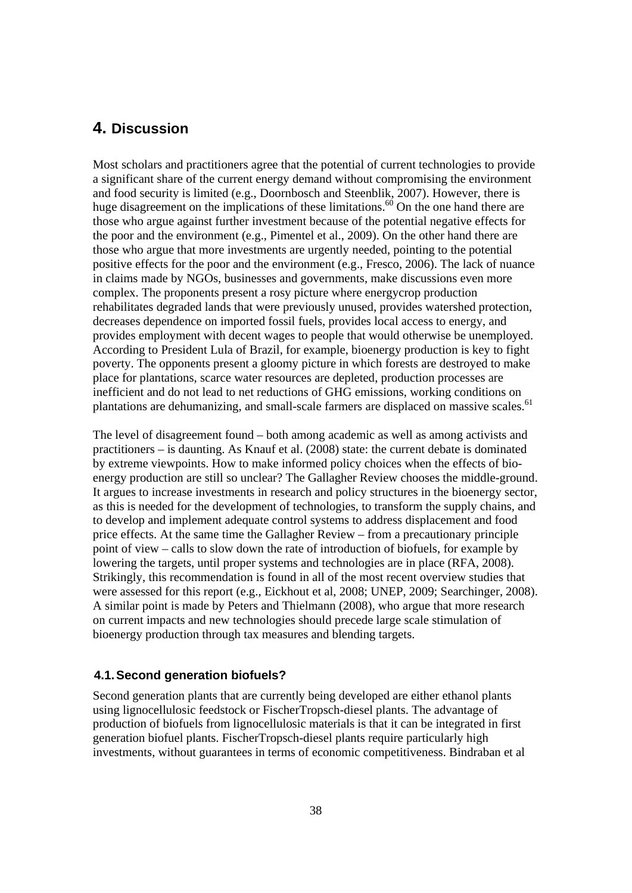# 4. Discussion

Most scholars and practitioners agree that the potential of current technologies to provide a significant share of the current energy demand without compromising the environment and food security is limited (e.g., Doornbosch and Steenblik, 2007). However, there is huge disagreement on the implications of these limitations.[60] On the one hand there are those who argue against further investment because of the potential negative effects for the poor and the environment (e.g., Pimentel et al., 2009). On the other hand there are those who argue that more investments are urgently needed, pointing to the potential positive effects for the poor and the environment (e.g., Fresco, 2006). The lack of nuance in claims made by NGOs, businesses and governments, make discussions even more complex. The proponents present a rosy picture where energycrop production rehabilitates degraded lands that were previously unused, provides watershed protection, decreases dependence on imported fossil fuels, provides local access to energy, and provides employment with decent wages to people that would otherwise be unemployed. According to President Lula of Brazil, for example, bioenergy production is key to fight poverty. The opponents present a gloomy picture in which forests are destroyed to make place for plantations, scarce water resources are depleted, production processes are inefficient and do not lead to net reductions of GHG emissions, working conditions on plantations are dehumanizing, and small-scale farmers are displaced on massive scales.[61]

The level of disagreement found – both among academic as well as among activists and practitioners – is daunting. As Knauf et al. (2008) state: the current debate is dominated by extreme viewpoints. How to make informed policy choices when the effects of bio-energy production are still so unclear? The Gallagher Review chooses the middle-ground. It argues to increase investments in research and policy structures in the bioenergy sector, as this is needed for the development of technologies, to transform the supply chains, and to develop and implement adequate control systems to address displacement and food price effects. At the same time the Gallagher Review – from a precautionary principle point of view – calls to slow down the rate of introduction of biofuels, for example by lowering the targets, until proper systems and technologies are in place (RFA, 2008). Strikingly, this recommendation is found in all of the most recent overview studies that were assessed for this report (e.g., Eickhout et al, 2008; UNEP, 2009; Searchinger, 2008). A similar point is made by Peters and Thielmann (2008), who argue that more research on current impacts and new technologies should precede large scale stimulation of bioenergy production through tax measures and blending targets.

## 4.1. Second generation biofuels?

Second generation plants that are currently being developed are either ethanol plants using lignocellulosic feedstock or FischerTropsch-diesel plants. The advantage of production of biofuels from lignocellulosic materials is that it can be integrated in first generation biofuel plants. FischerTropsch-diesel plants require particularly high investments, without guarantees in terms of economic competitiveness. Bindraban et al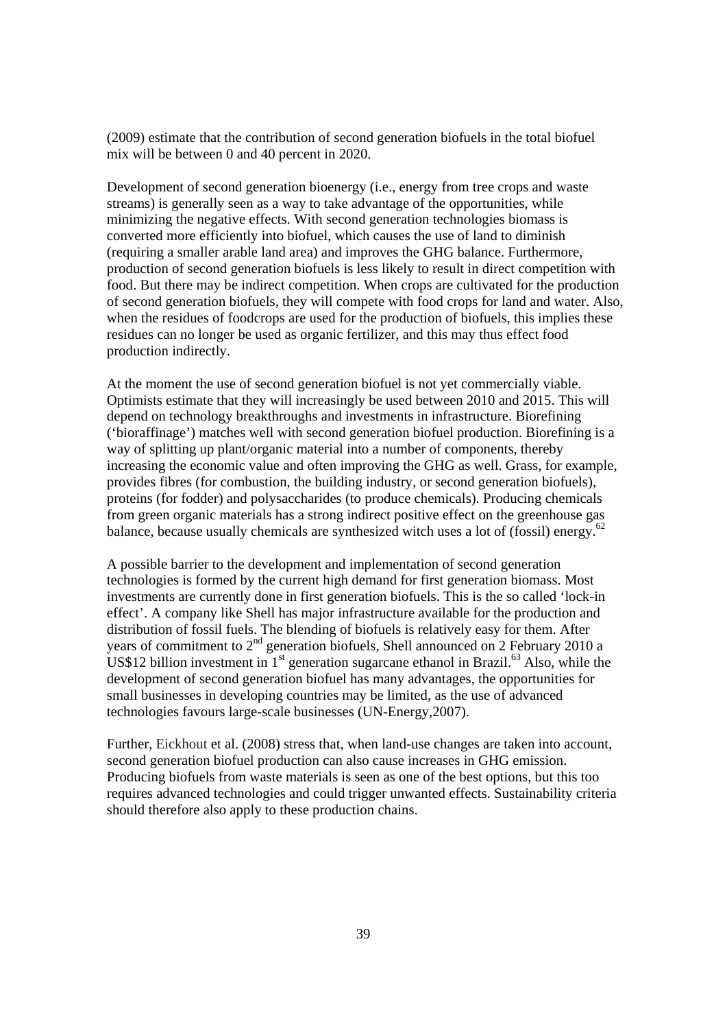(2009) estimate that the contribution of second generation biofuels in the total biofuel mix will be between 0 and 40 percent in 2020.

Development of second generation bioenergy (i.e., energy from tree crops and waste streams) is generally seen as a way to take advantage of the opportunities, while minimizing the negative effects. With second generation technologies biomass is converted more efficiently into biofuel, which causes the use of land to diminish (requiring a smaller arable land area) and improves the GHG balance. Furthermore, production of second generation biofuels is less likely to result in direct competition with food. But there may be indirect competition. When crops are cultivated for the production of second generation biofuels, they will compete with food crops for land and water. Also, when the residues of foodcrops are used for the production of biofuels, this implies these residues can no longer be used as organic fertilizer, and this may thus effect food production indirectly.

At the moment the use of second generation biofuel is not yet commercially viable. Optimists estimate that they will increasingly be used between 2010 and 2015. This will depend on technology breakthroughs and investments in infrastructure. Biorefining ('bioraffinage') matches well with second generation biofuel production. Biorefining is a way of splitting up plant/organic material into a number of components, thereby increasing the economic value and often improving the GHG as well. Grass, for example, provides fibres (for combustion, the building industry, or second generation biofuels), proteins (for fodder) and polysaccharides (to produce chemicals). Producing chemicals from green organic materials has a strong indirect positive effect on the greenhouse gas balance, because usually chemicals are synthesized witch uses a lot of (fossil) energy.[62]

A possible barrier to the development and implementation of second generation technologies is formed by the current high demand for first generation biomass. Most investments are currently done in first generation biofuels. This is the so called 'lock-in effect'. A company like Shell has major infrastructure available for the production and distribution of fossil fuels. The blending of biofuels is relatively easy for them. After years of commitment to 2nd generation biofuels, Shell announced on 2 February 2010 a US$12 billion investment in 1st generation sugarcane ethanol in Brazil.[63] Also, while the development of second generation biofuel has many advantages, the opportunities for small businesses in developing countries may be limited, as the use of advanced technologies favours large-scale businesses (UN-Energy,2007).

Further, Eickhout et al. (2008) stress that, when land-use changes are taken into account, second generation biofuel production can also cause increases in GHG emission. Producing biofuels from waste materials is seen as one of the best options, but this too requires advanced technologies and could trigger unwanted effects. Sustainability criteria should therefore also apply to these production chains.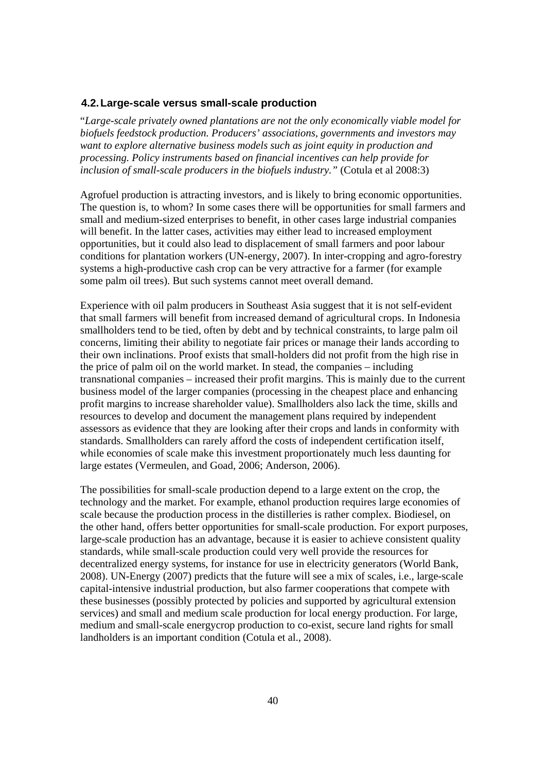### 4.2. Large-scale versus small-scale production

"*Large-scale privately owned plantations are not the only economically viable model for biofuels feedstock production. Producers' associations, governments and investors may want to explore alternative business models such as joint equity in production and processing. Policy instruments based on financial incentives can help provide for inclusion of small-scale producers in the biofuels industry."* (Cotula et al 2008:3)

Agrofuel production is attracting investors, and is likely to bring economic opportunities. The question is, to whom? In some cases there will be opportunities for small farmers and small and medium-sized enterprises to benefit, in other cases large industrial companies will benefit. In the latter cases, activities may either lead to increased employment opportunities, but it could also lead to displacement of small farmers and poor labour conditions for plantation workers (UN-energy, 2007). In inter-cropping and agro-forestry systems a high-productive cash crop can be very attractive for a farmer (for example some palm oil trees). But such systems cannot meet overall demand.

Experience with oil palm producers in Southeast Asia suggest that it is not self-evident that small farmers will benefit from increased demand of agricultural crops. In Indonesia smallholders tend to be tied, often by debt and by technical constraints, to large palm oil concerns, limiting their ability to negotiate fair prices or manage their lands according to their own inclinations. Proof exists that small-holders did not profit from the high rise in the price of palm oil on the world market. In stead, the companies – including transnational companies – increased their profit margins. This is mainly due to the current business model of the larger companies (processing in the cheapest place and enhancing profit margins to increase shareholder value). Smallholders also lack the time, skills and resources to develop and document the management plans required by independent assessors as evidence that they are looking after their crops and lands in conformity with standards. Smallholders can rarely afford the costs of independent certification itself, while economies of scale make this investment proportionately much less daunting for large estates (Vermeulen, and Goad, 2006; Anderson, 2006).

The possibilities for small-scale production depend to a large extent on the crop, the technology and the market. For example, ethanol production requires large economies of scale because the production process in the distilleries is rather complex. Biodiesel, on the other hand, offers better opportunities for small-scale production. For export purposes, large-scale production has an advantage, because it is easier to achieve consistent quality standards, while small-scale production could very well provide the resources for decentralized energy systems, for instance for use in electricity generators (World Bank, 2008). UN-Energy (2007) predicts that the future will see a mix of scales, i.e., large-scale capital-intensive industrial production, but also farmer cooperations that compete with these businesses (possibly protected by policies and supported by agricultural extension services) and small and medium scale production for local energy production. For large, medium and small-scale energycrop production to co-exist, secure land rights for small landholders is an important condition (Cotula et al., 2008).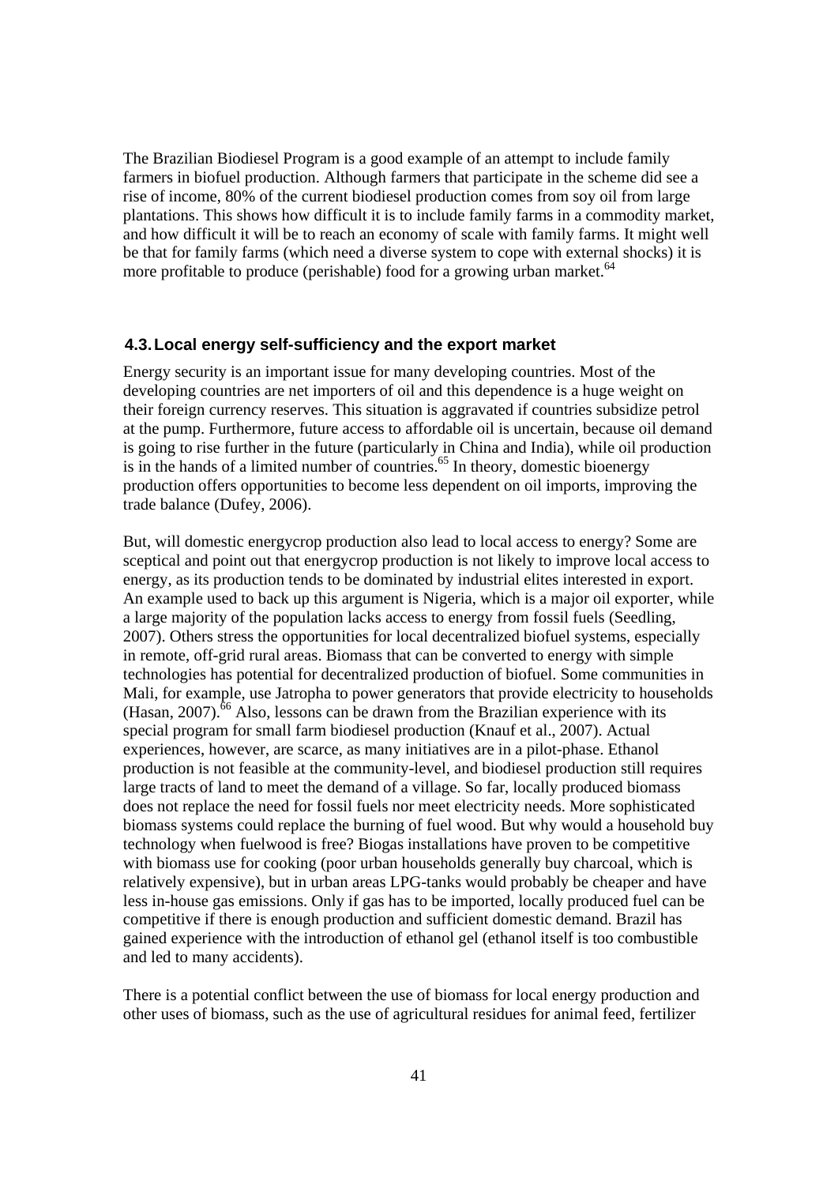The Brazilian Biodiesel Program is a good example of an attempt to include family farmers in biofuel production. Although farmers that participate in the scheme did see a rise of income, 80% of the current biodiesel production comes from soy oil from large plantations. This shows how difficult it is to include family farms in a commodity market, and how difficult it will be to reach an economy of scale with family farms. It might well be that for family farms (which need a diverse system to cope with external shocks) it is more profitable to produce (perishable) food for a growing urban market.[64]

### 4.3. Local energy self-sufficiency and the export market

Energy security is an important issue for many developing countries. Most of the developing countries are net importers of oil and this dependence is a huge weight on their foreign currency reserves. This situation is aggravated if countries subsidize petrol at the pump. Furthermore, future access to affordable oil is uncertain, because oil demand is going to rise further in the future (particularly in China and India), while oil production is in the hands of a limited number of countries.[65] In theory, domestic bioenergy production offers opportunities to become less dependent on oil imports, improving the trade balance (Dufey, 2006).

But, will domestic energycrop production also lead to local access to energy? Some are sceptical and point out that energycrop production is not likely to improve local access to energy, as its production tends to be dominated by industrial elites interested in export. An example used to back up this argument is Nigeria, which is a major oil exporter, while a large majority of the population lacks access to energy from fossil fuels (Seedling, 2007). Others stress the opportunities for local decentralized biofuel systems, especially in remote, off-grid rural areas. Biomass that can be converted to energy with simple technologies has potential for decentralized production of biofuel. Some communities in Mali, for example, use Jatropha to power generators that provide electricity to households (Hasan, 2007).[66] Also, lessons can be drawn from the Brazilian experience with its special program for small farm biodiesel production (Knauf et al., 2007). Actual experiences, however, are scarce, as many initiatives are in a pilot-phase. Ethanol production is not feasible at the community-level, and biodiesel production still requires large tracts of land to meet the demand of a village. So far, locally produced biomass does not replace the need for fossil fuels nor meet electricity needs. More sophisticated biomass systems could replace the burning of fuel wood. But why would a household buy technology when fuelwood is free? Biogas installations have proven to be competitive with biomass use for cooking (poor urban households generally buy charcoal, which is relatively expensive), but in urban areas LPG-tanks would probably be cheaper and have less in-house gas emissions. Only if gas has to be imported, locally produced fuel can be competitive if there is enough production and sufficient domestic demand. Brazil has gained experience with the introduction of ethanol gel (ethanol itself is too combustible and led to many accidents).

There is a potential conflict between the use of biomass for local energy production and other uses of biomass, such as the use of agricultural residues for animal feed, fertilizer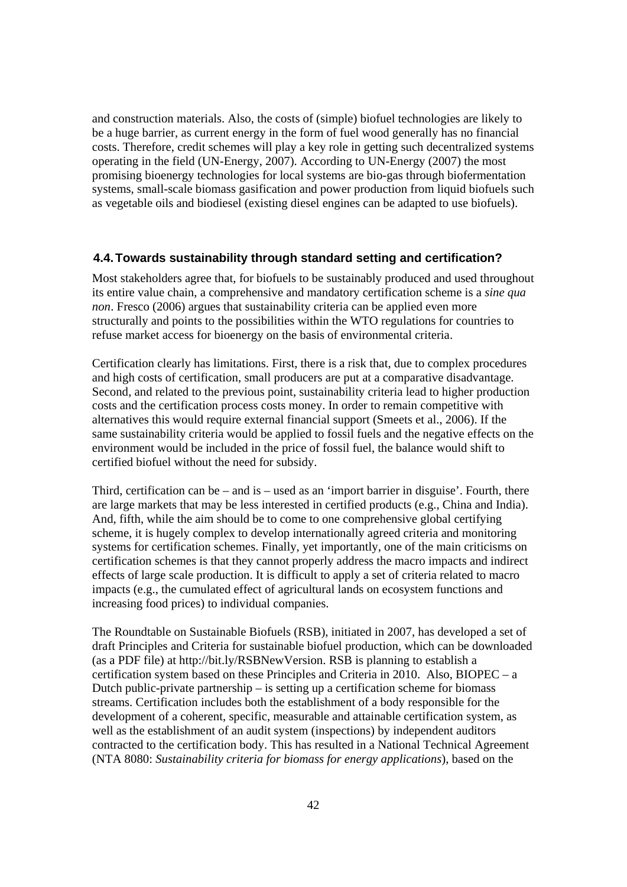and construction materials. Also, the costs of (simple) biofuel technologies are likely to be a huge barrier, as current energy in the form of fuel wood generally has no financial costs. Therefore, credit schemes will play a key role in getting such decentralized systems operating in the field (UN-Energy, 2007). According to UN-Energy (2007) the most promising bioenergy technologies for local systems are bio-gas through biofermentation systems, small-scale biomass gasification and power production from liquid biofuels such as vegetable oils and biodiesel (existing diesel engines can be adapted to use biofuels).

### 4.4. Towards sustainability through standard setting and certification?

Most stakeholders agree that, for biofuels to be sustainably produced and used throughout its entire value chain, a comprehensive and mandatory certification scheme is a *sine qua non*. Fresco (2006) argues that sustainability criteria can be applied even more structurally and points to the possibilities within the WTO regulations for countries to refuse market access for bioenergy on the basis of environmental criteria.

Certification clearly has limitations. First, there is a risk that, due to complex procedures and high costs of certification, small producers are put at a comparative disadvantage. Second, and related to the previous point, sustainability criteria lead to higher production costs and the certification process costs money. In order to remain competitive with alternatives this would require external financial support (Smeets et al., 2006). If the same sustainability criteria would be applied to fossil fuels and the negative effects on the environment would be included in the price of fossil fuel, the balance would shift to certified biofuel without the need for subsidy.

Third, certification can be – and is – used as an 'import barrier in disguise'. Fourth, there are large markets that may be less interested in certified products (e.g., China and India). And, fifth, while the aim should be to come to one comprehensive global certifying scheme, it is hugely complex to develop internationally agreed criteria and monitoring systems for certification schemes. Finally, yet importantly, one of the main criticisms on certification schemes is that they cannot properly address the macro impacts and indirect effects of large scale production. It is difficult to apply a set of criteria related to macro impacts (e.g., the cumulated effect of agricultural lands on ecosystem functions and increasing food prices) to individual companies.

The Roundtable on Sustainable Biofuels (RSB), initiated in 2007, has developed a set of draft Principles and Criteria for sustainable biofuel production, which can be downloaded (as a PDF file) at http://bit.ly/RSBNewVersion. RSB is planning to establish a certification system based on these Principles and Criteria in 2010. Also, BIOPEC – a Dutch public-private partnership – is setting up a certification scheme for biomass streams. Certification includes both the establishment of a body responsible for the development of a coherent, specific, measurable and attainable certification system, as well as the establishment of an audit system (inspections) by independent auditors contracted to the certification body. This has resulted in a National Technical Agreement (NTA 8080: *Sustainability criteria for biomass for energy applications*), based on the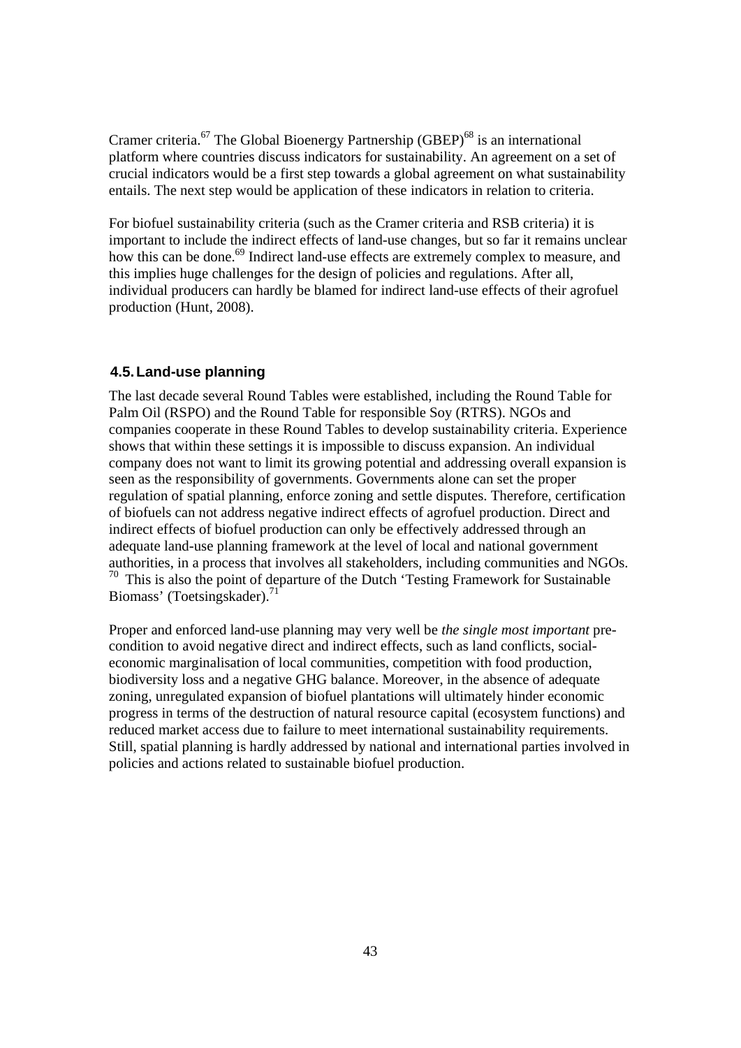Cramer criteria.[67] The Global Bioenergy Partnership (GBEP)[68] is an international platform where countries discuss indicators for sustainability. An agreement on a set of crucial indicators would be a first step towards a global agreement on what sustainability entails. The next step would be application of these indicators in relation to criteria.

For biofuel sustainability criteria (such as the Cramer criteria and RSB criteria) it is important to include the indirect effects of land-use changes, but so far it remains unclear how this can be done.[69] Indirect land-use effects are extremely complex to measure, and this implies huge challenges for the design of policies and regulations. After all, individual producers can hardly be blamed for indirect land-use effects of their agrofuel production (Hunt, 2008).

## 4.5. Land-use planning

The last decade several Round Tables were established, including the Round Table for Palm Oil (RSPO) and the Round Table for responsible Soy (RTRS). NGOs and companies cooperate in these Round Tables to develop sustainability criteria. Experience shows that within these settings it is impossible to discuss expansion. An individual company does not want to limit its growing potential and addressing overall expansion is seen as the responsibility of governments. Governments alone can set the proper regulation of spatial planning, enforce zoning and settle disputes. Therefore, certification of biofuels can not address negative indirect effects of agrofuel production. Direct and indirect effects of biofuel production can only be effectively addressed through an adequate land-use planning framework at the level of local and national government authorities, in a process that involves all stakeholders, including communities and NGOs. [70] This is also the point of departure of the Dutch 'Testing Framework for Sustainable Biomass' (Toetsingskader).[71]

Proper and enforced land-use planning may very well be *the single most important* pre-condition to avoid negative direct and indirect effects, such as land conflicts, social-economic marginalisation of local communities, competition with food production, biodiversity loss and a negative GHG balance. Moreover, in the absence of adequate zoning, unregulated expansion of biofuel plantations will ultimately hinder economic progress in terms of the destruction of natural resource capital (ecosystem functions) and reduced market access due to failure to meet international sustainability requirements. Still, spatial planning is hardly addressed by national and international parties involved in policies and actions related to sustainable biofuel production.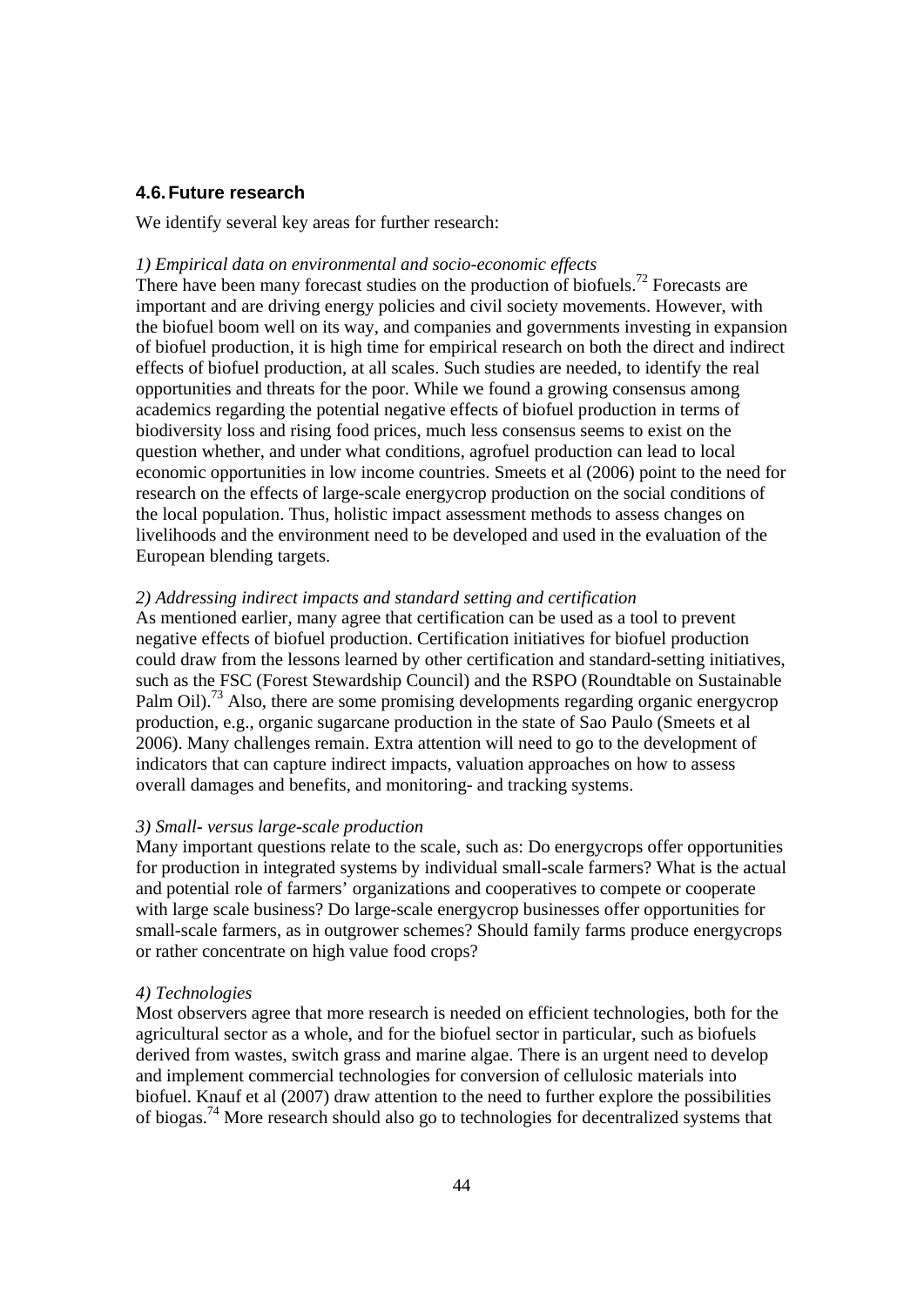## 4.6. Future research

We identify several key areas for further research:

*1) Empirical data on environmental and socio-economic effects*

There have been many forecast studies on the production of biofuels.[72] Forecasts are important and are driving energy policies and civil society movements. However, with the biofuel boom well on its way, and companies and governments investing in expansion of biofuel production, it is high time for empirical research on both the direct and indirect effects of biofuel production, at all scales. Such studies are needed, to identify the real opportunities and threats for the poor. While we found a growing consensus among academics regarding the potential negative effects of biofuel production in terms of biodiversity loss and rising food prices, much less consensus seems to exist on the question whether, and under what conditions, agrofuel production can lead to local economic opportunities in low income countries. Smeets et al (2006) point to the need for research on the effects of large-scale energycrop production on the social conditions of the local population. Thus, holistic impact assessment methods to assess changes on livelihoods and the environment need to be developed and used in the evaluation of the European blending targets.

*2) Addressing indirect impacts and standard setting and certification*

As mentioned earlier, many agree that certification can be used as a tool to prevent negative effects of biofuel production. Certification initiatives for biofuel production could draw from the lessons learned by other certification and standard-setting initiatives, such as the FSC (Forest Stewardship Council) and the RSPO (Roundtable on Sustainable Palm Oil).[73] Also, there are some promising developments regarding organic energycrop production, e.g., organic sugarcane production in the state of Sao Paulo (Smeets et al 2006). Many challenges remain. Extra attention will need to go to the development of indicators that can capture indirect impacts, valuation approaches on how to assess overall damages and benefits, and monitoring- and tracking systems.

*3) Small- versus large-scale production*

Many important questions relate to the scale, such as: Do energycrops offer opportunities for production in integrated systems by individual small-scale farmers? What is the actual and potential role of farmers' organizations and cooperatives to compete or cooperate with large scale business? Do large-scale energycrop businesses offer opportunities for small-scale farmers, as in outgrower schemes? Should family farms produce energycrops or rather concentrate on high value food crops?

*4) Technologies*

Most observers agree that more research is needed on efficient technologies, both for the agricultural sector as a whole, and for the biofuel sector in particular, such as biofuels derived from wastes, switch grass and marine algae. There is an urgent need to develop and implement commercial technologies for conversion of cellulosic materials into biofuel. Knauf et al (2007) draw attention to the need to further explore the possibilities of biogas.[74] More research should also go to technologies for decentralized systems that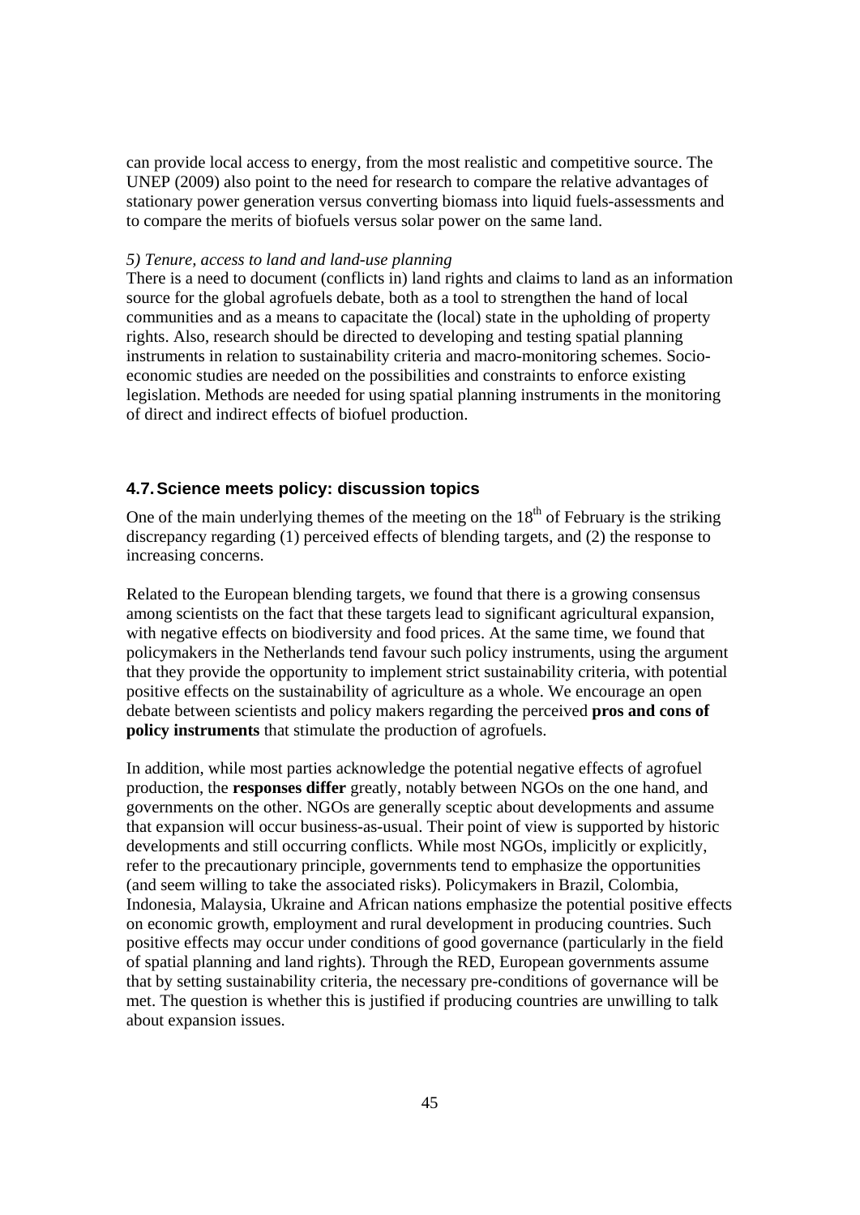can provide local access to energy, from the most realistic and competitive source. The UNEP (2009) also point to the need for research to compare the relative advantages of stationary power generation versus converting biomass into liquid fuels-assessments and to compare the merits of biofuels versus solar power on the same land.

*5) Tenure, access to land and land-use planning*

There is a need to document (conflicts in) land rights and claims to land as an information source for the global agrofuels debate, both as a tool to strengthen the hand of local communities and as a means to capacitate the (local) state in the upholding of property rights. Also, research should be directed to developing and testing spatial planning instruments in relation to sustainability criteria and macro-monitoring schemes. Socio-economic studies are needed on the possibilities and constraints to enforce existing legislation. Methods are needed for using spatial planning instruments in the monitoring of direct and indirect effects of biofuel production.

### 4.7. Science meets policy: discussion topics

One of the main underlying themes of the meeting on the 18th of February is the striking discrepancy regarding (1) perceived effects of blending targets, and (2) the response to increasing concerns.

Related to the European blending targets, we found that there is a growing consensus among scientists on the fact that these targets lead to significant agricultural expansion, with negative effects on biodiversity and food prices. At the same time, we found that policymakers in the Netherlands tend favour such policy instruments, using the argument that they provide the opportunity to implement strict sustainability criteria, with potential positive effects on the sustainability of agriculture as a whole. We encourage an open debate between scientists and policy makers regarding the perceived **pros and cons of policy instruments** that stimulate the production of agrofuels.

In addition, while most parties acknowledge the potential negative effects of agrofuel production, the **responses differ** greatly, notably between NGOs on the one hand, and governments on the other. NGOs are generally sceptic about developments and assume that expansion will occur business-as-usual. Their point of view is supported by historic developments and still occurring conflicts. While most NGOs, implicitly or explicitly, refer to the precautionary principle, governments tend to emphasize the opportunities (and seem willing to take the associated risks). Policymakers in Brazil, Colombia, Indonesia, Malaysia, Ukraine and African nations emphasize the potential positive effects on economic growth, employment and rural development in producing countries. Such positive effects may occur under conditions of good governance (particularly in the field of spatial planning and land rights). Through the RED, European governments assume that by setting sustainability criteria, the necessary pre-conditions of governance will be met. The question is whether this is justified if producing countries are unwilling to talk about expansion issues.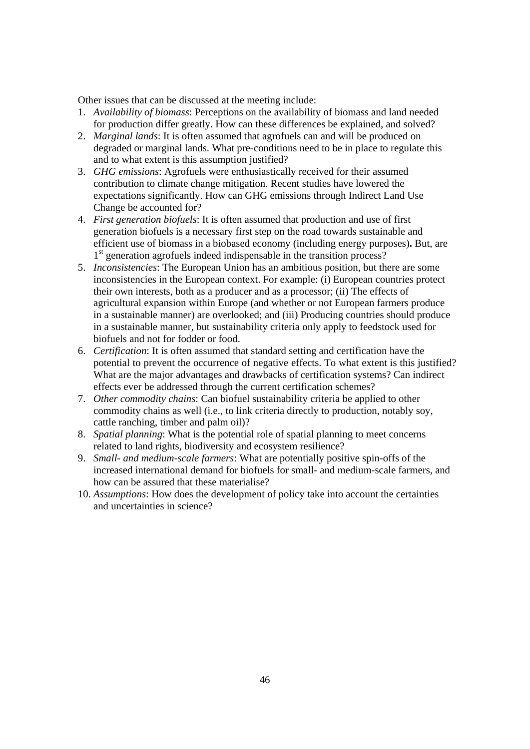Other issues that can be discussed at the meeting include:

1. *Availability of biomass*: Perceptions on the availability of biomass and land needed for production differ greatly. How can these differences be explained, and solved?
2. *Marginal lands*: It is often assumed that agrofuels can and will be produced on degraded or marginal lands. What pre-conditions need to be in place to regulate this and to what extent is this assumption justified?
3. *GHG emissions*: Agrofuels were enthusiastically received for their assumed contribution to climate change mitigation. Recent studies have lowered the expectations significantly. How can GHG emissions through Indirect Land Use Change be accounted for?
4. *First generation biofuels*: It is often assumed that production and use of first generation biofuels is a necessary first step on the road towards sustainable and efficient use of biomass in a biobased economy (including energy purposes)**.** But, are 1st generation agrofuels indeed indispensable in the transition process?
5. *Inconsistencies*: The European Union has an ambitious position, but there are some inconsistencies in the European context. For example: (i) European countries protect their own interests, both as a producer and as a processor; (ii) The effects of agricultural expansion within Europe (and whether or not European farmers produce in a sustainable manner) are overlooked; and (iii) Producing countries should produce in a sustainable manner, but sustainability criteria only apply to feedstock used for biofuels and not for fodder or food.
6. *Certification*: It is often assumed that standard setting and certification have the potential to prevent the occurrence of negative effects. To what extent is this justified? What are the major advantages and drawbacks of certification systems? Can indirect effects ever be addressed through the current certification schemes?
7. *Other commodity chains*: Can biofuel sustainability criteria be applied to other commodity chains as well (i.e., to link criteria directly to production, notably soy, cattle ranching, timber and palm oil)?
8. *Spatial planning*: What is the potential role of spatial planning to meet concerns related to land rights, biodiversity and ecosystem resilience?
9. *Small- and medium-scale farmers*: What are potentially positive spin-offs of the increased international demand for biofuels for small- and medium-scale farmers, and how can be assured that these materialise?
10. *Assumptions*: How does the development of policy take into account the certainties and uncertainties in science?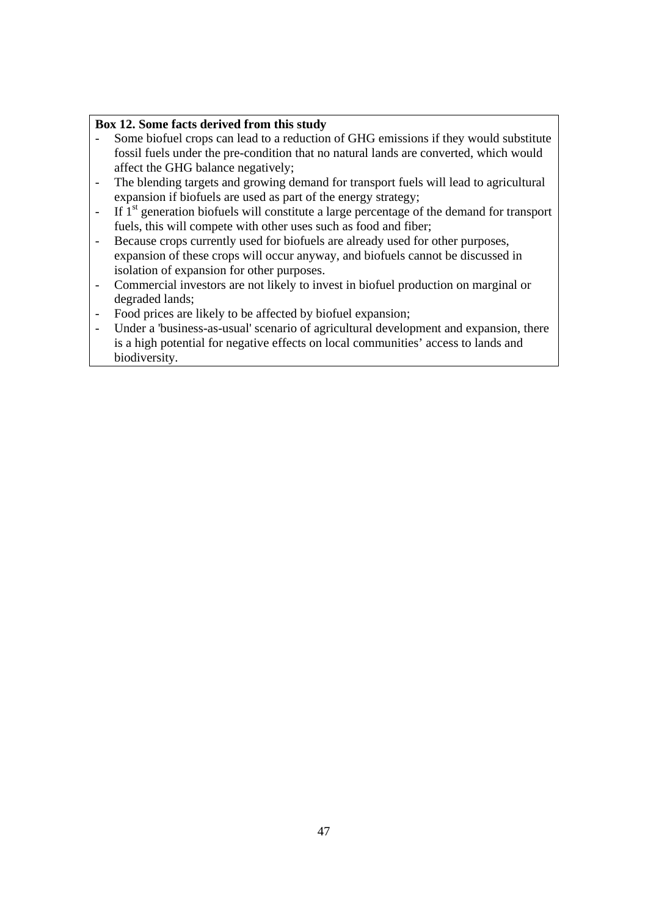**Box 12. Some facts derived from this study**

- Some biofuel crops can lead to a reduction of GHG emissions if they would substitute fossil fuels under the pre-condition that no natural lands are converted, which would affect the GHG balance negatively;
- The blending targets and growing demand for transport fuels will lead to agricultural expansion if biofuels are used as part of the energy strategy;
- If 1st generation biofuels will constitute a large percentage of the demand for transport fuels, this will compete with other uses such as food and fiber;
- Because crops currently used for biofuels are already used for other purposes, expansion of these crops will occur anyway, and biofuels cannot be discussed in isolation of expansion for other purposes.
- Commercial investors are not likely to invest in biofuel production on marginal or degraded lands;
- Food prices are likely to be affected by biofuel expansion;
- Under a 'business-as-usual' scenario of agricultural development and expansion, there is a high potential for negative effects on local communities' access to lands and biodiversity.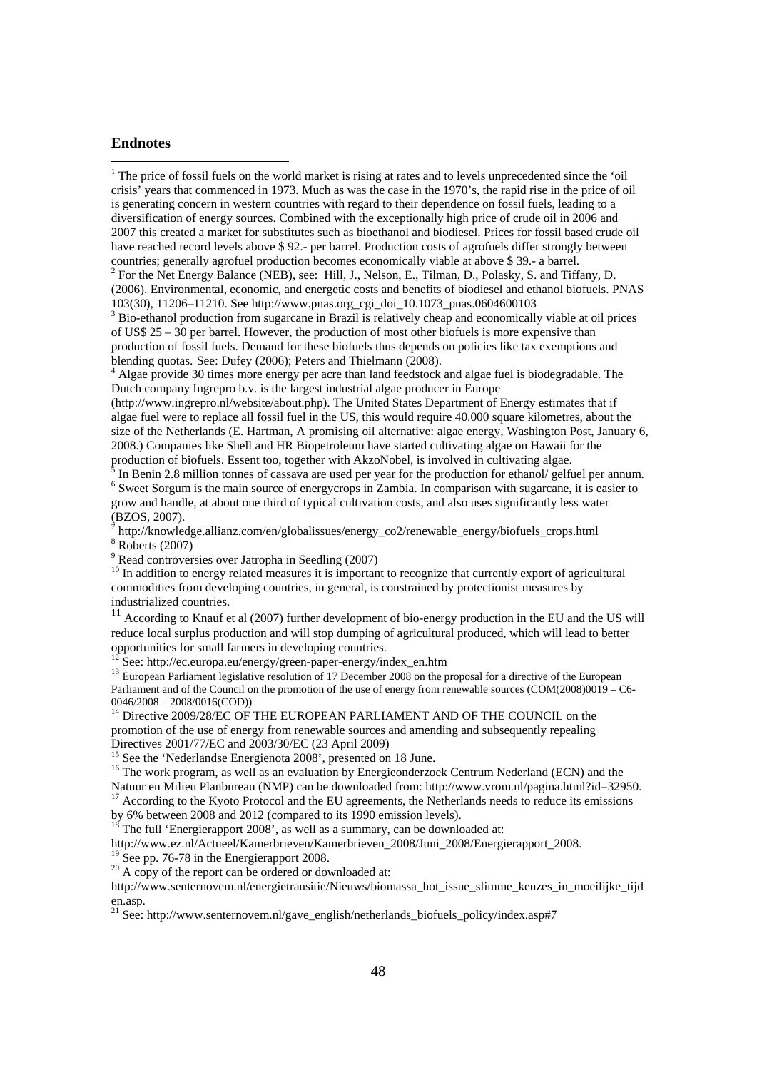## Endnotes

[1] The price of fossil fuels on the world market is rising at rates and to levels unprecedented since the 'oil crisis' years that commenced in 1973. Much as was the case in the 1970's, the rapid rise in the price of oil is generating concern in western countries with regard to their dependence on fossil fuels, leading to a diversification of energy sources. Combined with the exceptionally high price of crude oil in 2006 and 2007 this created a market for substitutes such as bioethanol and biodiesel. Prices for fossil based crude oil have reached record levels above $ 92.- per barrel. Production costs of agrofuels differ strongly between countries; generally agrofuel production becomes economically viable at above $ 39.- a barrel.

[2] For the Net Energy Balance (NEB), see: Hill, J., Nelson, E., Tilman, D., Polasky, S. and Tiffany, D. (2006). Environmental, economic, and energetic costs and benefits of biodiesel and ethanol biofuels. PNAS 103(30), 11206–11210. See http://www.pnas.org_cgi_doi_10.1073_pnas.0604600103

[3] Bio-ethanol production from sugarcane in Brazil is relatively cheap and economically viable at oil prices of US$ 25 – 30 per barrel. However, the production of most other biofuels is more expensive than production of fossil fuels. Demand for these biofuels thus depends on policies like tax exemptions and blending quotas. See: Dufey (2006); Peters and Thielmann (2008).

[4] Algae provide 30 times more energy per acre than land feedstock and algae fuel is biodegradable. The Dutch company Ingrepro b.v. is the largest industrial algae producer in Europe (http://www.ingrepro.nl/website/about.php). The United States Department of Energy estimates that if algae fuel were to replace all fossil fuel in the US, this would require 40.000 square kilometres, about the size of the Netherlands (E. Hartman, A promising oil alternative: algae energy, Washington Post, January 6, 2008.) Companies like Shell and HR Biopetroleum have started cultivating algae on Hawaii for the production of biofuels. Essent too, together with AkzoNobel, is involved in cultivating algae.

[5] In Benin 2.8 million tonnes of cassava are used per year for the production for ethanol/ gelfuel per annum.

[6] Sweet Sorgum is the main source of energycrops in Zambia. In comparison with sugarcane, it is easier to grow and handle, at about one third of typical cultivation costs, and also uses significantly less water (BZOS, 2007).

[7] http://knowledge.allianz.com/en/globalissues/energy_co2/renewable_energy/biofuels_crops.html

[8] Roberts (2007)

[9] Read controversies over Jatropha in Seedling (2007)

[10] In addition to energy related measures it is important to recognize that currently export of agricultural commodities from developing countries, in general, is constrained by protectionist measures by industrialized countries.

[11] According to Knauf et al (2007) further development of bio-energy production in the EU and the US will reduce local surplus production and will stop dumping of agricultural produced, which will lead to better opportunities for small farmers in developing countries.

[12] See: http://ec.europa.eu/energy/green-paper-energy/index_en.htm

[13] European Parliament legislative resolution of 17 December 2008 on the proposal for a directive of the European Parliament and of the Council on the promotion of the use of energy from renewable sources (COM(2008)0019 – C6-0046/2008 – 2008/0016(COD))

[14] Directive 2009/28/EC OF THE EUROPEAN PARLIAMENT AND OF THE COUNCIL on the promotion of the use of energy from renewable sources and amending and subsequently repealing Directives 2001/77/EC and 2003/30/EC (23 April 2009)

[15] See the 'Nederlandse Energienota 2008', presented on 18 June.

[16] The work program, as well as an evaluation by Energieonderzoek Centrum Nederland (ECN) and the Natuur en Milieu Planbureau (NMP) can be downloaded from: http://www.vrom.nl/pagina.html?id=32950.

[17] According to the Kyoto Protocol and the EU agreements, the Netherlands needs to reduce its emissions by 6% between 2008 and 2012 (compared to its 1990 emission levels).

[18] The full 'Energierapport 2008', as well as a summary, can be downloaded at: http://www.ez.nl/Actueel/Kamerbrieven/Kamerbrieven_2008/Juni_2008/Energierapport_2008.

[19] See pp. 76-78 in the Energierapport 2008.

[20] A copy of the report can be ordered or downloaded at: http://www.senternovem.nl/energietransitie/Nieuws/biomassa_hot_issue_slimme_keuzes_in_moeilijke_tijden.asp.

[21] See: http://www.senternovem.nl/gave_english/netherlands_biofuels_policy/index.asp#7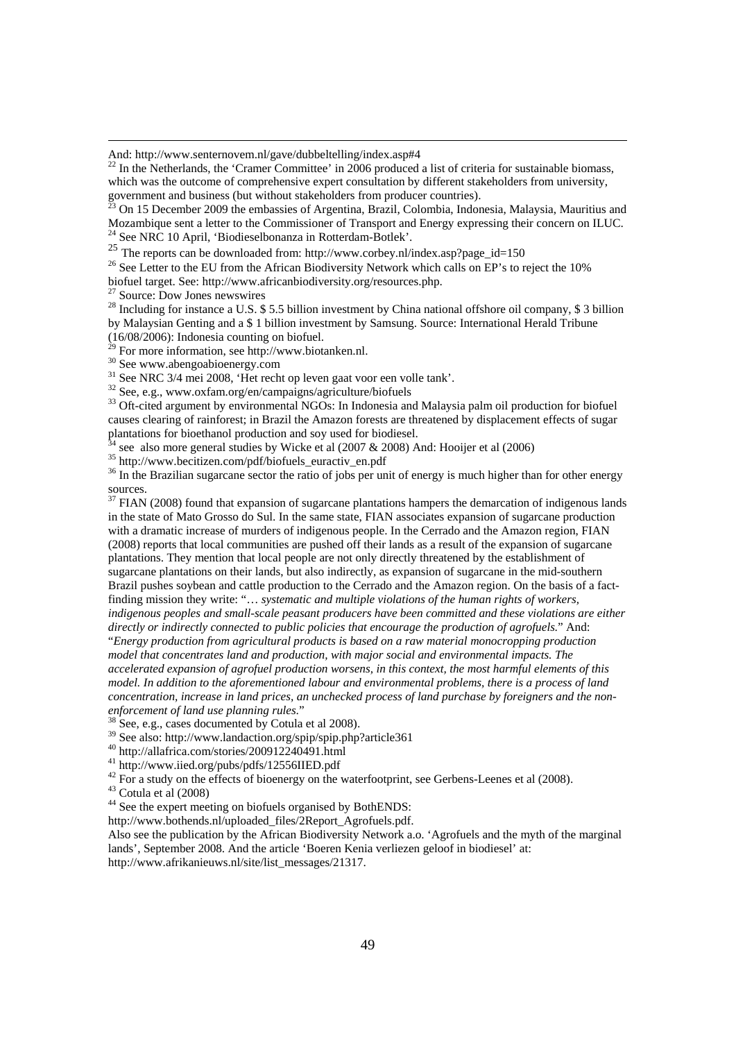And: http://www.senternovem.nl/gave/dubbeltelling/index.asp#4

[22] In the Netherlands, the 'Cramer Committee' in 2006 produced a list of criteria for sustainable biomass, which was the outcome of comprehensive expert consultation by different stakeholders from university, government and business (but without stakeholders from producer countries).

[23] On 15 December 2009 the embassies of Argentina, Brazil, Colombia, Indonesia, Malaysia, Mauritius and Mozambique sent a letter to the Commissioner of Transport and Energy expressing their concern on ILUC.

[24] See NRC 10 April, 'Biodieselbonanza in Rotterdam-Botlek'.

[25] The reports can be downloaded from: http://www.corbey.nl/index.asp?page_id=150

[26] See Letter to the EU from the African Biodiversity Network which calls on EP's to reject the 10% biofuel target. See: http://www.africanbiodiversity.org/resources.php.

[27] Source: Dow Jones newswires

[28] Including for instance a U.S. $ 5.5 billion investment by China national offshore oil company, $ 3 billion by Malaysian Genting and a $ 1 billion investment by Samsung. Source: International Herald Tribune (16/08/2006): Indonesia counting on biofuel.

[29] For more information, see http://www.biotanken.nl.

[30] See www.abengoabioenergy.com

[31] See NRC 3/4 mei 2008, 'Het recht op leven gaat voor een volle tank'.

[32] See, e.g., www.oxfam.org/en/campaigns/agriculture/biofuels

[33] Oft-cited argument by environmental NGOs: In Indonesia and Malaysia palm oil production for biofuel causes clearing of rainforest; in Brazil the Amazon forests are threatened by displacement effects of sugar plantations for bioethanol production and soy used for biodiesel.

[34] see also more general studies by Wicke et al (2007 & 2008) And: Hooijer et al (2006)

[35] http://www.becitizen.com/pdf/biofuels_euractiv_en.pdf

[36] In the Brazilian sugarcane sector the ratio of jobs per unit of energy is much higher than for other energy sources.

[37] FIAN (2008) found that expansion of sugarcane plantations hampers the demarcation of indigenous lands in the state of Mato Grosso do Sul. In the same state, FIAN associates expansion of sugarcane production with a dramatic increase of murders of indigenous people. In the Cerrado and the Amazon region, FIAN (2008) reports that local communities are pushed off their lands as a result of the expansion of sugarcane plantations. They mention that local people are not only directly threatened by the establishment of sugarcane plantations on their lands, but also indirectly, as expansion of sugarcane in the mid-southern Brazil pushes soybean and cattle production to the Cerrado and the Amazon region. On the basis of a fact-finding mission they write: "… *systematic and multiple violations of the human rights of workers, indigenous peoples and small-scale peasant producers have been committed and these violations are either directly or indirectly connected to public policies that encourage the production of agrofuels.*" And: "*Energy production from agricultural products is based on a raw material monocropping production model that concentrates land and production, with major social and environmental impacts. The accelerated expansion of agrofuel production worsens, in this context, the most harmful elements of this model. In addition to the aforementioned labour and environmental problems, there is a process of land concentration, increase in land prices, an unchecked process of land purchase by foreigners and the non-enforcement of land use planning rules.*"

[38] See, e.g., cases documented by Cotula et al 2008).

[39] See also: http://www.landaction.org/spip/spip.php?article361

[40] http://allafrica.com/stories/200912240491.html

[41] http://www.iied.org/pubs/pdfs/12556IIED.pdf

[42] For a study on the effects of bioenergy on the waterfootprint, see Gerbens-Leenes et al (2008).

[43] Cotula et al (2008)

[44] See the expert meeting on biofuels organised by BothENDS: http://www.bothends.nl/uploaded_files/2Report_Agrofuels.pdf.
Also see the publication by the African Biodiversity Network a.o. 'Agrofuels and the myth of the marginal lands', September 2008. And the article 'Boeren Kenia verliezen geloof in biodiesel' at: http://www.afrikanieuws.nl/site/list_messages/21317.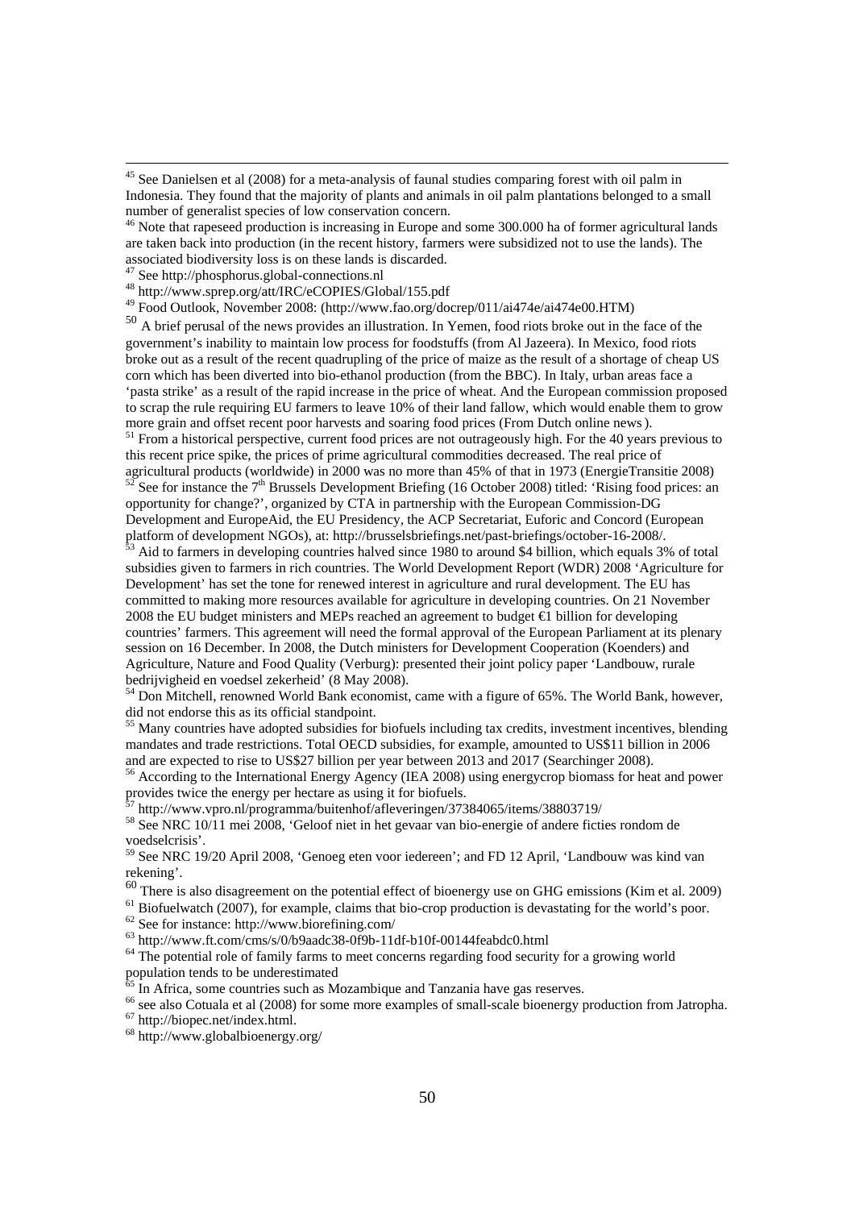[45] See Danielsen et al (2008) for a meta-analysis of faunal studies comparing forest with oil palm in Indonesia. They found that the majority of plants and animals in oil palm plantations belonged to a small number of generalist species of low conservation concern.

[46] Note that rapeseed production is increasing in Europe and some 300.000 ha of former agricultural lands are taken back into production (in the recent history, farmers were subsidized not to use the lands). The associated biodiversity loss is on these lands is discarded.

[47] See http://phosphorus.global-connections.nl

[48] http://www.sprep.org/att/IRC/eCOPIES/Global/155.pdf

[49] Food Outlook, November 2008: (http://www.fao.org/docrep/011/ai474e/ai474e00.HTM)

[50] A brief perusal of the news provides an illustration. In Yemen, food riots broke out in the face of the government's inability to maintain low process for foodstuffs (from Al Jazeera). In Mexico, food riots broke out as a result of the recent quadrupling of the price of maize as the result of a shortage of cheap US corn which has been diverted into bio-ethanol production (from the BBC). In Italy, urban areas face a 'pasta strike' as a result of the rapid increase in the price of wheat. And the European commission proposed to scrap the rule requiring EU farmers to leave 10% of their land fallow, which would enable them to grow more grain and offset recent poor harvests and soaring food prices (From Dutch online news).

[51] From a historical perspective, current food prices are not outrageously high. For the 40 years previous to this recent price spike, the prices of prime agricultural commodities decreased. The real price of agricultural products (worldwide) in 2000 was no more than 45% of that in 1973 (EnergieTransitie 2008)

[52] See for instance the 7th Brussels Development Briefing (16 October 2008) titled: 'Rising food prices: an opportunity for change?', organized by CTA in partnership with the European Commission-DG Development and EuropeAid, the EU Presidency, the ACP Secretariat, Euforic and Concord (European platform of development NGOs), at: http://brusselsbriefings.net/past-briefings/october-16-2008/.

[53] Aid to farmers in developing countries halved since 1980 to around $4 billion, which equals 3% of total subsidies given to farmers in rich countries. The World Development Report (WDR) 2008 'Agriculture for Development' has set the tone for renewed interest in agriculture and rural development. The EU has committed to making more resources available for agriculture in developing countries. On 21 November 2008 the EU budget ministers and MEPs reached an agreement to budget €1 billion for developing countries' farmers. This agreement will need the formal approval of the European Parliament at its plenary session on 16 December. In 2008, the Dutch ministers for Development Cooperation (Koenders) and Agriculture, Nature and Food Quality (Verburg): presented their joint policy paper 'Landbouw, rurale bedrijvigheid en voedsel zekerheid' (8 May 2008).

[54] Don Mitchell, renowned World Bank economist, came with a figure of 65%. The World Bank, however, did not endorse this as its official standpoint.

[55] Many countries have adopted subsidies for biofuels including tax credits, investment incentives, blending mandates and trade restrictions. Total OECD subsidies, for example, amounted to US$11 billion in 2006 and are expected to rise to US$27 billion per year between 2013 and 2017 (Searchinger 2008).

[56] According to the International Energy Agency (IEA 2008) using energycrop biomass for heat and power provides twice the energy per hectare as using it for biofuels.

[57] http://www.vpro.nl/programma/buitenhof/afleveringen/37384065/items/38803719/

[58] See NRC 10/11 mei 2008, 'Geloof niet in het gevaar van bio-energie of andere ficties rondom de voedselcrisis'.

[59] See NRC 19/20 April 2008, 'Genoeg eten voor iedereen'; and FD 12 April, 'Landbouw was kind van rekening'.

[60] There is also disagreement on the potential effect of bioenergy use on GHG emissions (Kim et al. 2009)

[61] Biofuelwatch (2007), for example, claims that bio-crop production is devastating for the world's poor.

[62] See for instance: http://www.biorefining.com/

[63] http://www.ft.com/cms/s/0/b9aadc38-0f9b-11df-b10f-00144feabdc0.html

[64] The potential role of family farms to meet concerns regarding food security for a growing world population tends to be underestimated

[65] In Africa, some countries such as Mozambique and Tanzania have gas reserves.

[66] see also Cotuala et al (2008) for some more examples of small-scale bioenergy production from Jatropha.

[67] http://biopec.net/index.html.

[68] http://www.globalbioenergy.org/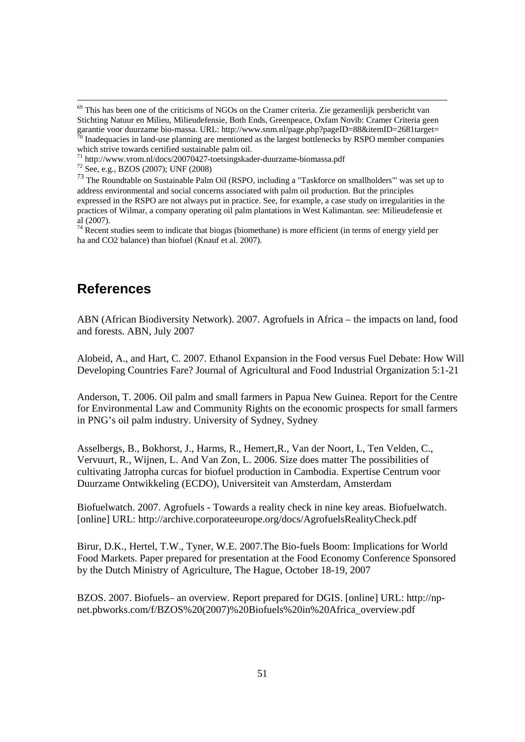[69] This has been one of the criticisms of NGOs on the Cramer criteria. Zie gezamenlijk persbericht van Stichting Natuur en Milieu, Milieudefensie, Both Ends, Greenpeace, Oxfam Novib: Cramer Criteria geen garantie voor duurzame bio-massa. URL: http://www.snm.nl/page.php?pageID=88&itemID=2681target=

[70] Inadequacies in land-use planning are mentioned as the largest bottlenecks by RSPO member companies which strive towards certified sustainable palm oil.

[71] http://www.vrom.nl/docs/20070427-toetsingskader-duurzame-biomassa.pdf

[72] See, e.g., BZOS (2007); UNF (2008)

[73] The Roundtable on Sustainable Palm Oil (RSPO, including a "Taskforce on smallholders"' was set up to address environmental and social concerns associated with palm oil production. But the principles expressed in the RSPO are not always put in practice. See, for example, a case study on irregularities in the practices of Wilmar, a company operating oil palm plantations in West Kalimantan. see: Milieudefensie et al (2007).

[74] Recent studies seem to indicate that biogas (biomethane) is more efficient (in terms of energy yield per ha and CO2 balance) than biofuel (Knauf et al. 2007).

## References

ABN (African Biodiversity Network). 2007. Agrofuels in Africa – the impacts on land, food and forests. ABN, July 2007

Alobeid, A., and Hart, C. 2007. Ethanol Expansion in the Food versus Fuel Debate: How Will Developing Countries Fare? Journal of Agricultural and Food Industrial Organization 5:1-21

Anderson, T. 2006. Oil palm and small farmers in Papua New Guinea. Report for the Centre for Environmental Law and Community Rights on the economic prospects for small farmers in PNG's oil palm industry. University of Sydney, Sydney

Asselbergs, B., Bokhorst, J., Harms, R., Hemert,R., Van der Noort, L, Ten Velden, C., Vervuurt, R., Wijnen, L. And Van Zon, L. 2006. Size does matter The possibilities of cultivating Jatropha curcas for biofuel production in Cambodia. Expertise Centrum voor Duurzame Ontwikkeling (ECDO), Universiteit van Amsterdam, Amsterdam

Biofuelwatch. 2007. Agrofuels - Towards a reality check in nine key areas. Biofuelwatch. [online] URL: http://archive.corporateeurope.org/docs/AgrofuelsRealityCheck.pdf

Birur, D.K., Hertel, T.W., Tyner, W.E. 2007.The Bio-fuels Boom: Implications for World Food Markets. Paper prepared for presentation at the Food Economy Conference Sponsored by the Dutch Ministry of Agriculture, The Hague, October 18-19, 2007

BZOS. 2007. Biofuels– an overview. Report prepared for DGIS. [online] URL: http://np-net.pbworks.com/f/BZOS%20(2007)%20Biofuels%20in%20Africa_overview.pdf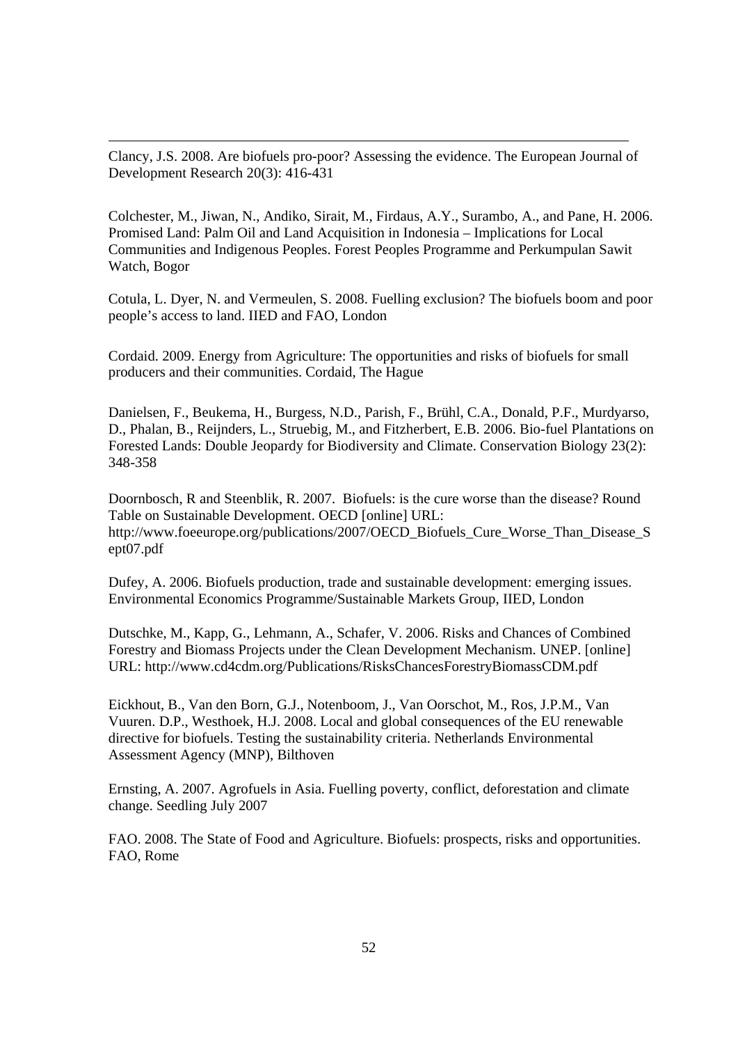Clancy, J.S. 2008. Are biofuels pro-poor? Assessing the evidence. The European Journal of Development Research 20(3): 416-431

Colchester, M., Jiwan, N., Andiko, Sirait, M., Firdaus, A.Y., Surambo, A., and Pane, H. 2006. Promised Land: Palm Oil and Land Acquisition in Indonesia – Implications for Local Communities and Indigenous Peoples. Forest Peoples Programme and Perkumpulan Sawit Watch, Bogor

Cotula, L. Dyer, N. and Vermeulen, S. 2008. Fuelling exclusion? The biofuels boom and poor people's access to land. IIED and FAO, London

Cordaid. 2009. Energy from Agriculture: The opportunities and risks of biofuels for small producers and their communities. Cordaid, The Hague

Danielsen, F., Beukema, H., Burgess, N.D., Parish, F., Brühl, C.A., Donald, P.F., Murdyarso, D., Phalan, B., Reijnders, L., Struebig, M., and Fitzherbert, E.B. 2006. Bio-fuel Plantations on Forested Lands: Double Jeopardy for Biodiversity and Climate. Conservation Biology 23(2): 348-358

Doornbosch, R and Steenblik, R. 2007. Biofuels: is the cure worse than the disease? Round Table on Sustainable Development. OECD [online] URL: http://www.foeeurope.org/publications/2007/OECD_Biofuels_Cure_Worse_Than_Disease_Sept07.pdf

Dufey, A. 2006. Biofuels production, trade and sustainable development: emerging issues. Environmental Economics Programme/Sustainable Markets Group, IIED, London

Dutschke, M., Kapp, G., Lehmann, A., Schafer, V. 2006. Risks and Chances of Combined Forestry and Biomass Projects under the Clean Development Mechanism. UNEP. [online] URL: http://www.cd4cdm.org/Publications/RisksChancesForestryBiomassCDM.pdf

Eickhout, B., Van den Born, G.J., Notenboom, J., Van Oorschot, M., Ros, J.P.M., Van Vuuren. D.P., Westhoek, H.J. 2008. Local and global consequences of the EU renewable directive for biofuels. Testing the sustainability criteria. Netherlands Environmental Assessment Agency (MNP), Bilthoven

Ernsting, A. 2007. Agrofuels in Asia. Fuelling poverty, conflict, deforestation and climate change. Seedling July 2007

FAO. 2008. The State of Food and Agriculture. Biofuels: prospects, risks and opportunities. FAO, Rome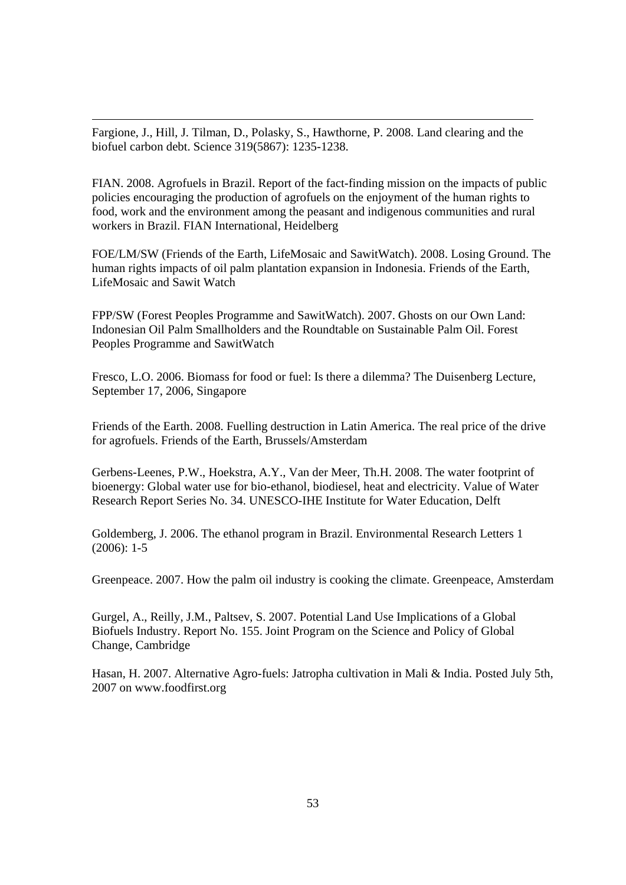Fargione, J., Hill, J. Tilman, D., Polasky, S., Hawthorne, P. 2008. Land clearing and the biofuel carbon debt. Science 319(5867): 1235-1238.

FIAN. 2008. Agrofuels in Brazil. Report of the fact-finding mission on the impacts of public policies encouraging the production of agrofuels on the enjoyment of the human rights to food, work and the environment among the peasant and indigenous communities and rural workers in Brazil. FIAN International, Heidelberg

FOE/LM/SW (Friends of the Earth, LifeMosaic and SawitWatch). 2008. Losing Ground. The human rights impacts of oil palm plantation expansion in Indonesia. Friends of the Earth, LifeMosaic and Sawit Watch

FPP/SW (Forest Peoples Programme and SawitWatch). 2007. Ghosts on our Own Land: Indonesian Oil Palm Smallholders and the Roundtable on Sustainable Palm Oil. Forest Peoples Programme and SawitWatch

Fresco, L.O. 2006. Biomass for food or fuel: Is there a dilemma? The Duisenberg Lecture, September 17, 2006, Singapore

Friends of the Earth. 2008. Fuelling destruction in Latin America. The real price of the drive for agrofuels. Friends of the Earth, Brussels/Amsterdam

Gerbens-Leenes, P.W., Hoekstra, A.Y., Van der Meer, Th.H. 2008. The water footprint of bioenergy: Global water use for bio-ethanol, biodiesel, heat and electricity. Value of Water Research Report Series No. 34. UNESCO-IHE Institute for Water Education, Delft

Goldemberg, J. 2006. The ethanol program in Brazil. Environmental Research Letters 1 (2006): 1-5

Greenpeace. 2007. How the palm oil industry is cooking the climate. Greenpeace, Amsterdam

Gurgel, A., Reilly, J.M., Paltsev, S. 2007. Potential Land Use Implications of a Global Biofuels Industry. Report No. 155. Joint Program on the Science and Policy of Global Change, Cambridge

Hasan, H. 2007. Alternative Agro-fuels: Jatropha cultivation in Mali & India. Posted July 5th, 2007 on www.foodfirst.org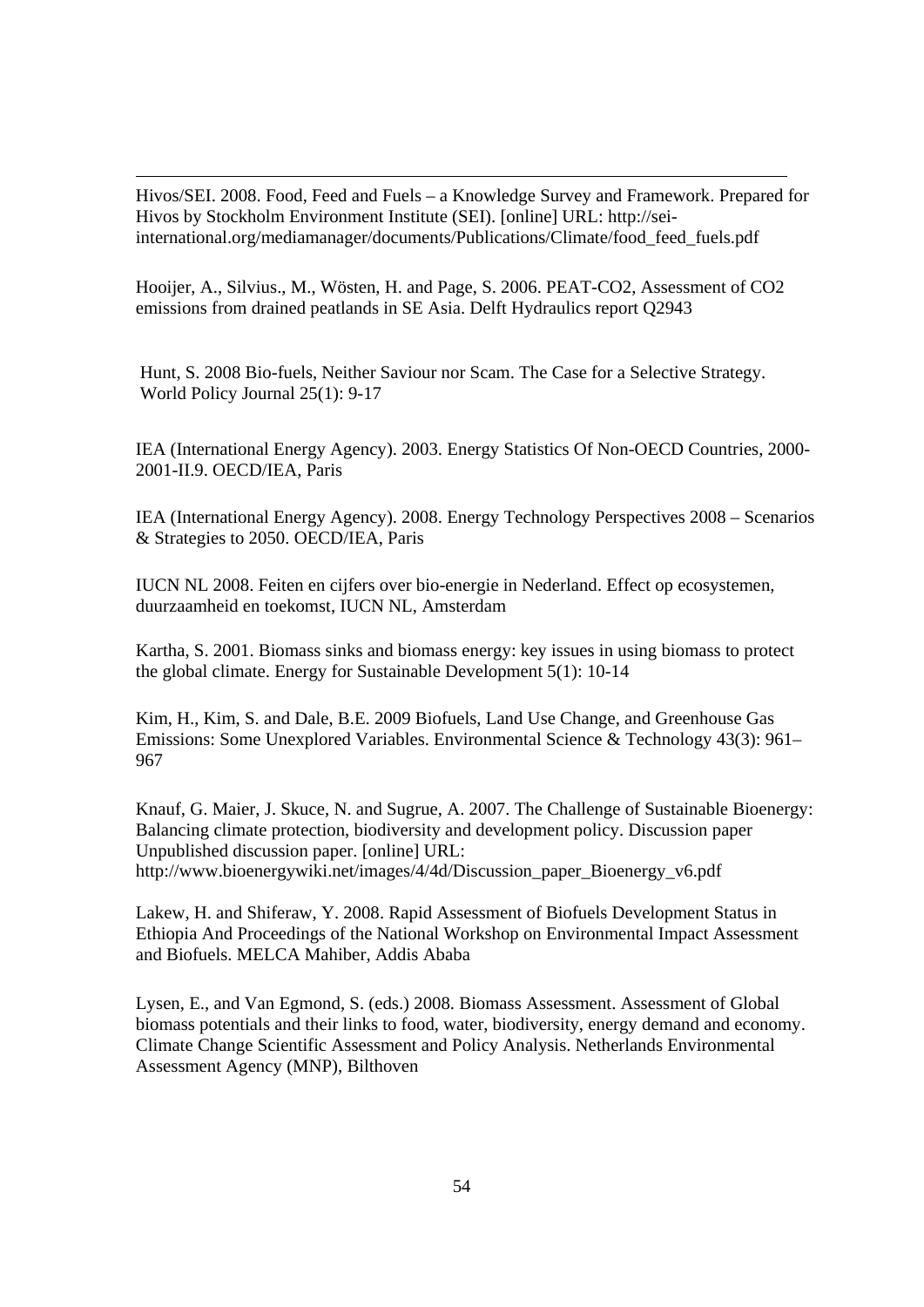Hivos/SEI. 2008. Food, Feed and Fuels – a Knowledge Survey and Framework. Prepared for Hivos by Stockholm Environment Institute (SEI). [online] URL: http://sei-international.org/mediamanager/documents/Publications/Climate/food_feed_fuels.pdf

Hooijer, A., Silvius., M., Wösten, H. and Page, S. 2006. PEAT-CO2, Assessment of CO2 emissions from drained peatlands in SE Asia. Delft Hydraulics report Q2943

Hunt, S. 2008 Bio-fuels, Neither Saviour nor Scam. The Case for a Selective Strategy. World Policy Journal 25(1): 9-17

IEA (International Energy Agency). 2003. Energy Statistics Of Non-OECD Countries, 2000-2001-II.9. OECD/IEA, Paris

IEA (International Energy Agency). 2008. Energy Technology Perspectives 2008 – Scenarios & Strategies to 2050. OECD/IEA, Paris

IUCN NL 2008. Feiten en cijfers over bio-energie in Nederland. Effect op ecosystemen, duurzaamheid en toekomst, IUCN NL, Amsterdam

Kartha, S. 2001. Biomass sinks and biomass energy: key issues in using biomass to protect the global climate. Energy for Sustainable Development 5(1): 10-14

Kim, H., Kim, S. and Dale, B.E. 2009 Biofuels, Land Use Change, and Greenhouse Gas Emissions: Some Unexplored Variables. Environmental Science & Technology 43(3): 961–967

Knauf, G. Maier, J. Skuce, N. and Sugrue, A. 2007. The Challenge of Sustainable Bioenergy: Balancing climate protection, biodiversity and development policy. Discussion paper Unpublished discussion paper. [online] URL: http://www.bioenergywiki.net/images/4/4d/Discussion_paper_Bioenergy_v6.pdf

Lakew, H. and Shiferaw, Y. 2008. Rapid Assessment of Biofuels Development Status in Ethiopia And Proceedings of the National Workshop on Environmental Impact Assessment and Biofuels. MELCA Mahiber, Addis Ababa

Lysen, E., and Van Egmond, S. (eds.) 2008. Biomass Assessment. Assessment of Global biomass potentials and their links to food, water, biodiversity, energy demand and economy. Climate Change Scientific Assessment and Policy Analysis. Netherlands Environmental Assessment Agency (MNP), Bilthoven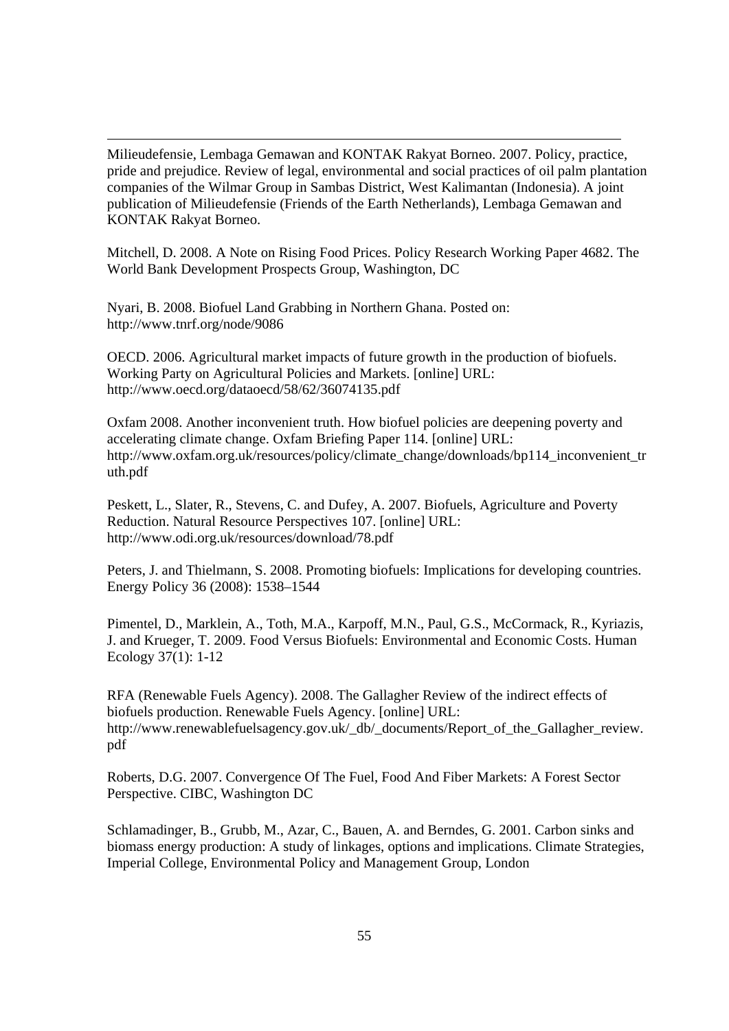Milieudefensie, Lembaga Gemawan and KONTAK Rakyat Borneo. 2007. Policy, practice, pride and prejudice. Review of legal, environmental and social practices of oil palm plantation companies of the Wilmar Group in Sambas District, West Kalimantan (Indonesia). A joint publication of Milieudefensie (Friends of the Earth Netherlands), Lembaga Gemawan and KONTAK Rakyat Borneo.

Mitchell, D. 2008. A Note on Rising Food Prices. Policy Research Working Paper 4682. The World Bank Development Prospects Group, Washington, DC

Nyari, B. 2008. Biofuel Land Grabbing in Northern Ghana. Posted on: http://www.tnrf.org/node/9086

OECD. 2006. Agricultural market impacts of future growth in the production of biofuels. Working Party on Agricultural Policies and Markets. [online] URL: http://www.oecd.org/dataoecd/58/62/36074135.pdf

Oxfam 2008. Another inconvenient truth. How biofuel policies are deepening poverty and accelerating climate change. Oxfam Briefing Paper 114. [online] URL: http://www.oxfam.org.uk/resources/policy/climate_change/downloads/bp114_inconvenient_truth.pdf

Peskett, L., Slater, R., Stevens, C. and Dufey, A. 2007. Biofuels, Agriculture and Poverty Reduction. Natural Resource Perspectives 107. [online] URL: http://www.odi.org.uk/resources/download/78.pdf

Peters, J. and Thielmann, S. 2008. Promoting biofuels: Implications for developing countries. Energy Policy 36 (2008): 1538–1544

Pimentel, D., Marklein, A., Toth, M.A., Karpoff, M.N., Paul, G.S., McCormack, R., Kyriazis, J. and Krueger, T. 2009. Food Versus Biofuels: Environmental and Economic Costs. Human Ecology 37(1): 1-12

RFA (Renewable Fuels Agency). 2008. The Gallagher Review of the indirect effects of biofuels production. Renewable Fuels Agency. [online] URL: http://www.renewablefuelsagency.gov.uk/_db/_documents/Report_of_the_Gallagher_review.pdf

Roberts, D.G. 2007. Convergence Of The Fuel, Food And Fiber Markets: A Forest Sector Perspective. CIBC, Washington DC

Schlamadinger, B., Grubb, M., Azar, C., Bauen, A. and Berndes, G. 2001. Carbon sinks and biomass energy production: A study of linkages, options and implications. Climate Strategies, Imperial College, Environmental Policy and Management Group, London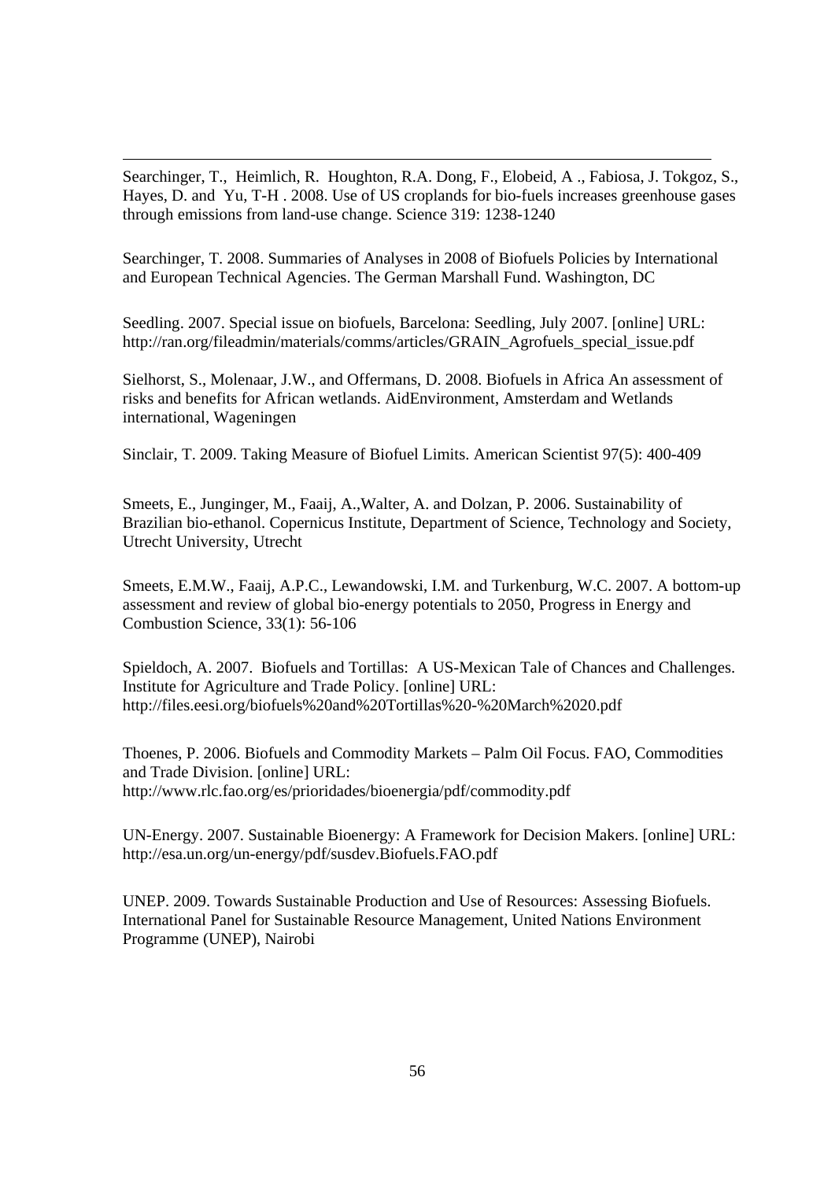Searchinger, T., Heimlich, R. Houghton, R.A. Dong, F., Elobeid, A ., Fabiosa, J. Tokgoz, S., Hayes, D. and Yu, T-H . 2008. Use of US croplands for bio-fuels increases greenhouse gases through emissions from land-use change. Science 319: 1238-1240

Searchinger, T. 2008. Summaries of Analyses in 2008 of Biofuels Policies by International and European Technical Agencies. The German Marshall Fund. Washington, DC

Seedling. 2007. Special issue on biofuels, Barcelona: Seedling, July 2007. [online] URL: http://ran.org/fileadmin/materials/comms/articles/GRAIN_Agrofuels_special_issue.pdf

Sielhorst, S., Molenaar, J.W., and Offermans, D. 2008. Biofuels in Africa An assessment of risks and benefits for African wetlands. AidEnvironment, Amsterdam and Wetlands international, Wageningen

Sinclair, T. 2009. Taking Measure of Biofuel Limits. American Scientist 97(5): 400-409

Smeets, E., Junginger, M., Faaij, A.,Walter, A. and Dolzan, P. 2006. Sustainability of Brazilian bio-ethanol. Copernicus Institute, Department of Science, Technology and Society, Utrecht University, Utrecht

Smeets, E.M.W., Faaij, A.P.C., Lewandowski, I.M. and Turkenburg, W.C. 2007. A bottom-up assessment and review of global bio-energy potentials to 2050, Progress in Energy and Combustion Science, 33(1): 56-106

Spieldoch, A. 2007. Biofuels and Tortillas: A US-Mexican Tale of Chances and Challenges. Institute for Agriculture and Trade Policy. [online] URL: http://files.eesi.org/biofuels%20and%20Tortillas%20-%20March%2020.pdf

Thoenes, P. 2006. Biofuels and Commodity Markets – Palm Oil Focus. FAO, Commodities and Trade Division. [online] URL: http://www.rlc.fao.org/es/prioridades/bioenergia/pdf/commodity.pdf

UN-Energy. 2007. Sustainable Bioenergy: A Framework for Decision Makers. [online] URL: http://esa.un.org/un-energy/pdf/susdev.Biofuels.FAO.pdf

UNEP. 2009. Towards Sustainable Production and Use of Resources: Assessing Biofuels. International Panel for Sustainable Resource Management, United Nations Environment Programme (UNEP), Nairobi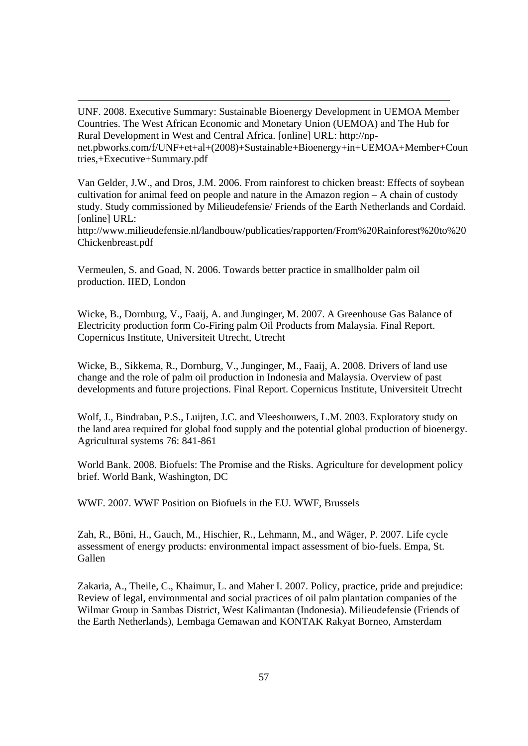UNF. 2008. Executive Summary: Sustainable Bioenergy Development in UEMOA Member Countries. The West African Economic and Monetary Union (UEMOA) and The Hub for Rural Development in West and Central Africa. [online] URL: http://np-net.pbworks.com/f/UNF+et+al+(2008)+Sustainable+Bioenergy+in+UEMOA+Member+Countries,+Executive+Summary.pdf

Van Gelder, J.W., and Dros, J.M. 2006. From rainforest to chicken breast: Effects of soybean cultivation for animal feed on people and nature in the Amazon region – A chain of custody study. Study commissioned by Milieudefensie/ Friends of the Earth Netherlands and Cordaid. [online] URL: http://www.milieudefensie.nl/landbouw/publicaties/rapporten/From%20Rainforest%20to%20Chickenbreast.pdf

Vermeulen, S. and Goad, N. 2006. Towards better practice in smallholder palm oil production. IIED, London

Wicke, B., Dornburg, V., Faaij, A. and Junginger, M. 2007. A Greenhouse Gas Balance of Electricity production form Co-Firing palm Oil Products from Malaysia. Final Report. Copernicus Institute, Universiteit Utrecht, Utrecht

Wicke, B., Sikkema, R., Dornburg, V., Junginger, M., Faaij, A. 2008. Drivers of land use change and the role of palm oil production in Indonesia and Malaysia. Overview of past developments and future projections. Final Report. Copernicus Institute, Universiteit Utrecht

Wolf, J., Bindraban, P.S., Luijten, J.C. and Vleeshouwers, L.M. 2003. Exploratory study on the land area required for global food supply and the potential global production of bioenergy. Agricultural systems 76: 841-861

World Bank. 2008. Biofuels: The Promise and the Risks. Agriculture for development policy brief. World Bank, Washington, DC

WWF. 2007. WWF Position on Biofuels in the EU. WWF, Brussels

Zah, R., Böni, H., Gauch, M., Hischier, R., Lehmann, M., and Wäger, P. 2007. Life cycle assessment of energy products: environmental impact assessment of bio-fuels. Empa, St. Gallen

Zakaria, A., Theile, C., Khaimur, L. and Maher I. 2007. Policy, practice, pride and prejudice: Review of legal, environmental and social practices of oil palm plantation companies of the Wilmar Group in Sambas District, West Kalimantan (Indonesia). Milieudefensie (Friends of the Earth Netherlands), Lembaga Gemawan and KONTAK Rakyat Borneo, Amsterdam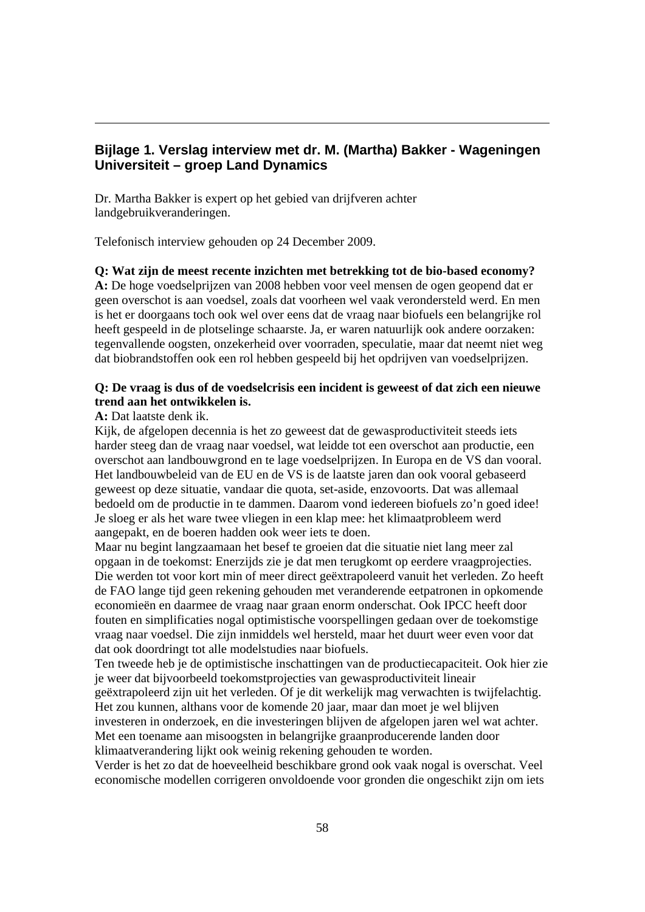## Bijlage 1. Verslag interview met dr. M. (Martha) Bakker - Wageningen Universiteit – groep Land Dynamics

Dr. Martha Bakker is expert op het gebied van drijfveren achter landgebruikveranderingen.

Telefonisch interview gehouden op 24 December 2009.

**Q: Wat zijn de meest recente inzichten met betrekking tot de bio-based economy?**
**A:** De hoge voedselprijzen van 2008 hebben voor veel mensen de ogen geopend dat er geen overschot is aan voedsel, zoals dat voorheen wel vaak verondersteld werd. En men is het er doorgaans toch ook wel over eens dat de vraag naar biofuels een belangrijke rol heeft gespeeld in de plotselinge schaarste. Ja, er waren natuurlijk ook andere oorzaken: tegenvallende oogsten, onzekerheid over voorraden, speculatie, maar dat neemt niet weg dat biobrandstoffen ook een rol hebben gespeeld bij het opdrijven van voedselprijzen.

**Q: De vraag is dus of de voedselcrisis een incident is geweest of dat zich een nieuwe trend aan het ontwikkelen is.**
**A:** Dat laatste denk ik.
Kijk, de afgelopen decennia is het zo geweest dat de gewasproductiviteit steeds iets harder steeg dan de vraag naar voedsel, wat leidde tot een overschot aan productie, een overschot aan landbouwgrond en te lage voedselprijzen. In Europa en de VS dan vooral. Het landbouwbeleid van de EU en de VS is de laatste jaren dan ook vooral gebaseerd geweest op deze situatie, vandaar die quota, set-aside, enzovoorts. Dat was allemaal bedoeld om de productie in te dammen. Daarom vond iedereen biofuels zo'n goed idee! Je sloeg er als het ware twee vliegen in een klap mee: het klimaatprobleem werd aangepakt, en de boeren hadden ook weer iets te doen.
Maar nu begint langzaamaan het besef te groeien dat die situatie niet lang meer zal opgaan in de toekomst: Enerzijds zie je dat men terugkomt op eerdere vraagprojecties. Die werden tot voor kort min of meer direct geëxtrapoleerd vanuit het verleden. Zo heeft de FAO lange tijd geen rekening gehouden met veranderende eetpatronen in opkomende economieën en daarmee de vraag naar graan enorm onderschat. Ook IPCC heeft door fouten en simplificaties nogal optimistische voorspellingen gedaan over de toekomstige vraag naar voedsel. Die zijn inmiddels wel hersteld, maar het duurt weer even voor dat dat ook doordringt tot alle modelstudies naar biofuels.
Ten tweede heb je de optimistische inschattingen van de productiecapaciteit. Ook hier zie je weer dat bijvoorbeeld toekomstprojecties van gewasproductiviteit lineair geëxtrapoleerd zijn uit het verleden. Of je dit werkelijk mag verwachten is twijfelachtig. Het zou kunnen, althans voor de komende 20 jaar, maar dan moet je wel blijven investeren in onderzoek, en die investeringen blijven de afgelopen jaren wel wat achter. Met een toename aan misoogsten in belangrijke graanproducerende landen door klimaatverandering lijkt ook weinig rekening gehouden te worden.
Verder is het zo dat de hoeveelheid beschikbare grond ook vaak nogal is overschat. Veel economische modellen corrigeren onvoldoende voor gronden die ongeschikt zijn om iets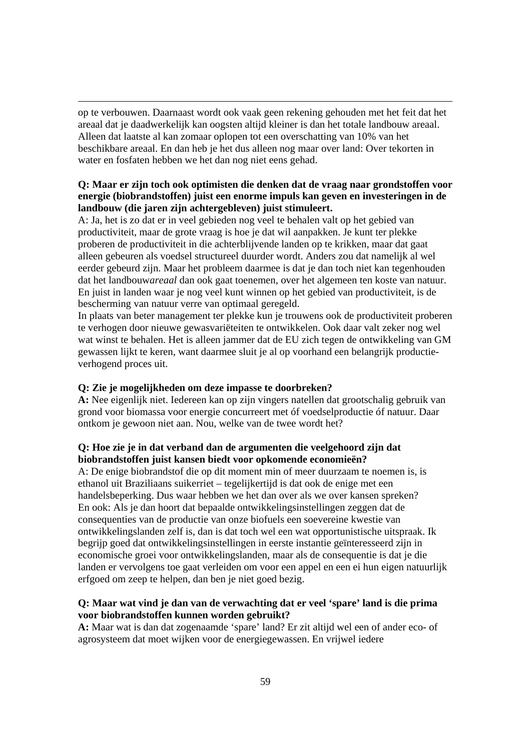op te verbouwen. Daarnaast wordt ook vaak geen rekening gehouden met het feit dat het areaal dat je daadwerkelijk kan oogsten altijd kleiner is dan het totale landbouw areaal. Alleen dat laatste al kan zomaar oplopen tot een overschatting van 10% van het beschikbare areaal. En dan heb je het dus alleen nog maar over land: Over tekorten in water en fosfaten hebben we het dan nog niet eens gehad.

**Q: Maar er zijn toch ook optimisten die denken dat de vraag naar grondstoffen voor energie (biobrandstoffen) juist een enorme impuls kan geven en investeringen in de landbouw (die jaren zijn achtergebleven) juist stimuleert.**
A: Ja, het is zo dat er in veel gebieden nog veel te behalen valt op het gebied van productiviteit, maar de grote vraag is hoe je dat wil aanpakken. Je kunt ter plekke proberen de productiviteit in die achterblijvende landen op te krikken, maar dat gaat alleen gebeuren als voedsel structureel duurder wordt. Anders zou dat namelijk al wel eerder gebeurd zijn. Maar het probleem daarmee is dat je dan toch niet kan tegenhouden dat het landbouw*areaal* dan ook gaat toenemen, over het algemeen ten koste van natuur. En juist in landen waar je nog veel kunt winnen op het gebied van productiviteit, is de bescherming van natuur verre van optimaal geregeld.
In plaats van beter management ter plekke kun je trouwens ook de productiviteit proberen te verhogen door nieuwe gewasvariëteiten te ontwikkelen. Ook daar valt zeker nog wel wat winst te behalen. Het is alleen jammer dat de EU zich tegen de ontwikkeling van GM gewassen lijkt te keren, want daarmee sluit je al op voorhand een belangrijk productie-verhogend proces uit.

**Q: Zie je mogelijkheden om deze impasse te doorbreken?**
**A:** Nee eigenlijk niet. Iedereen kan op zijn vingers natellen dat grootschalig gebruik van grond voor biomassa voor energie concurreert met óf voedselproductie óf natuur. Daar ontkom je gewoon niet aan. Nou, welke van de twee wordt het?

**Q: Hoe zie je in dat verband dan de argumenten die veelgehoord zijn dat biobrandstoffen juist kansen biedt voor opkomende economieën?**
A: De enige biobrandstof die op dit moment min of meer duurzaam te noemen is, is ethanol uit Braziliaans suikerriet – tegelijkertijd is dat ook de enige met een handelsbeperking. Dus waar hebben we het dan over als we over kansen spreken?
En ook: Als je dan hoort dat bepaalde ontwikkelingsinstellingen zeggen dat de consequenties van de productie van onze biofuels een soevereine kwestie van ontwikkelingslanden zelf is, dan is dat toch wel een wat opportunistische uitspraak. Ik begrijp goed dat ontwikkelingsinstellingen in eerste instantie geïnteresseerd zijn in economische groei voor ontwikkelingslanden, maar als de consequentie is dat je die landen er vervolgens toe gaat verleiden om voor een appel en een ei hun eigen natuurlijk erfgoed om zeep te helpen, dan ben je niet goed bezig.

**Q: Maar wat vind je dan van de verwachting dat er veel 'spare' land is die prima voor biobrandstoffen kunnen worden gebruikt?**
**A:** Maar wat is dan dat zogenaamde 'spare' land? Er zit altijd wel een of ander eco- of agrosysteem dat moet wijken voor de energiegewassen. En vrijwel iedere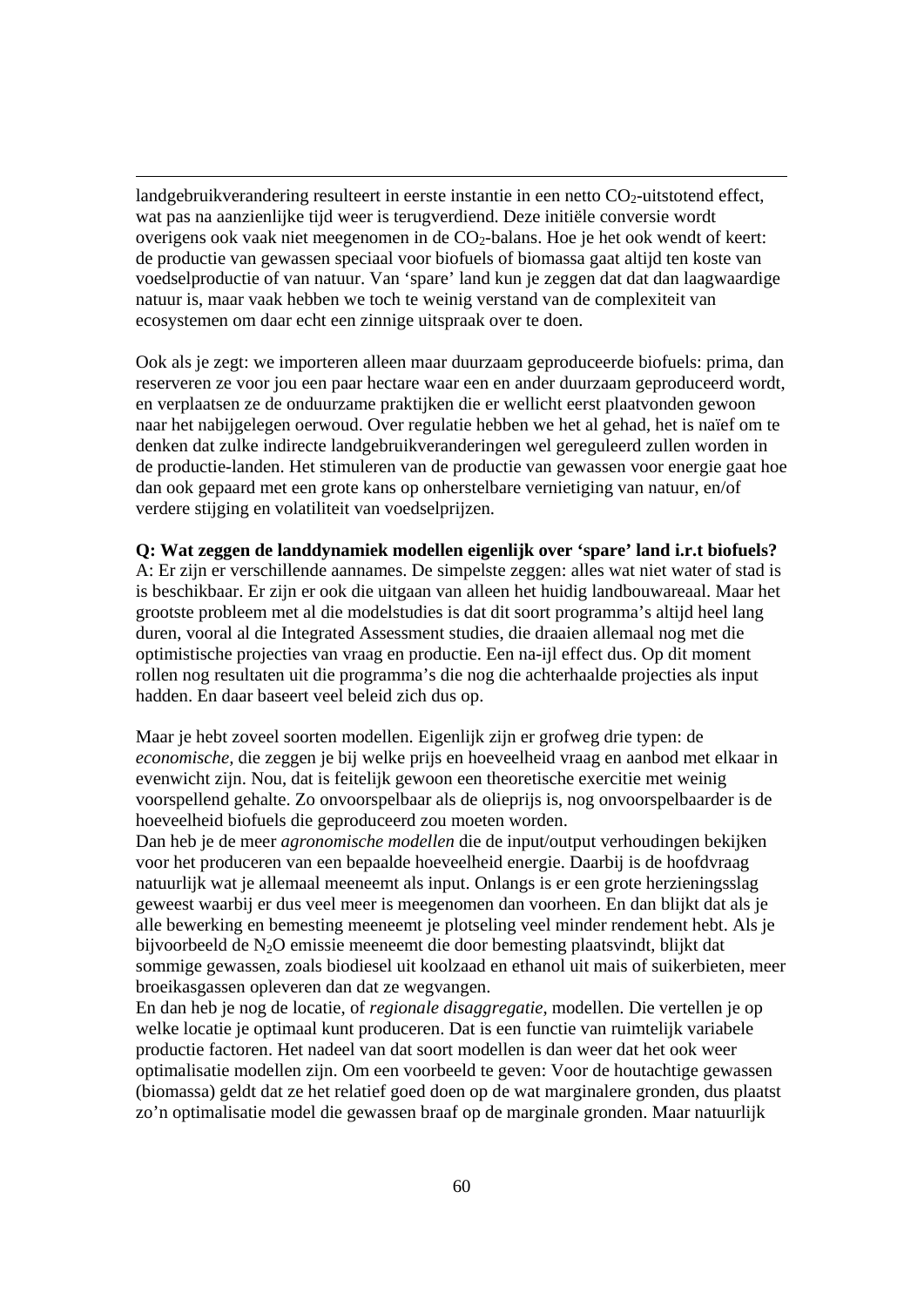landgebruikverandering resulteert in eerste instantie in een netto $CO_2$-uitstotend effect, wat pas na aanzienlijke tijd weer is terugverdiend. Deze initiële conversie wordt overigens ook vaak niet meegenomen in de $CO_2$-balans. Hoe je het ook wendt of keert: de productie van gewassen speciaal voor biofuels of biomassa gaat altijd ten koste van voedselproductie of van natuur. Van 'spare' land kun je zeggen dat dat dan laagwaardige natuur is, maar vaak hebben we toch te weinig verstand van de complexiteit van ecosystemen om daar echt een zinnige uitspraak over te doen.

Ook als je zegt: we importeren alleen maar duurzaam geproduceerde biofuels: prima, dan reserveren ze voor jou een paar hectare waar een en ander duurzaam geproduceerd wordt, en verplaatsen ze de onduurzame praktijken die er wellicht eerst plaatvonden gewoon naar het nabijgelegen oerwoud. Over regulatie hebben we het al gehad, het is naïef om te denken dat zulke indirecte landgebruikveranderingen wel gereguleerd zullen worden in de productie-landen. Het stimuleren van de productie van gewassen voor energie gaat hoe dan ook gepaard met een grote kans op onherstelbare vernietiging van natuur, en/of verdere stijging en volatiliteit van voedselprijzen.

**Q: Wat zeggen de landdynamiek modellen eigenlijk over 'spare' land i.r.t biofuels?**
A: Er zijn er verschillende aannames. De simpelste zeggen: alles wat niet water of stad is is beschikbaar. Er zijn er ook die uitgaan van alleen het huidig landbouwareaal. Maar het grootste probleem met al die modelstudies is dat dit soort programma's altijd heel lang duren, vooral al die Integrated Assessment studies, die draaien allemaal nog met die optimistische projecties van vraag en productie. Een na-ijl effect dus. Op dit moment rollen nog resultaten uit die programma's die nog die achterhaalde projecties als input hadden. En daar baseert veel beleid zich dus op.

Maar je hebt zoveel soorten modellen. Eigenlijk zijn er grofweg drie typen: de *economische*, die zeggen je bij welke prijs en hoeveelheid vraag en aanbod met elkaar in evenwicht zijn. Nou, dat is feitelijk gewoon een theoretische exercitie met weinig voorspellend gehalte. Zo onvoorspelbaar als de olieprijs is, nog onvoorspelbaarder is de hoeveelheid biofuels die geproduceerd zou moeten worden.
Dan heb je de meer *agronomische modellen* die de input/output verhoudingen bekijken voor het produceren van een bepaalde hoeveelheid energie. Daarbij is de hoofdvraag natuurlijk wat je allemaal meeneemt als input. Onlangs is er een grote herzieningsslag geweest waarbij er dus veel meer is meegenomen dan voorheen. En dan blijkt dat als je alle bewerking en bemesting meeneemt je plotseling veel minder rendement hebt. Als je bijvoorbeeld de $N_2O$ emissie meeneemt die door bemesting plaatsvindt, blijkt dat sommige gewassen, zoals biodiesel uit koolzaad en ethanol uit mais of suikerbieten, meer broeikasgassen opleveren dan dat ze wegvangen.
En dan heb je nog de locatie, of *regionale disaggregatie*, modellen. Die vertellen je op welke locatie je optimaal kunt produceren. Dat is een functie van ruimtelijk variabele productie factoren. Het nadeel van dat soort modellen is dan weer dat het ook weer optimalisatie modellen zijn. Om een voorbeeld te geven: Voor de houtachtige gewassen (biomassa) geldt dat ze het relatief goed doen op de wat marginalere gronden, dus plaatst zo'n optimalisatie model die gewassen braaf op de marginale gronden. Maar natuurlijk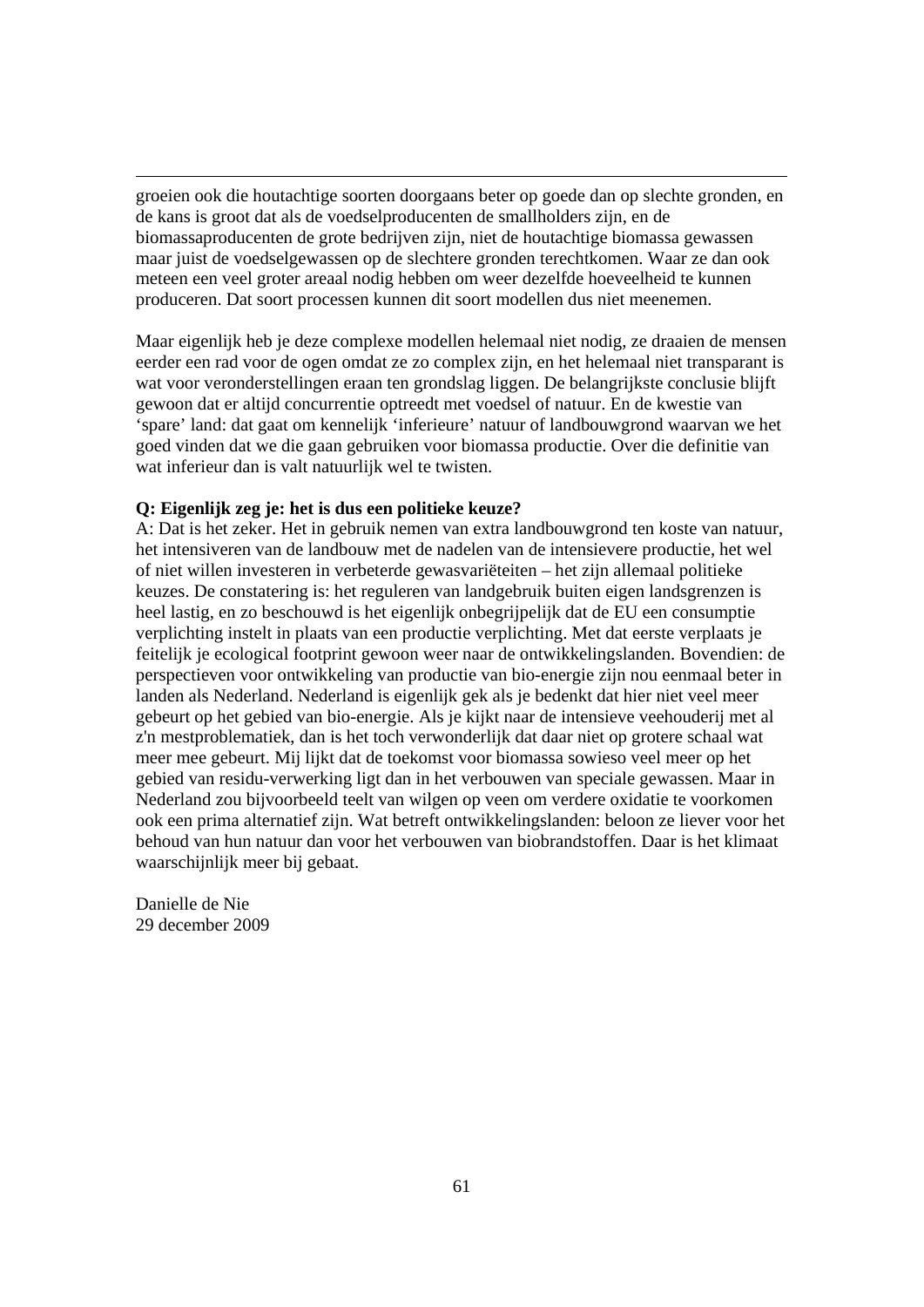groeien ook die houtachtige soorten doorgaans beter op goede dan op slechte gronden, en de kans is groot dat als de voedselproducenten de smallholders zijn, en de biomassaproducenten de grote bedrijven zijn, niet de houtachtige biomassa gewassen maar juist de voedselgewassen op de slechtere gronden terechtkomen. Waar ze dan ook meteen een veel groter areaal nodig hebben om weer dezelfde hoeveelheid te kunnen produceren. Dat soort processen kunnen dit soort modellen dus niet meenemen.

Maar eigenlijk heb je deze complexe modellen helemaal niet nodig, ze draaien de mensen eerder een rad voor de ogen omdat ze zo complex zijn, en het helemaal niet transparant is wat voor veronderstellingen eraan ten grondslag liggen. De belangrijkste conclusie blijft gewoon dat er altijd concurrentie optreedt met voedsel of natuur. En de kwestie van 'spare' land: dat gaat om kennelijk 'inferieure' natuur of landbouwgrond waarvan we het goed vinden dat we die gaan gebruiken voor biomassa productie. Over die definitie van wat inferieur dan is valt natuurlijk wel te twisten.

**Q: Eigenlijk zeg je: het is dus een politieke keuze?**
A: Dat is het zeker. Het in gebruik nemen van extra landbouwgrond ten koste van natuur, het intensiveren van de landbouw met de nadelen van de intensievere productie, het wel of niet willen investeren in verbeterde gewasvariëteiten – het zijn allemaal politieke keuzes. De constatering is: het reguleren van landgebruik buiten eigen landsgrenzen is heel lastig, en zo beschouwd is het eigenlijk onbegrijpelijk dat de EU een consumptie verplichting instelt in plaats van een productie verplichting. Met dat eerste verplaats je feitelijk je ecological footprint gewoon weer naar de ontwikkelingslanden. Bovendien: de perspectieven voor ontwikkeling van productie van bio-energie zijn nou eenmaal beter in landen als Nederland. Nederland is eigenlijk gek als je bedenkt dat hier niet veel meer gebeurt op het gebied van bio-energie. Als je kijkt naar de intensieve veehouderij met al z'n mestproblematiek, dan is het toch verwonderlijk dat daar niet op grotere schaal wat meer mee gebeurt. Mij lijkt dat de toekomst voor biomassa sowieso veel meer op het gebied van residu-verwerking ligt dan in het verbouwen van speciale gewassen. Maar in Nederland zou bijvoorbeeld teelt van wilgen op veen om verdere oxidatie te voorkomen ook een prima alternatief zijn. Wat betreft ontwikkelingslanden: beloon ze liever voor het behoud van hun natuur dan voor het verbouwen van biobrandstoffen. Daar is het klimaat waarschijnlijk meer bij gebaat.

Danielle de Nie
29 december 2009